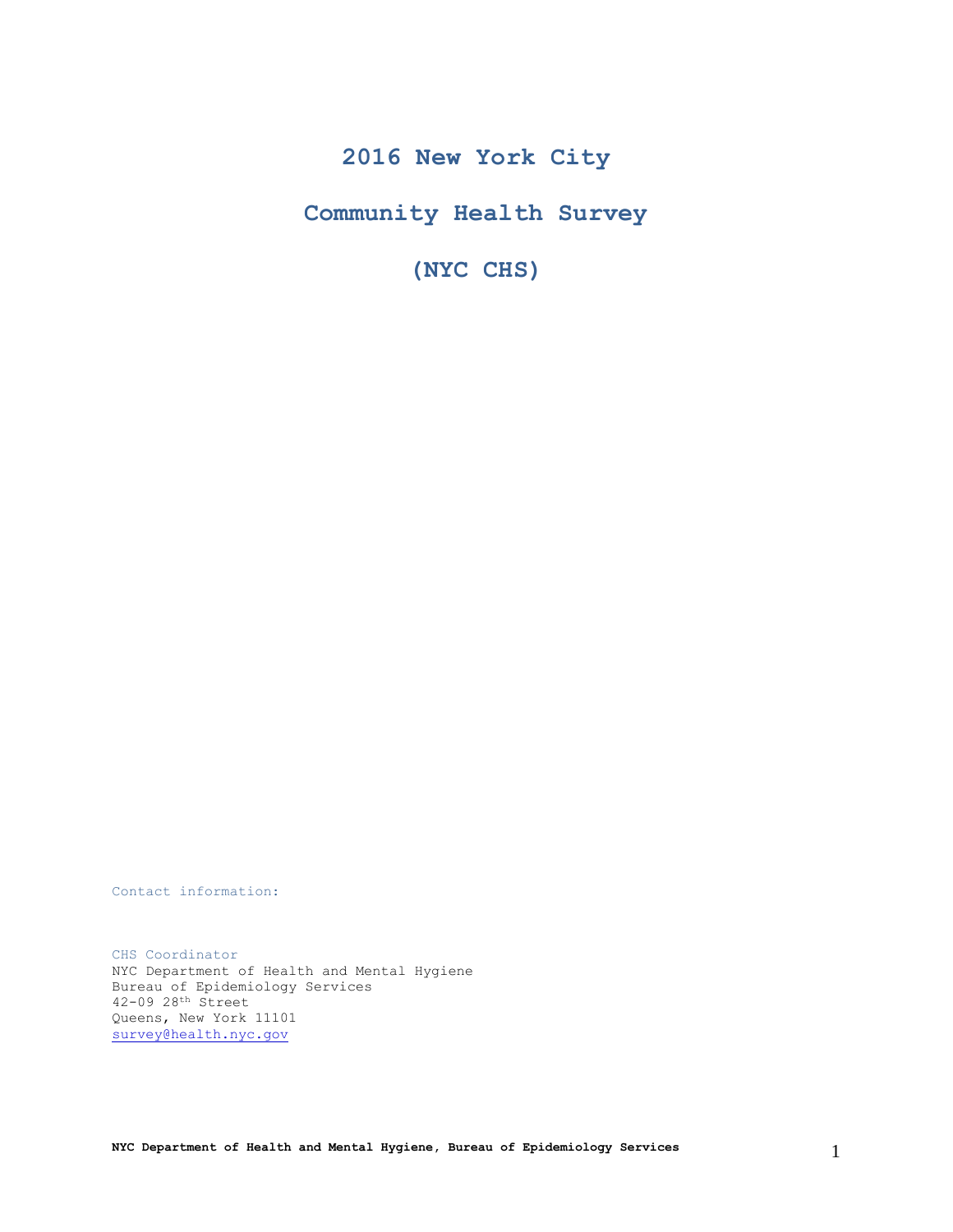# 2016 New York City

# Community Health Survey

# (NYC CHS)

Contact information:

CHS Coordinator
NYC Department of Health and Mental Hygiene
Bureau of Epidemiology Services
42-09 28th Street
Queens, New York 11101
survey@health.nyc.gov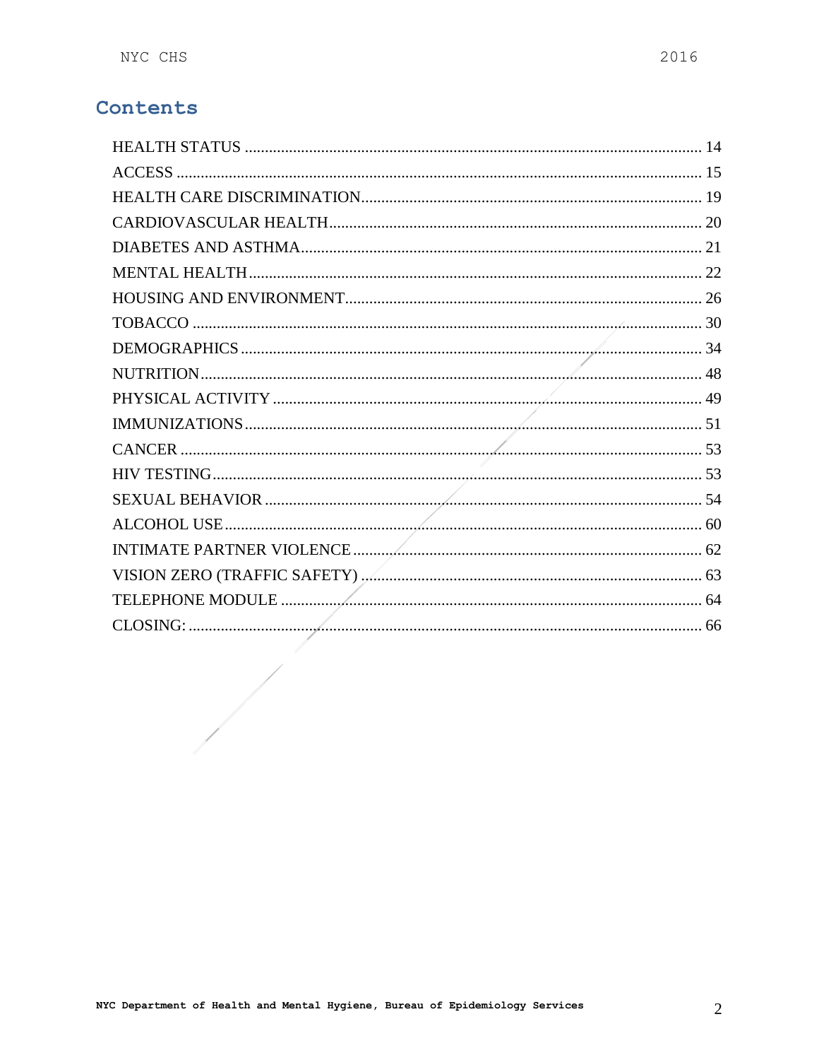# Contents

HEALTH STATUS ........................................................ 14
ACCESS ........................................................ 15
HEALTH CARE DISCRIMINATION ........................................................ 19
CARDIOVASCULAR HEALTH ........................................................ 20
DIABETES AND ASTHMA ........................................................ 21
MENTAL HEALTH ........................................................ 22
HOUSING AND ENVIRONMENT ........................................................ 26
TOBACCO ........................................................ 30
DEMOGRAPHICS ........................................................ 34
NUTRITION ........................................................ 48
PHYSICAL ACTIVITY ........................................................ 49
IMMUNIZATIONS ........................................................ 51
CANCER ........................................................ 53
HIV TESTING ........................................................ 53
SEXUAL BEHAVIOR ........................................................ 54
ALCOHOL USE ........................................................ 60
INTIMATE PARTNER VIOLENCE ........................................................ 62
VISION ZERO (TRAFFIC SAFETY) ........................................................ 63
TELEPHONE MODULE ........................................................ 64
CLOSING: ........................................................ 66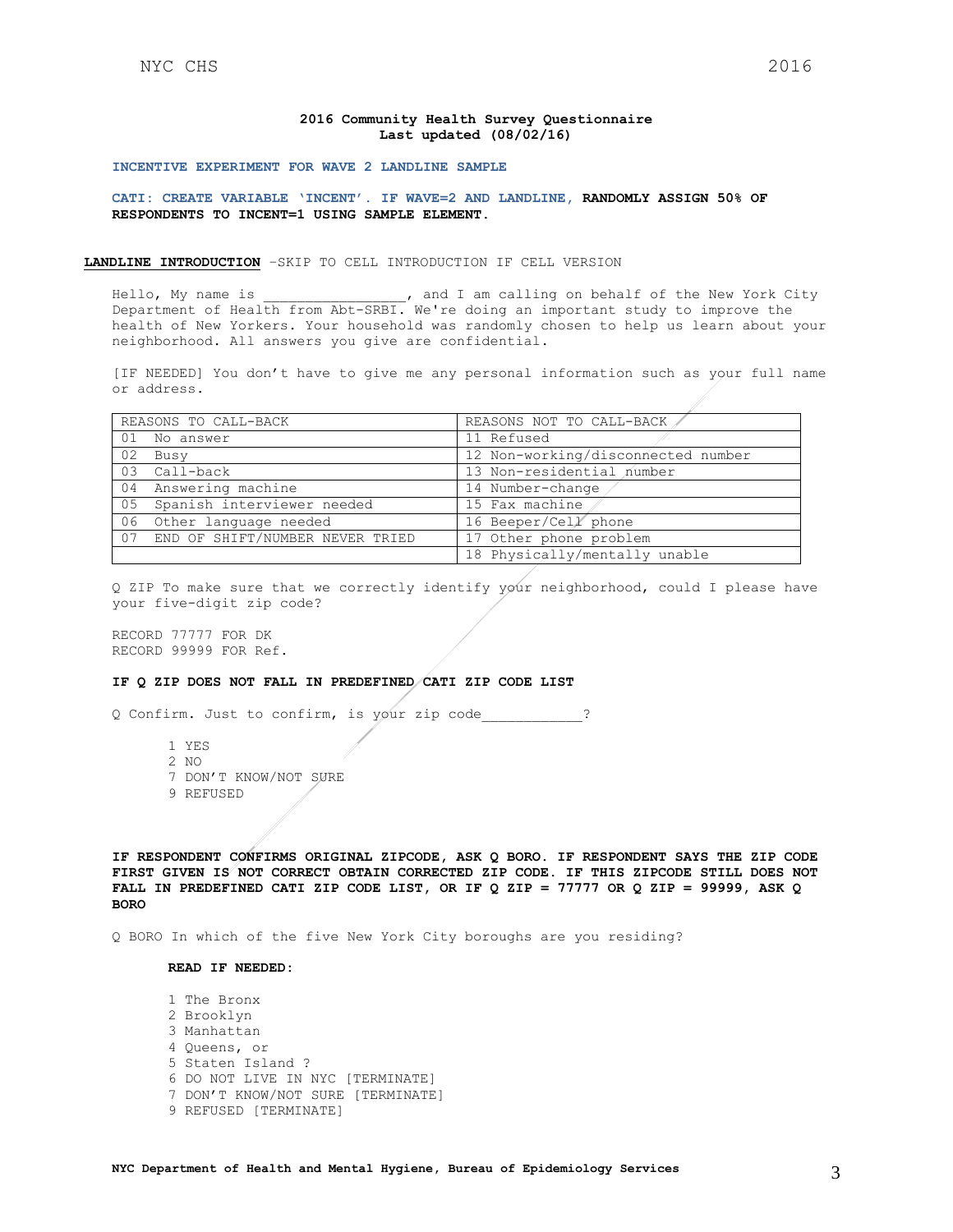**2016 Community Health Survey Questionnaire**
**Last updated (08/02/16)**

**INCENTIVE EXPERIMENT FOR WAVE 2 LANDLINE SAMPLE**

**CATI: CREATE VARIABLE 'INCENT'. IF WAVE=2 AND LANDLINE, RANDOMLY ASSIGN 50% OF RESPONDENTS TO INCENT=1 USING SAMPLE ELEMENT.**

**LANDLINE INTRODUCTION** –SKIP TO CELL INTRODUCTION IF CELL VERSION

Hello, My name is ________________, and I am calling on behalf of the New York City Department of Health from Abt-SRBI. We're doing an important study to improve the health of New Yorkers. Your household was randomly chosen to help us learn about your neighborhood. All answers you give are confidential.

[IF NEEDED] You don't have to give me any personal information such as your full name or address.

| REASONS TO CALL-BACK | REASONS NOT TO CALL-BACK |
|---|---|
| 01 No answer | 11 Refused |
| 02 Busy | 12 Non-working/disconnected number |
| 03 Call-back | 13 Non-residential number |
| 04 Answering machine | 14 Number-change |
| 05 Spanish interviewer needed | 15 Fax machine |
| 06 Other language needed | 16 Beeper/Cell phone |
| 07 END OF SHIFT/NUMBER NEVER TRIED | 17 Other phone problem |
| | 18 Physically/mentally unable |

Q ZIP To make sure that we correctly identify your neighborhood, could I please have your five-digit zip code?

RECORD 77777 FOR DK
RECORD 99999 FOR Ref.

**IF Q ZIP DOES NOT FALL IN PREDEFINED CATI ZIP CODE LIST**

Q Confirm. Just to confirm, is your zip code____________?

1 YES
2 NO
7 DON'T KNOW/NOT SURE
9 REFUSED

**IF RESPONDENT CONFIRMS ORIGINAL ZIPCODE, ASK Q BORO. IF RESPONDENT SAYS THE ZIP CODE FIRST GIVEN IS NOT CORRECT OBTAIN CORRECTED ZIP CODE. IF THIS ZIPCODE STILL DOES NOT FALL IN PREDEFINED CATI ZIP CODE LIST, OR IF Q ZIP = 77777 OR Q ZIP = 99999, ASK Q BORO**

Q BORO In which of the five New York City boroughs are you residing?

**READ IF NEEDED:**

1 The Bronx
2 Brooklyn
3 Manhattan
4 Queens, or
5 Staten Island ?
6 DO NOT LIVE IN NYC [TERMINATE]
7 DON'T KNOW/NOT SURE [TERMINATE]
9 REFUSED [TERMINATE]

**NYC Department of Health and Mental Hygiene, Bureau of Epidemiology Services**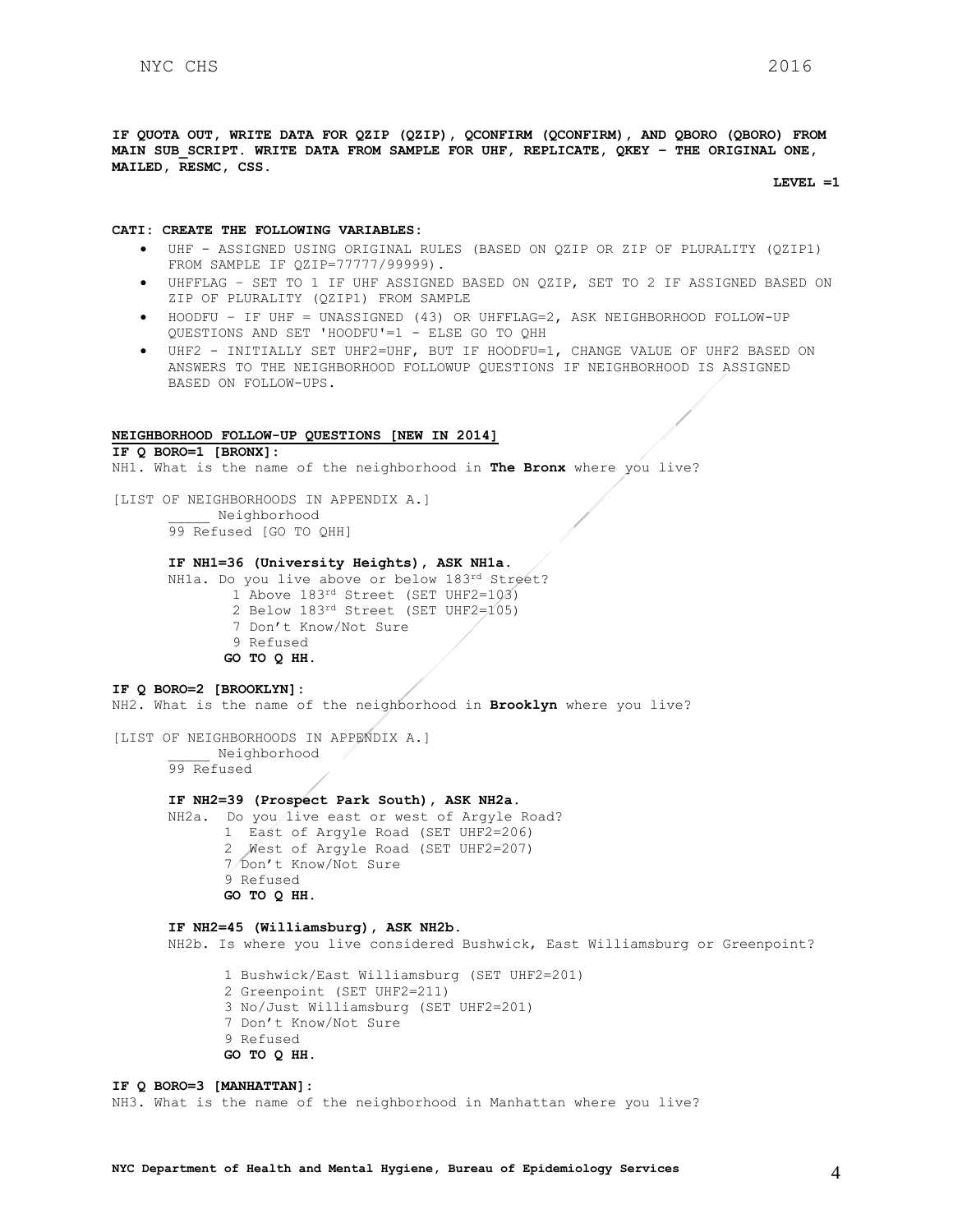**IF QUOTA OUT, WRITE DATA FOR QZIP (QZIP), QCONFIRM (QCONFIRM), AND QBORO (QBORO) FROM MAIN SUB_SCRIPT. WRITE DATA FROM SAMPLE FOR UHF, REPLICATE, QKEY – THE ORIGINAL ONE, MAILED, RESMC, CSS.**

**LEVEL =1**

**CATI: CREATE THE FOLLOWING VARIABLES:**

- UHF - ASSIGNED USING ORIGINAL RULES (BASED ON QZIP OR ZIP OF PLURALITY (QZIP1) FROM SAMPLE IF QZIP=77777/99999).
- UHFFLAG – SET TO 1 IF UHF ASSIGNED BASED ON QZIP, SET TO 2 IF ASSIGNED BASED ON ZIP OF PLURALITY (QZIP1) FROM SAMPLE
- HOODFU – IF UHF = UNASSIGNED (43) OR UHFFLAG=2, ASK NEIGHBORHOOD FOLLOW-UP QUESTIONS AND SET 'HOODFU'=1 - ELSE GO TO QHH
- UHF2 - INITIALLY SET UHF2=UHF, BUT IF HOODFU=1, CHANGE VALUE OF UHF2 BASED ON ANSWERS TO THE NEIGHBORHOOD FOLLOWUP QUESTIONS IF NEIGHBORHOOD IS ASSIGNED BASED ON FOLLOW-UPS.

**NEIGHBORHOOD FOLLOW-UP QUESTIONS [NEW IN 2014]**

**IF Q BORO=1 [BRONX]:**

NH1. What is the name of the neighborhood in **The Bronx** where you live?

[LIST OF NEIGHBORHOODS IN APPENDIX A.]

_____ Neighborhood

99 Refused [GO TO QHH]

**IF NH1=36 (University Heights), ASK NH1a.**

NH1a. Do you live above or below 183rd Street?

1 Above 183rd Street (SET UHF2=103)

2 Below 183rd Street (SET UHF2=105)

7 Don't Know/Not Sure

9 Refused

**GO TO Q HH.**

**IF Q BORO=2 [BROOKLYN]:**

NH2. What is the name of the neighborhood in **Brooklyn** where you live?

[LIST OF NEIGHBORHOODS IN APPENDIX A.]

_____ Neighborhood

99 Refused

**IF NH2=39 (Prospect Park South), ASK NH2a.**

NH2a. Do you live east or west of Argyle Road?

1 East of Argyle Road (SET UHF2=206)

2 West of Argyle Road (SET UHF2=207)

7 Don't Know/Not Sure

9 Refused

**GO TO Q HH.**

**IF NH2=45 (Williamsburg), ASK NH2b.**

NH2b. Is where you live considered Bushwick, East Williamsburg or Greenpoint?

1 Bushwick/East Williamsburg (SET UHF2=201)

2 Greenpoint (SET UHF2=211)

3 No/Just Williamsburg (SET UHF2=201)

7 Don't Know/Not Sure

9 Refused

**GO TO Q HH.**

**IF Q BORO=3 [MANHATTAN]:**

NH3. What is the name of the neighborhood in Manhattan where you live?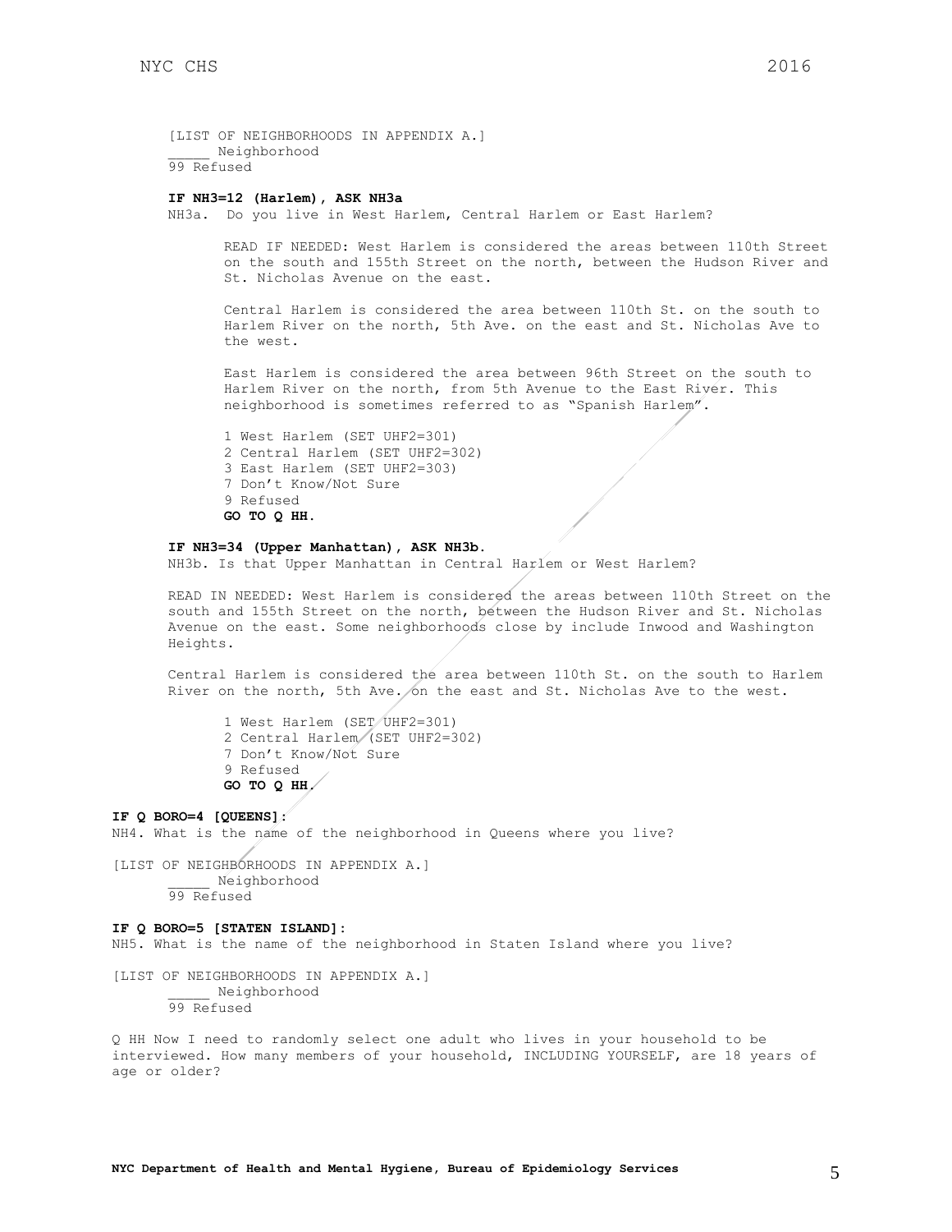[LIST OF NEIGHBORHOODS IN APPENDIX A.]
_____ Neighborhood
99 Refused

**IF NH3=12 (Harlem), ASK NH3a**

NH3a. Do you live in West Harlem, Central Harlem or East Harlem?

READ IF NEEDED: West Harlem is considered the areas between 110th Street on the south and 155th Street on the north, between the Hudson River and St. Nicholas Avenue on the east.

Central Harlem is considered the area between 110th St. on the south to Harlem River on the north, 5th Ave. on the east and St. Nicholas Ave to the west.

East Harlem is considered the area between 96th Street on the south to Harlem River on the north, from 5th Avenue to the East River. This neighborhood is sometimes referred to as "Spanish Harlem".

1 West Harlem (SET UHF2=301)
2 Central Harlem (SET UHF2=302)
3 East Harlem (SET UHF2=303)
7 Don't Know/Not Sure
9 Refused
**GO TO Q HH.**

**IF NH3=34 (Upper Manhattan), ASK NH3b.**

NH3b. Is that Upper Manhattan in Central Harlem or West Harlem?

READ IN NEEDED: West Harlem is considered the areas between 110th Street on the south and 155th Street on the north, between the Hudson River and St. Nicholas Avenue on the east. Some neighborhoods close by include Inwood and Washington Heights.

Central Harlem is considered the area between 110th St. on the south to Harlem River on the north, 5th Ave. on the east and St. Nicholas Ave to the west.

1 West Harlem (SET UHF2=301)
2 Central Harlem (SET UHF2=302)
7 Don't Know/Not Sure
9 Refused
**GO TO Q HH.**

**IF Q BORO=4 [QUEENS]:**

NH4. What is the name of the neighborhood in Queens where you live?

[LIST OF NEIGHBORHOODS IN APPENDIX A.]
_____ Neighborhood
99 Refused

**IF Q BORO=5 [STATEN ISLAND]:**

NH5. What is the name of the neighborhood in Staten Island where you live?

[LIST OF NEIGHBORHOODS IN APPENDIX A.]
_____ Neighborhood
99 Refused

Q HH Now I need to randomly select one adult who lives in your household to be interviewed. How many members of your household, INCLUDING YOURSELF, are 18 years of age or older?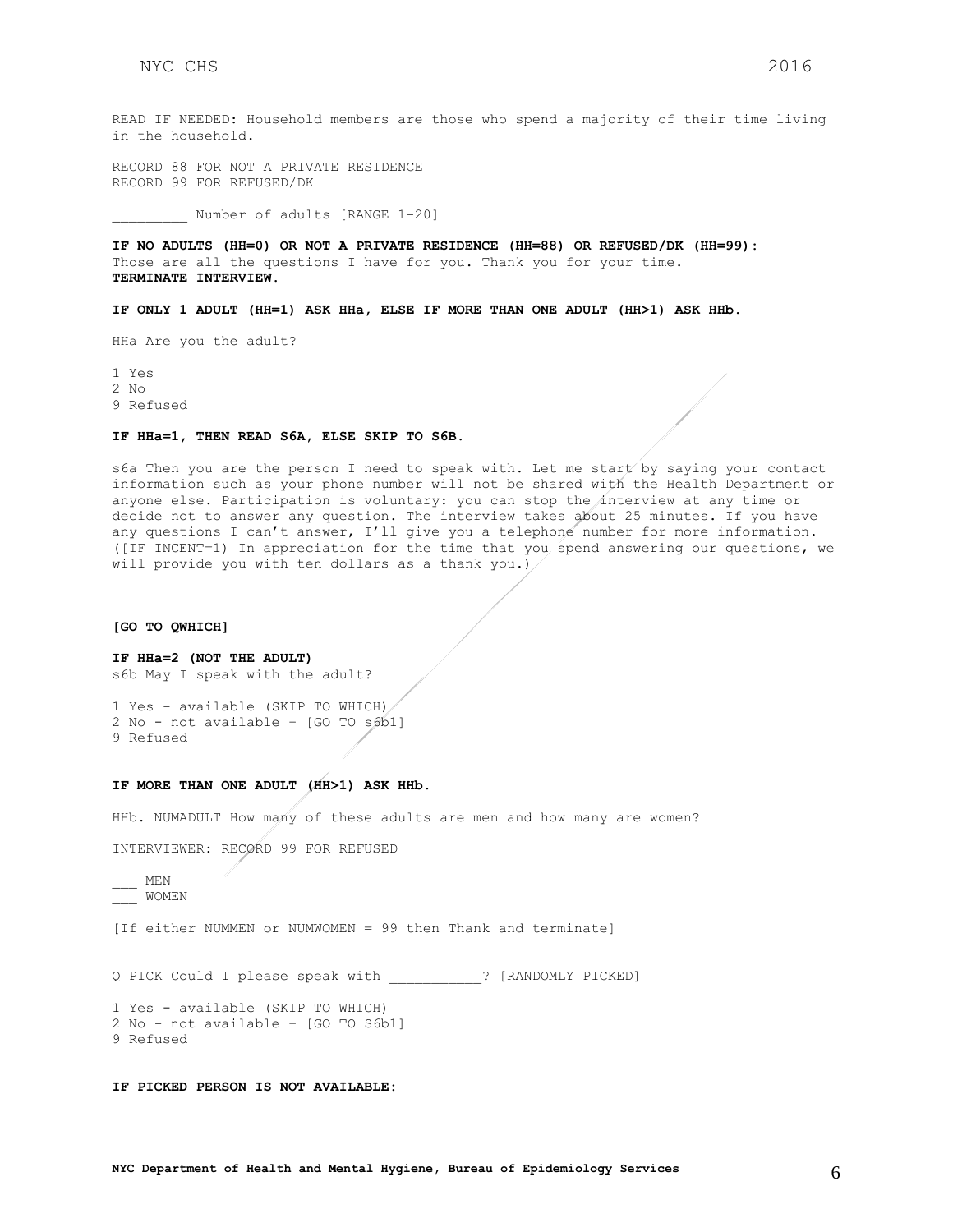READ IF NEEDED: Household members are those who spend a majority of their time living in the household.

RECORD 88 FOR NOT A PRIVATE RESIDENCE
RECORD 99 FOR REFUSED/DK

_________ Number of adults [RANGE 1-20]

**IF NO ADULTS (HH=0) OR NOT A PRIVATE RESIDENCE (HH=88) OR REFUSED/DK (HH=99):**
Those are all the questions I have for you. Thank you for your time.
**TERMINATE INTERVIEW.**

**IF ONLY 1 ADULT (HH=1) ASK HHa, ELSE IF MORE THAN ONE ADULT (HH>1) ASK HHb.**

HHa Are you the adult?

1 Yes
2 No
9 Refused

**IF HHa=1, THEN READ S6A, ELSE SKIP TO S6B.**

s6a Then you are the person I need to speak with. Let me start by saying your contact information such as your phone number will not be shared with the Health Department or anyone else. Participation is voluntary: you can stop the interview at any time or decide not to answer any question. The interview takes about 25 minutes. If you have any questions I can't answer, I'll give you a telephone number for more information. ([IF INCENT=1) In appreciation for the time that you spend answering our questions, we will provide you with ten dollars as a thank you.)

**[GO TO QWHICH]**

**IF HHa=2 (NOT THE ADULT)**
s6b May I speak with the adult?

1 Yes - available (SKIP TO WHICH)
2 No - not available – [GO TO s6b1]
9 Refused

**IF MORE THAN ONE ADULT (HH>1) ASK HHb.**

HHb. NUMADULT How many of these adults are men and how many are women?

INTERVIEWER: RECORD 99 FOR REFUSED

___ MEN
___ WOMEN

[If either NUMMEN or NUMWOMEN = 99 then Thank and terminate]

Q PICK Could I please speak with ___________? [RANDOMLY PICKED]

1 Yes - available (SKIP TO WHICH)
2 No - not available – [GO TO S6b1]
9 Refused

**IF PICKED PERSON IS NOT AVAILABLE:**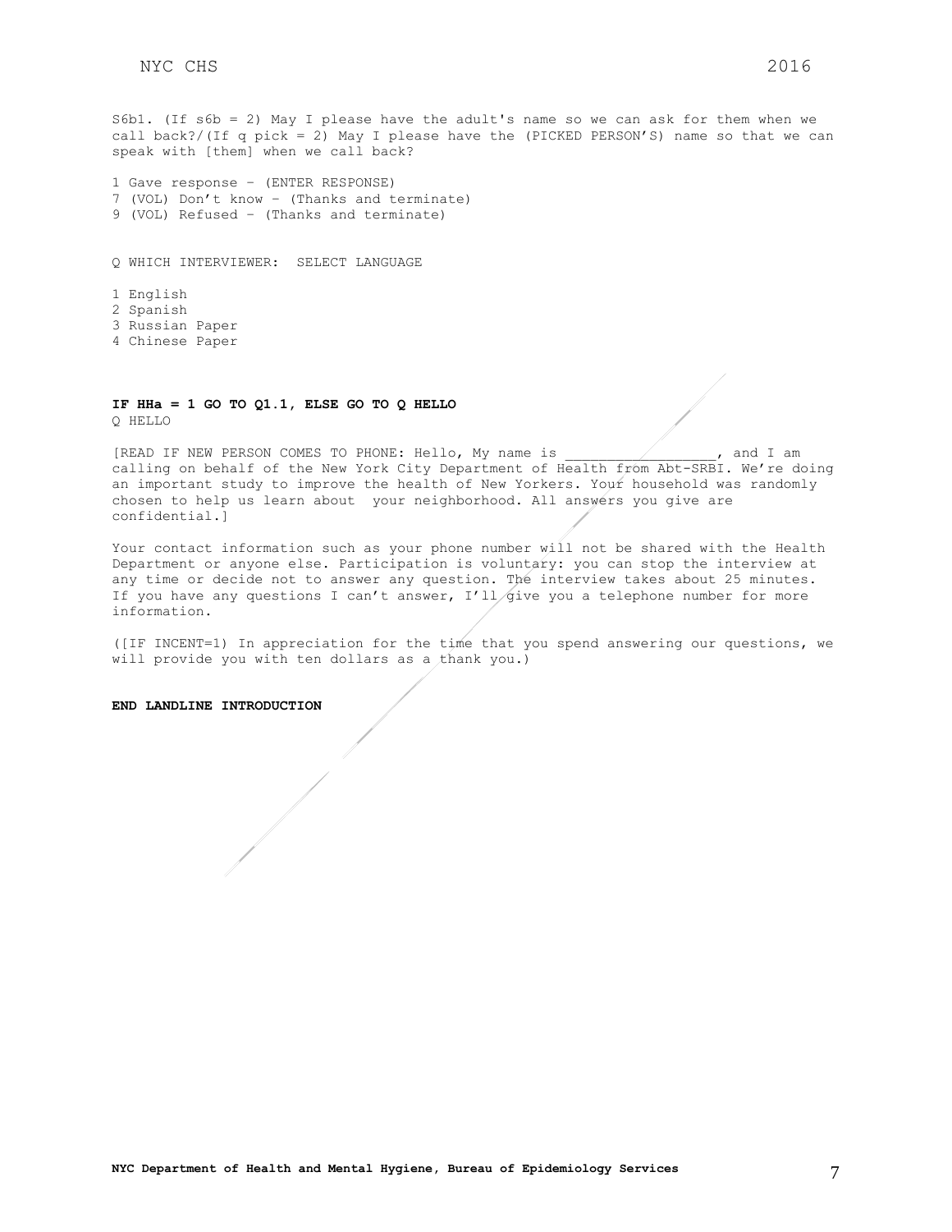S6b1. (If s6b = 2) May I please have the adult's name so we can ask for them when we call back?/(If q pick = 2) May I please have the (PICKED PERSON'S) name so that we can speak with [them] when we call back?

1 Gave response – (ENTER RESPONSE)
7 (VOL) Don't know – (Thanks and terminate)
9 (VOL) Refused – (Thanks and terminate)

Q WHICH INTERVIEWER: SELECT LANGUAGE

1 English
2 Spanish
3 Russian Paper
4 Chinese Paper

**IF HHa = 1 GO TO Q1.1, ELSE GO TO Q HELLO**

Q HELLO

[READ IF NEW PERSON COMES TO PHONE: Hello, My name is __________________, and I am calling on behalf of the New York City Department of Health from Abt-SRBI. We're doing an important study to improve the health of New Yorkers. Your household was randomly chosen to help us learn about your neighborhood. All answers you give are confidential.]

Your contact information such as your phone number will not be shared with the Health Department or anyone else. Participation is voluntary: you can stop the interview at any time or decide not to answer any question. The interview takes about 25 minutes. If you have any questions I can't answer, I'll give you a telephone number for more information.

([IF INCENT=1) In appreciation for the time that you spend answering our questions, we will provide you with ten dollars as a thank you.)

**END LANDLINE INTRODUCTION**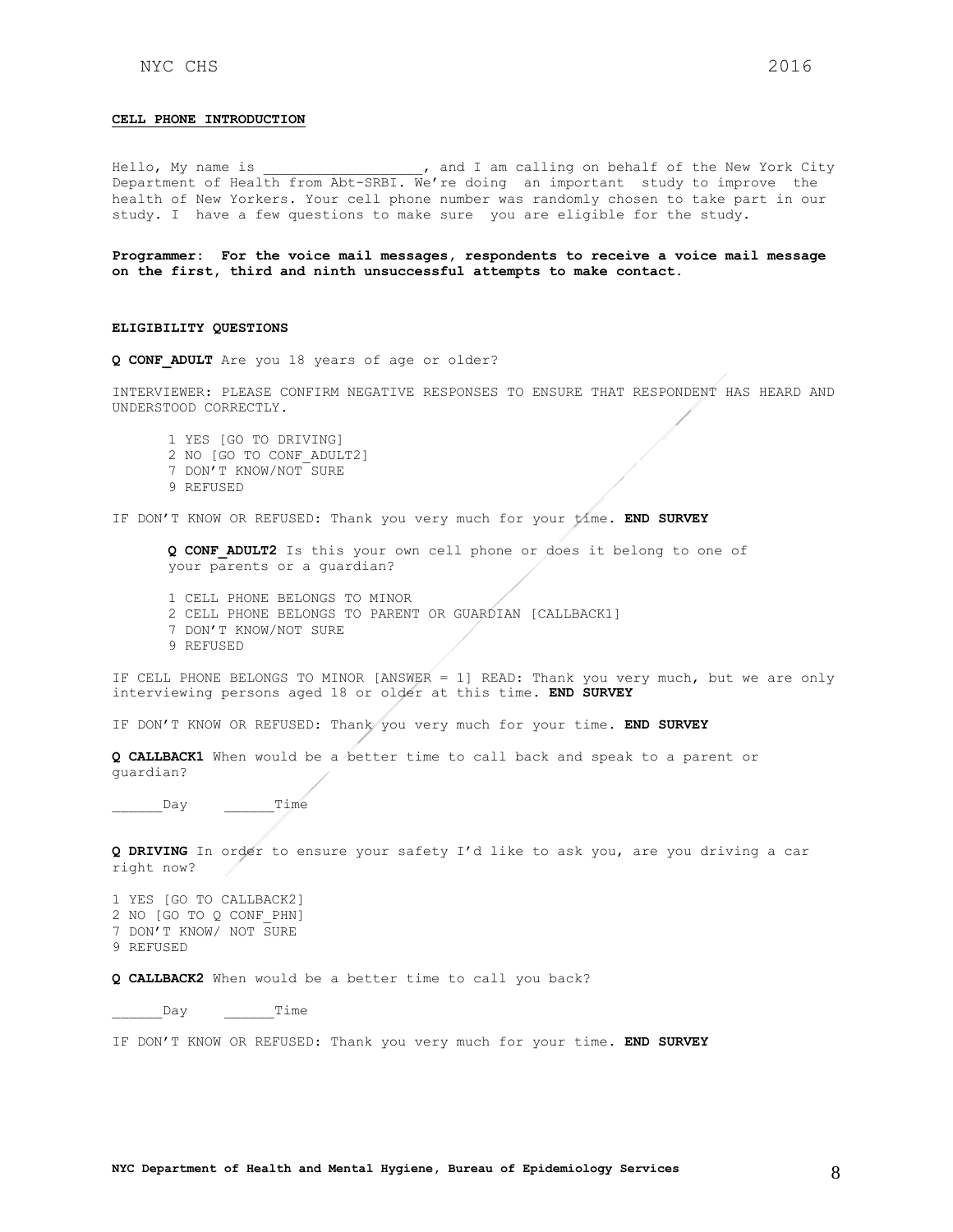**CELL PHONE INTRODUCTION**

Hello, My name is ___________________, and I am calling on behalf of the New York City Department of Health from Abt-SRBI. We're doing an important study to improve the health of New Yorkers. Your cell phone number was randomly chosen to take part in our study. I have a few questions to make sure you are eligible for the study.

**Programmer: For the voice mail messages, respondents to receive a voice mail message on the first, third and ninth unsuccessful attempts to make contact.**

**ELIGIBILITY QUESTIONS**

**Q CONF_ADULT** Are you 18 years of age or older?

INTERVIEWER: PLEASE CONFIRM NEGATIVE RESPONSES TO ENSURE THAT RESPONDENT HAS HEARD AND UNDERSTOOD CORRECTLY.

1 YES [GO TO DRIVING]
2 NO [GO TO CONF_ADULT2]
7 DON'T KNOW/NOT SURE
9 REFUSED

IF DON'T KNOW OR REFUSED: Thank you very much for your time. **END SURVEY**

**Q CONF_ADULT2** Is this your own cell phone or does it belong to one of your parents or a guardian?

1 CELL PHONE BELONGS TO MINOR
2 CELL PHONE BELONGS TO PARENT OR GUARDIAN [CALLBACK1]
7 DON'T KNOW/NOT SURE
9 REFUSED

IF CELL PHONE BELONGS TO MINOR [ANSWER = 1] READ: Thank you very much, but we are only interviewing persons aged 18 or older at this time. **END SURVEY**

IF DON'T KNOW OR REFUSED: Thank you very much for your time. **END SURVEY**

**Q CALLBACK1** When would be a better time to call back and speak to a parent or guardian?

______Day ______Time

**Q DRIVING** In order to ensure your safety I'd like to ask you, are you driving a car right now?

1 YES [GO TO CALLBACK2]
2 NO [GO TO Q CONF_PHN]
7 DON'T KNOW/ NOT SURE
9 REFUSED

**Q CALLBACK2** When would be a better time to call you back?

______Day ______Time

IF DON'T KNOW OR REFUSED: Thank you very much for your time. **END SURVEY**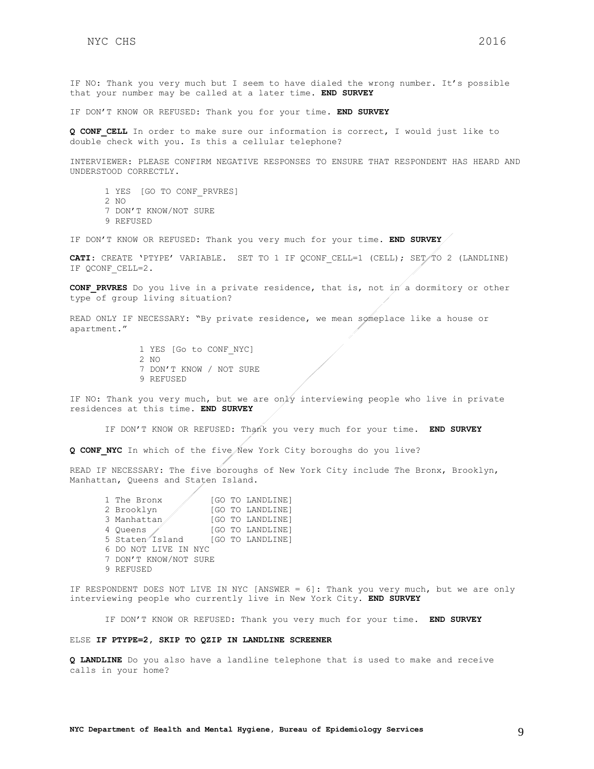IF NO: Thank you very much but I seem to have dialed the wrong number. It's possible that your number may be called at a later time. **END SURVEY**

IF DON'T KNOW OR REFUSED: Thank you for your time. **END SURVEY**

**Q CONF_CELL** In order to make sure our information is correct, I would just like to double check with you. Is this a cellular telephone?

INTERVIEWER: PLEASE CONFIRM NEGATIVE RESPONSES TO ENSURE THAT RESPONDENT HAS HEARD AND UNDERSTOOD CORRECTLY.

1 YES [GO TO CONF_PRVRES]
2 NO
7 DON'T KNOW/NOT SURE
9 REFUSED

IF DON'T KNOW OR REFUSED: Thank you very much for your time. **END SURVEY**

**CATI:** CREATE 'PTYPE' VARIABLE. SET TO 1 IF QCONF_CELL=1 (CELL); SET TO 2 (LANDLINE) IF QCONF_CELL=2.

**CONF_PRVRES** Do you live in a private residence, that is, not in a dormitory or other type of group living situation?

READ ONLY IF NECESSARY: "By private residence, we mean someplace like a house or apartment."

1 YES [Go to CONF_NYC]
2 NO
7 DON'T KNOW / NOT SURE
9 REFUSED

IF NO: Thank you very much, but we are only interviewing people who live in private residences at this time. **END SURVEY**

IF DON'T KNOW OR REFUSED: Thank you very much for your time. **END SURVEY**

**Q CONF_NYC** In which of the five New York City boroughs do you live?

READ IF NECESSARY: The five boroughs of New York City include The Bronx, Brooklyn, Manhattan, Queens and Staten Island.

1 The Bronx [GO TO LANDLINE]
2 Brooklyn [GO TO LANDLINE]
3 Manhattan [GO TO LANDLINE]
4 Queens [GO TO LANDLINE]
5 Staten Island [GO TO LANDLINE]
6 DO NOT LIVE IN NYC
7 DON'T KNOW/NOT SURE
9 REFUSED

IF RESPONDENT DOES NOT LIVE IN NYC [ANSWER = 6]: Thank you very much, but we are only interviewing people who currently live in New York City. **END SURVEY**

IF DON'T KNOW OR REFUSED: Thank you very much for your time. **END SURVEY**

ELSE **IF PTYPE=2, SKIP TO QZIP IN LANDLINE SCREENER**

**Q LANDLINE** Do you also have a landline telephone that is used to make and receive calls in your home?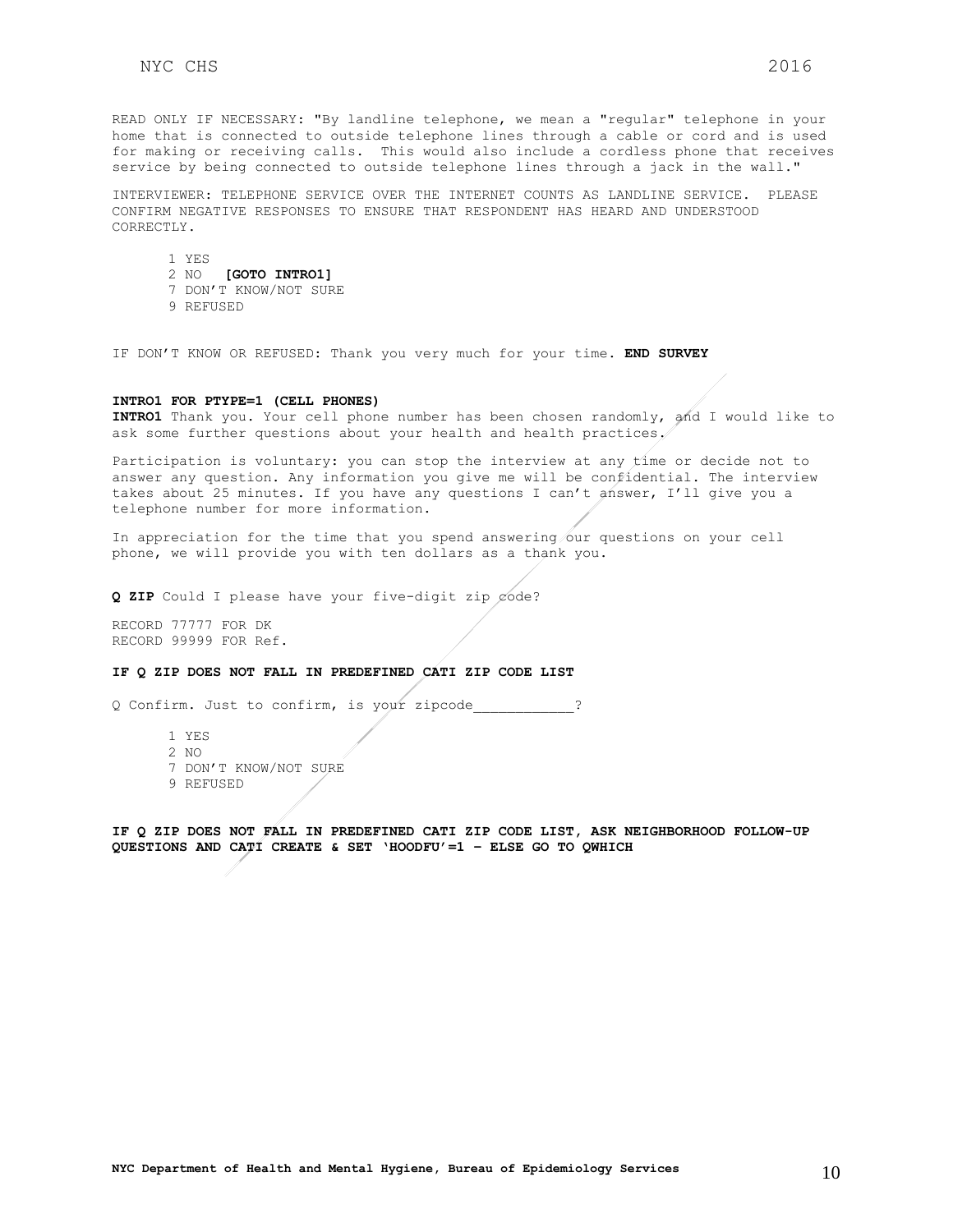READ ONLY IF NECESSARY: "By landline telephone, we mean a "regular" telephone in your home that is connected to outside telephone lines through a cable or cord and is used for making or receiving calls. This would also include a cordless phone that receives service by being connected to outside telephone lines through a jack in the wall."

INTERVIEWER: TELEPHONE SERVICE OVER THE INTERNET COUNTS AS LANDLINE SERVICE. PLEASE CONFIRM NEGATIVE RESPONSES TO ENSURE THAT RESPONDENT HAS HEARD AND UNDERSTOOD CORRECTLY.

1 YES
2 NO **[GOTO INTRO1]**
7 DON'T KNOW/NOT SURE
9 REFUSED

IF DON'T KNOW OR REFUSED: Thank you very much for your time. **END SURVEY**

**INTRO1 FOR PTYPE=1 (CELL PHONES)**

**INTRO1** Thank you. Your cell phone number has been chosen randomly, and I would like to ask some further questions about your health and health practices.

Participation is voluntary: you can stop the interview at any time or decide not to answer any question. Any information you give me will be confidential. The interview takes about 25 minutes. If you have any questions I can't answer, I'll give you a telephone number for more information.

In appreciation for the time that you spend answering our questions on your cell phone, we will provide you with ten dollars as a thank you.

**Q ZIP** Could I please have your five-digit zip code?

RECORD 77777 FOR DK
RECORD 99999 FOR Ref.

**IF Q ZIP DOES NOT FALL IN PREDEFINED CATI ZIP CODE LIST**

Q Confirm. Just to confirm, is your zipcode____________?

1 YES
2 NO
7 DON'T KNOW/NOT SURE
9 REFUSED

**IF Q ZIP DOES NOT FALL IN PREDEFINED CATI ZIP CODE LIST, ASK NEIGHBORHOOD FOLLOW-UP QUESTIONS AND CATI CREATE & SET 'HOODFU'=1 – ELSE GO TO QWHICH**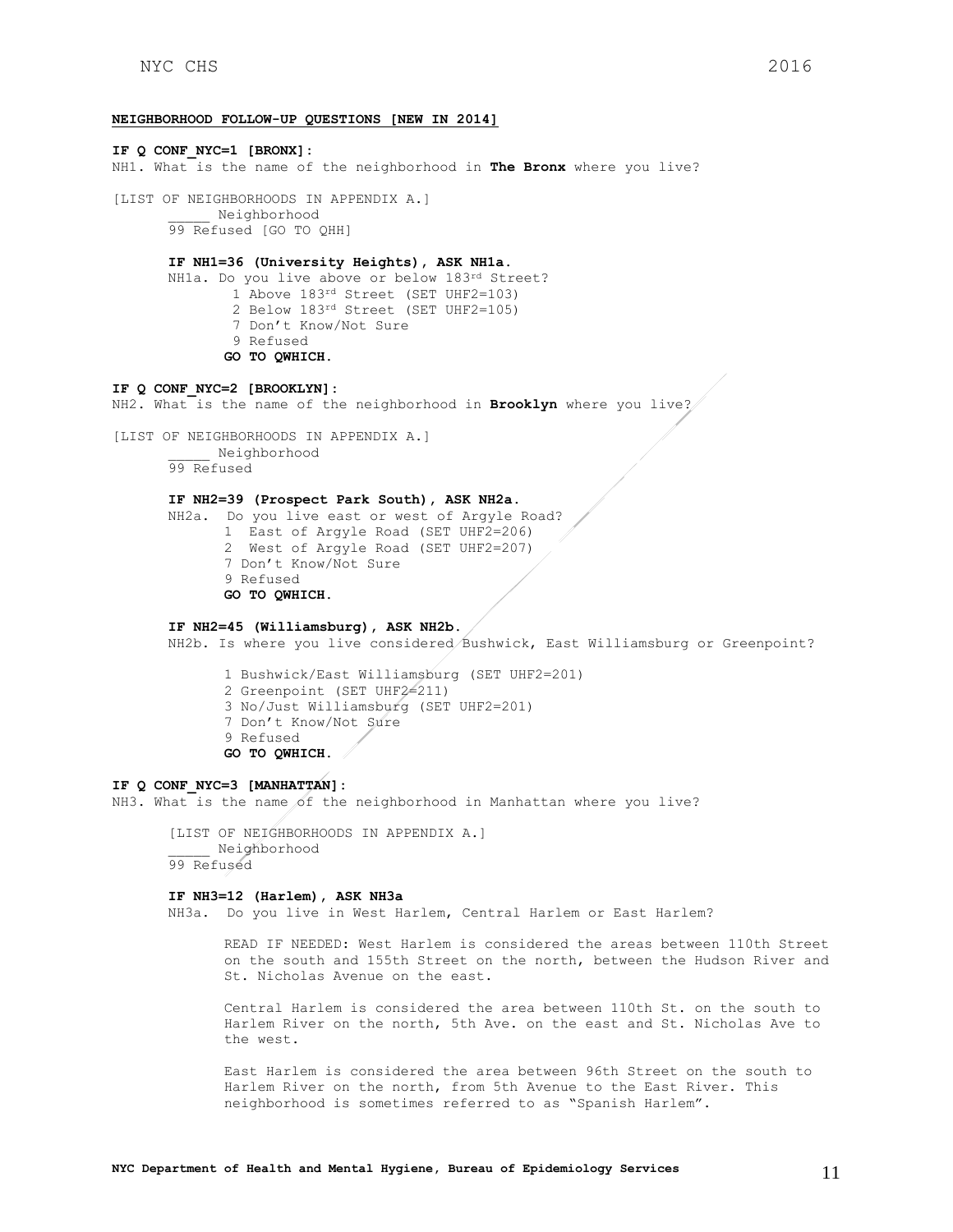**NEIGHBORHOOD FOLLOW-UP QUESTIONS [NEW IN 2014]**

**IF Q CONF_NYC=1 [BRONX]:**
NH1. What is the name of the neighborhood in **The Bronx** where you live?

[LIST OF NEIGHBORHOODS IN APPENDIX A.]
_____ Neighborhood
99 Refused [GO TO QHH]

**IF NH1=36 (University Heights), ASK NH1a.**
NH1a. Do you live above or below 183rd Street?
1 Above 183rd Street (SET UHF2=103)
2 Below 183rd Street (SET UHF2=105)
7 Don't Know/Not Sure
9 Refused
**GO TO QWHICH.**

**IF Q CONF_NYC=2 [BROOKLYN]:**
NH2. What is the name of the neighborhood in **Brooklyn** where you live?

[LIST OF NEIGHBORHOODS IN APPENDIX A.]
_____ Neighborhood
99 Refused

**IF NH2=39 (Prospect Park South), ASK NH2a.**
NH2a. Do you live east or west of Argyle Road?
1 East of Argyle Road (SET UHF2=206)
2 West of Argyle Road (SET UHF2=207)
7 Don't Know/Not Sure
9 Refused
**GO TO QWHICH.**

**IF NH2=45 (Williamsburg), ASK NH2b.**
NH2b. Is where you live considered Bushwick, East Williamsburg or Greenpoint?

1 Bushwick/East Williamsburg (SET UHF2=201)
2 Greenpoint (SET UHF2=211)
3 No/Just Williamsburg (SET UHF2=201)
7 Don't Know/Not Sure
9 Refused
**GO TO QWHICH.**

**IF Q CONF_NYC=3 [MANHATTAN]:**
NH3. What is the name of the neighborhood in Manhattan where you live?

[LIST OF NEIGHBORHOODS IN APPENDIX A.]
_____ Neighborhood
99 Refused

**IF NH3=12 (Harlem), ASK NH3a**
NH3a. Do you live in West Harlem, Central Harlem or East Harlem?

READ IF NEEDED: West Harlem is considered the areas between 110th Street on the south and 155th Street on the north, between the Hudson River and St. Nicholas Avenue on the east.

Central Harlem is considered the area between 110th St. on the south to Harlem River on the north, 5th Ave. on the east and St. Nicholas Ave to the west.

East Harlem is considered the area between 96th Street on the south to Harlem River on the north, from 5th Avenue to the East River. This neighborhood is sometimes referred to as "Spanish Harlem".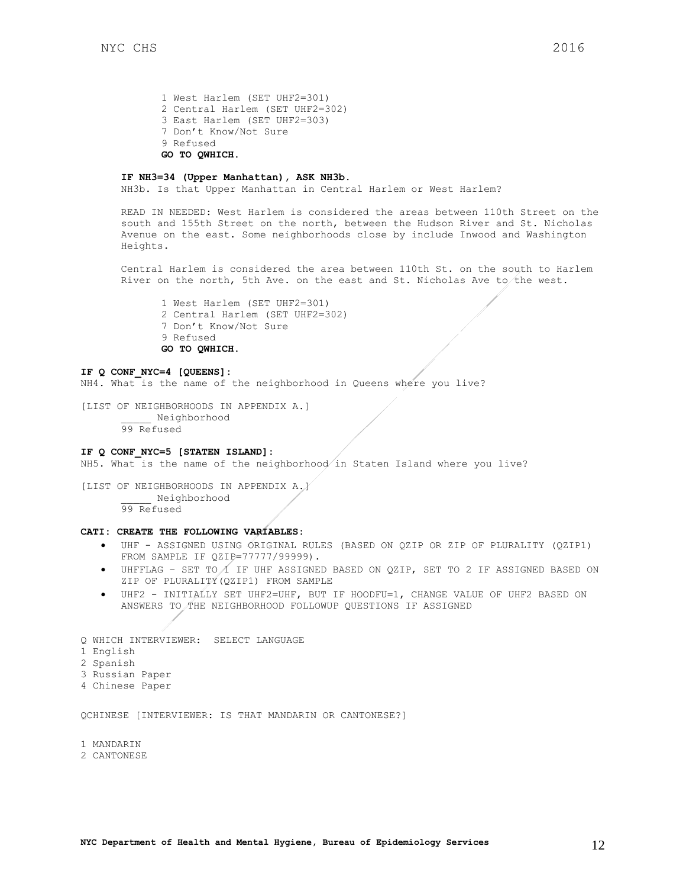1 West Harlem (SET UHF2=301)
2 Central Harlem (SET UHF2=302)
3 East Harlem (SET UHF2=303)
7 Don't Know/Not Sure
9 Refused
**GO TO QWHICH.**

**IF NH3=34 (Upper Manhattan), ASK NH3b.**
NH3b. Is that Upper Manhattan in Central Harlem or West Harlem?

READ IN NEEDED: West Harlem is considered the areas between 110th Street on the south and 155th Street on the north, between the Hudson River and St. Nicholas Avenue on the east. Some neighborhoods close by include Inwood and Washington Heights.

Central Harlem is considered the area between 110th St. on the south to Harlem River on the north, 5th Ave. on the east and St. Nicholas Ave to the west.

1 West Harlem (SET UHF2=301)
2 Central Harlem (SET UHF2=302)
7 Don't Know/Not Sure
9 Refused
**GO TO QWHICH.**

**IF Q CONF_NYC=4 [QUEENS]:**
NH4. What is the name of the neighborhood in Queens where you live?

[LIST OF NEIGHBORHOODS IN APPENDIX A.]
_____ Neighborhood
99 Refused

**IF Q CONF_NYC=5 [STATEN ISLAND]:**
NH5. What is the name of the neighborhood in Staten Island where you live?

[LIST OF NEIGHBORHOODS IN APPENDIX A.]
_____ Neighborhood
99 Refused

**CATI: CREATE THE FOLLOWING VARIABLES:**

- UHF - ASSIGNED USING ORIGINAL RULES (BASED ON QZIP OR ZIP OF PLURALITY (QZIP1) FROM SAMPLE IF QZIP=77777/99999).
- UHFFLAG – SET TO 1 IF UHF ASSIGNED BASED ON QZIP, SET TO 2 IF ASSIGNED BASED ON ZIP OF PLURALITY(QZIP1) FROM SAMPLE
- UHF2 - INITIALLY SET UHF2=UHF, BUT IF HOODFU=1, CHANGE VALUE OF UHF2 BASED ON ANSWERS TO THE NEIGHBORHOOD FOLLOWUP QUESTIONS IF ASSIGNED

Q WHICH INTERVIEWER: SELECT LANGUAGE
1 English
2 Spanish
3 Russian Paper
4 Chinese Paper

QCHINESE [INTERVIEWER: IS THAT MANDARIN OR CANTONESE?]

1 MANDARIN
2 CANTONESE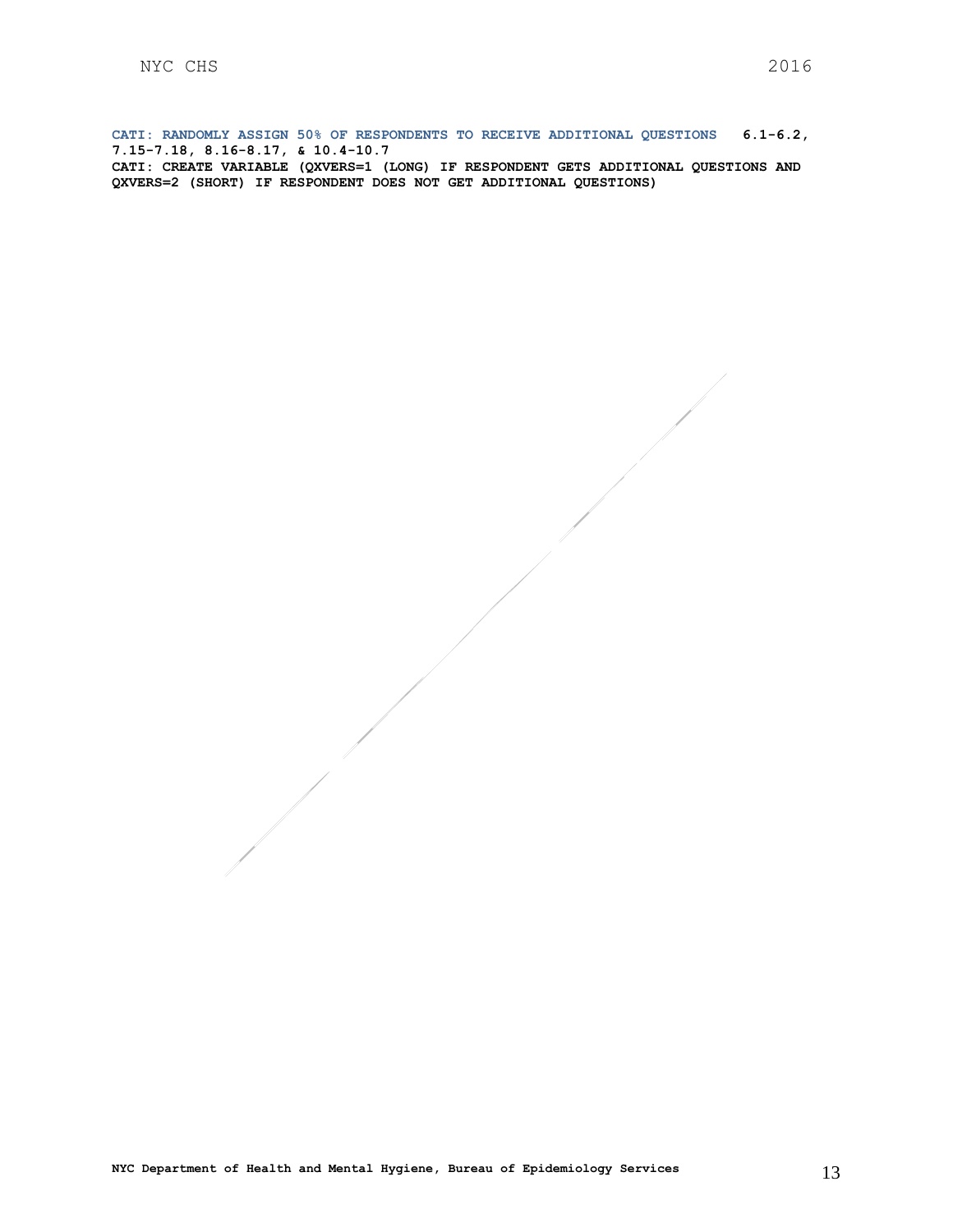**CATI: RANDOMLY ASSIGN 50% OF RESPONDENTS TO RECEIVE ADDITIONAL QUESTIONS 6.1-6.2, 7.15-7.18, 8.16-8.17, & 10.4-10.7**

**CATI: CREATE VARIABLE (QXVERS=1 (LONG) IF RESPONDENT GETS ADDITIONAL QUESTIONS AND QXVERS=2 (SHORT) IF RESPONDENT DOES NOT GET ADDITIONAL QUESTIONS)**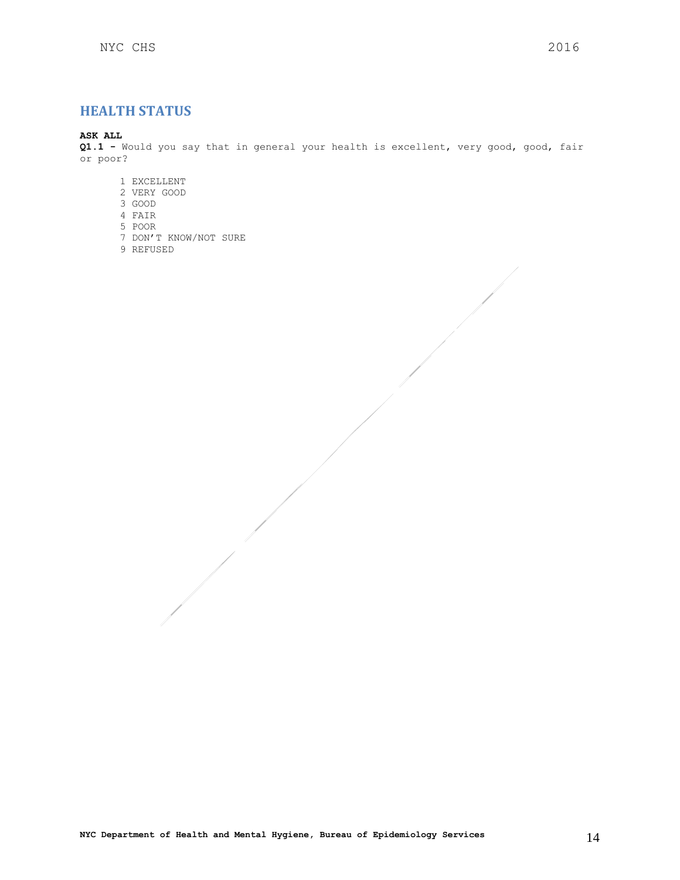## HEALTH STATUS

**ASK ALL**
**Q1.1 -** Would you say that in general your health is excellent, very good, good, fair or poor?

1 EXCELLENT
2 VERY GOOD
3 GOOD
4 FAIR
5 POOR
7 DON'T KNOW/NOT SURE
9 REFUSED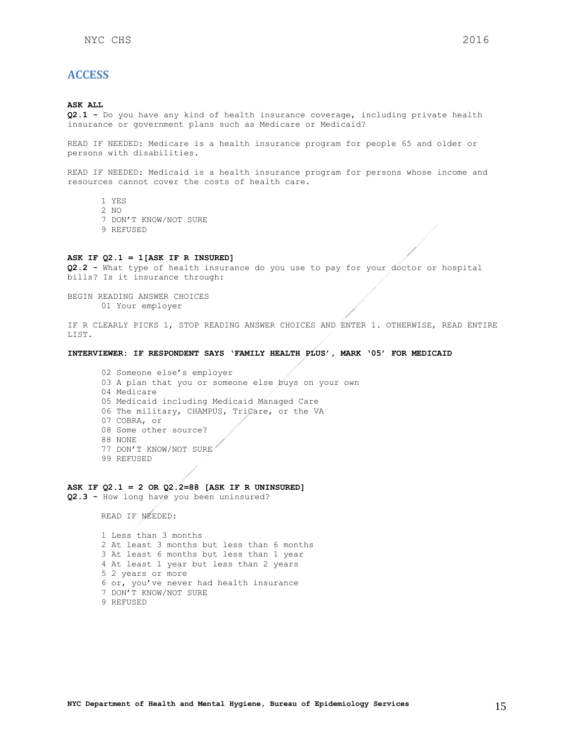## ACCESS

**ASK ALL**

**Q2.1 -** Do you have any kind of health insurance coverage, including private health insurance or government plans such as Medicare or Medicaid?

READ IF NEEDED: Medicare is a health insurance program for people 65 and older or persons with disabilities.

READ IF NEEDED: Medicaid is a health insurance program for persons whose income and resources cannot cover the costs of health care.

1 YES
2 NO
7 DON'T KNOW/NOT SURE
9 REFUSED

**ASK IF Q2.1 = 1[ASK IF R INSURED]**

**Q2.2 -** What type of health insurance do you use to pay for your doctor or hospital bills? Is it insurance through:

BEGIN READING ANSWER CHOICES

01 Your employer

IF R CLEARLY PICKS 1, STOP READING ANSWER CHOICES AND ENTER 1. OTHERWISE, READ ENTIRE LIST.

**INTERVIEWER: IF RESPONDENT SAYS 'FAMILY HEALTH PLUS', MARK '05' FOR MEDICAID**

02 Someone else's employer
03 A plan that you or someone else buys on your own
04 Medicare
05 Medicaid including Medicaid Managed Care
06 The military, CHAMPUS, TriCare, or the VA
07 COBRA, or
08 Some other source?
88 NONE
77 DON'T KNOW/NOT SURE
99 REFUSED

**ASK IF Q2.1 = 2 OR Q2.2=88 [ASK IF R UNINSURED]**

**Q2.3 -** How long have you been uninsured?

READ IF NEEDED:

1 Less than 3 months
2 At least 3 months but less than 6 months
3 At least 6 months but less than 1 year
4 At least 1 year but less than 2 years
5 2 years or more
6 or, you've never had health insurance
7 DON'T KNOW/NOT SURE
9 REFUSED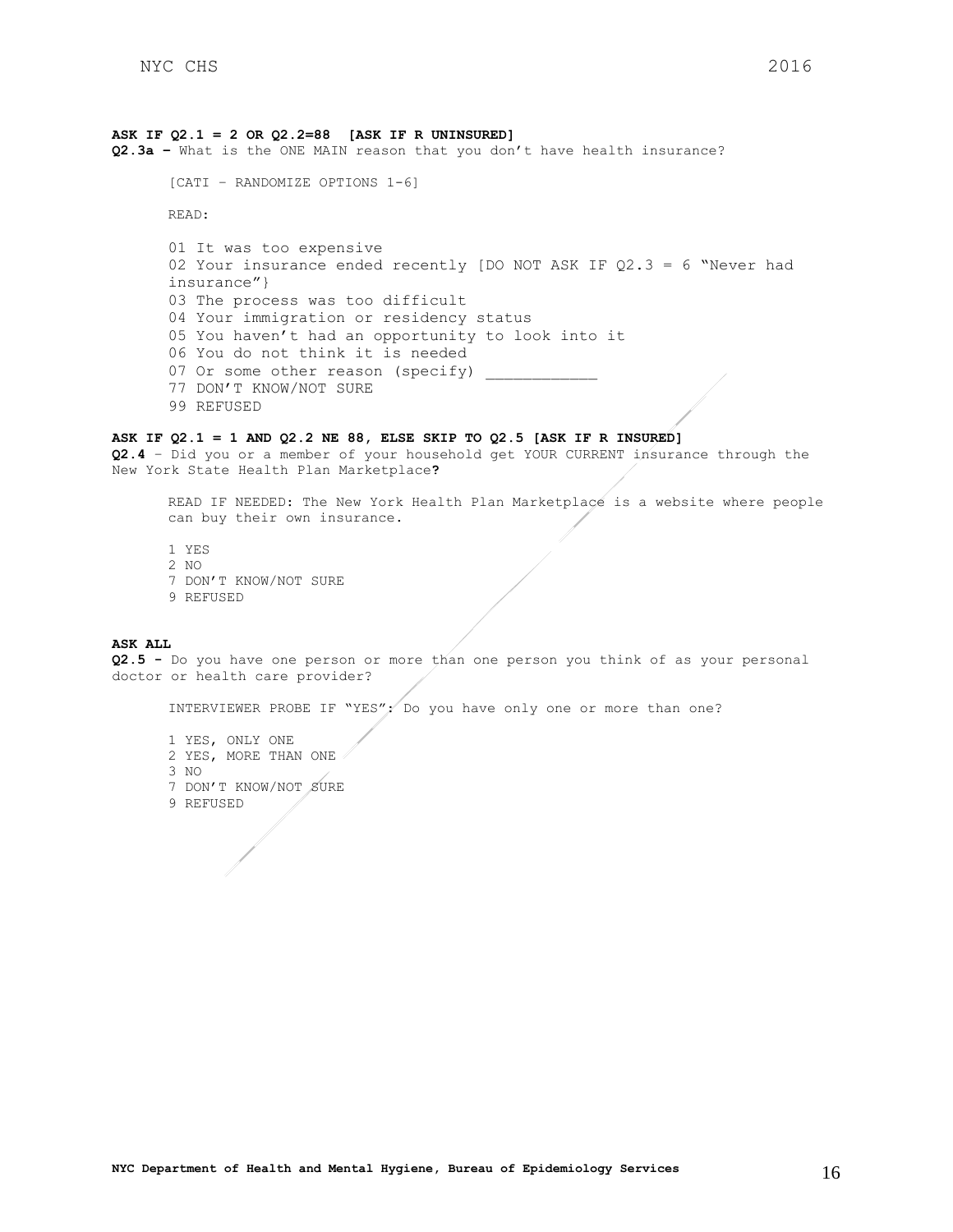**ASK IF Q2.1 = 2 OR Q2.2=88 [ASK IF R UNINSURED]**

**Q2.3a –** What is the ONE MAIN reason that you don't have health insurance?

[CATI – RANDOMIZE OPTIONS 1-6]

READ:

01 It was too expensive
02 Your insurance ended recently [DO NOT ASK IF Q2.3 = 6 "Never had insurance"}
03 The process was too difficult
04 Your immigration or residency status
05 You haven't had an opportunity to look into it
06 You do not think it is needed
07 Or some other reason (specify) ____________
77 DON'T KNOW/NOT SURE
99 REFUSED

**ASK IF Q2.1 = 1 AND Q2.2 NE 88, ELSE SKIP TO Q2.5 [ASK IF R INSURED]**

**Q2.4** – Did you or a member of your household get YOUR CURRENT insurance through the New York State Health Plan Marketplace**?**

READ IF NEEDED: The New York Health Plan Marketplace is a website where people can buy their own insurance.

1 YES
2 NO
7 DON'T KNOW/NOT SURE
9 REFUSED

**ASK ALL**

**Q2.5 -** Do you have one person or more than one person you think of as your personal doctor or health care provider?

INTERVIEWER PROBE IF "YES": Do you have only one or more than one?

1 YES, ONLY ONE
2 YES, MORE THAN ONE
3 NO
7 DON'T KNOW/NOT SURE
9 REFUSED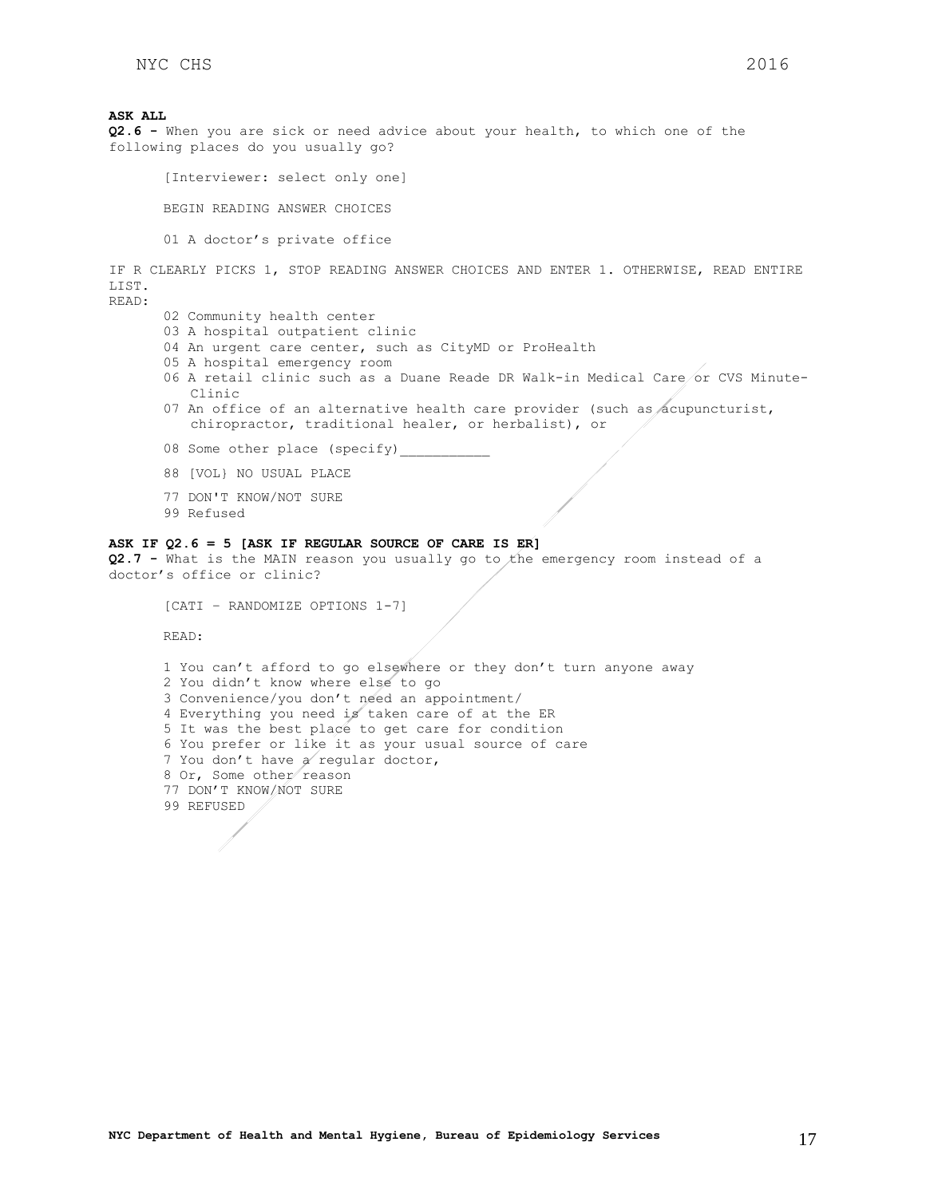**ASK ALL**

**Q2.6 -** When you are sick or need advice about your health, to which one of the following places do you usually go?

[Interviewer: select only one]

BEGIN READING ANSWER CHOICES

01 A doctor's private office

IF R CLEARLY PICKS 1, STOP READING ANSWER CHOICES AND ENTER 1. OTHERWISE, READ ENTIRE LIST.

READ:

02 Community health center
03 A hospital outpatient clinic
04 An urgent care center, such as CityMD or ProHealth
05 A hospital emergency room
06 A retail clinic such as a Duane Reade DR Walk-in Medical Care or CVS Minute-Clinic
07 An office of an alternative health care provider (such as acupuncturist, chiropractor, traditional healer, or herbalist), or

08 Some other place (specify)___________

88 [VOL} NO USUAL PLACE

77 DON'T KNOW/NOT SURE
99 Refused

**ASK IF Q2.6 = 5 [ASK IF REGULAR SOURCE OF CARE IS ER]**

**Q2.7 -** What is the MAIN reason you usually go to the emergency room instead of a doctor's office or clinic?

[CATI – RANDOMIZE OPTIONS 1-7]

READ:

1 You can't afford to go elsewhere or they don't turn anyone away
2 You didn't know where else to go
3 Convenience/you don't need an appointment/
4 Everything you need is taken care of at the ER
5 It was the best place to get care for condition
6 You prefer or like it as your usual source of care
7 You don't have a regular doctor,
8 Or, Some other reason
77 DON'T KNOW/NOT SURE
99 REFUSED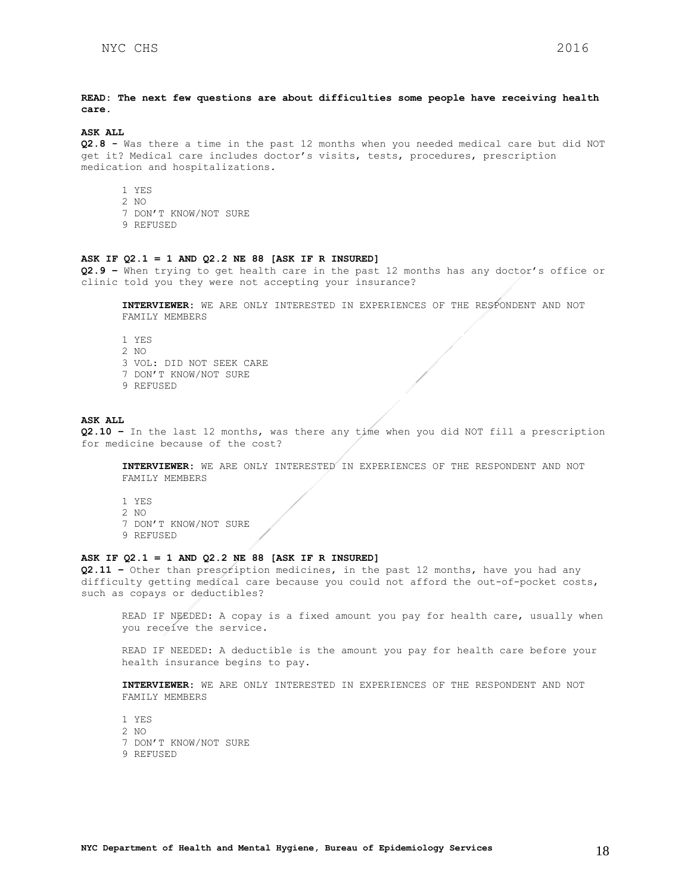**READ: The next few questions are about difficulties some people have receiving health care.**

**ASK ALL**

**Q2.8 -** Was there a time in the past 12 months when you needed medical care but did NOT get it? Medical care includes doctor's visits, tests, procedures, prescription medication and hospitalizations.

1 YES
2 NO
7 DON'T KNOW/NOT SURE
9 REFUSED

**ASK IF Q2.1 = 1 AND Q2.2 NE 88 [ASK IF R INSURED]**

**Q2.9 –** When trying to get health care in the past 12 months has any doctor's office or clinic told you they were not accepting your insurance?

**INTERVIEWER:** WE ARE ONLY INTERESTED IN EXPERIENCES OF THE RESPONDENT AND NOT FAMILY MEMBERS

1 YES
2 NO
3 VOL: DID NOT SEEK CARE
7 DON'T KNOW/NOT SURE
9 REFUSED

**ASK ALL**

**Q2.10 –** In the last 12 months, was there any time when you did NOT fill a prescription for medicine because of the cost?

**INTERVIEWER:** WE ARE ONLY INTERESTED IN EXPERIENCES OF THE RESPONDENT AND NOT FAMILY MEMBERS

1 YES
2 NO
7 DON'T KNOW/NOT SURE
9 REFUSED

**ASK IF Q2.1 = 1 AND Q2.2 NE 88 [ASK IF R INSURED]**

**Q2.11 –** Other than prescription medicines, in the past 12 months, have you had any difficulty getting medical care because you could not afford the out-of-pocket costs, such as copays or deductibles?

READ IF NEEDED: A copay is a fixed amount you pay for health care, usually when you receive the service.

READ IF NEEDED: A deductible is the amount you pay for health care before your health insurance begins to pay.

**INTERVIEWER:** WE ARE ONLY INTERESTED IN EXPERIENCES OF THE RESPONDENT AND NOT FAMILY MEMBERS

1 YES
2 NO
7 DON'T KNOW/NOT SURE
9 REFUSED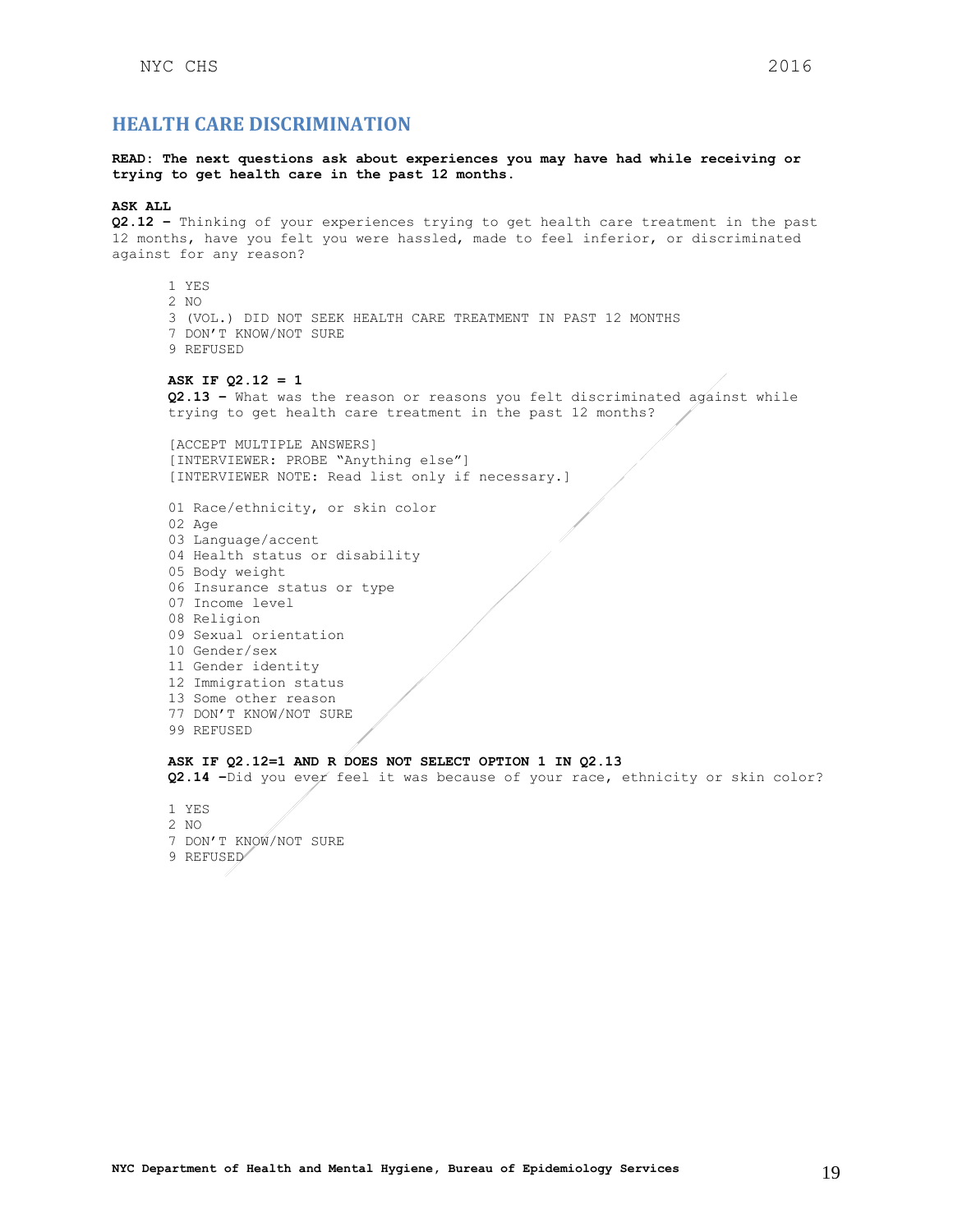## HEALTH CARE DISCRIMINATION

**READ: The next questions ask about experiences you may have had while receiving or trying to get health care in the past 12 months.**

**ASK ALL**

**Q2.12 –** Thinking of your experiences trying to get health care treatment in the past 12 months, have you felt you were hassled, made to feel inferior, or discriminated against for any reason?

1 YES
2 NO
3 (VOL.) DID NOT SEEK HEALTH CARE TREATMENT IN PAST 12 MONTHS
7 DON'T KNOW/NOT SURE
9 REFUSED

**ASK IF Q2.12 = 1**

**Q2.13 –** What was the reason or reasons you felt discriminated against while trying to get health care treatment in the past 12 months?

[ACCEPT MULTIPLE ANSWERS]
[INTERVIEWER: PROBE "Anything else"]
[INTERVIEWER NOTE: Read list only if necessary.]

01 Race/ethnicity, or skin color
02 Age
03 Language/accent
04 Health status or disability
05 Body weight
06 Insurance status or type
07 Income level
08 Religion
09 Sexual orientation
10 Gender/sex
11 Gender identity
12 Immigration status
13 Some other reason
77 DON'T KNOW/NOT SURE
99 REFUSED

**ASK IF Q2.12=1 AND R DOES NOT SELECT OPTION 1 IN Q2.13**

**Q2.14 –**Did you ever feel it was because of your race, ethnicity or skin color?

1 YES
2 NO
7 DON'T KNOW/NOT SURE
9 REFUSED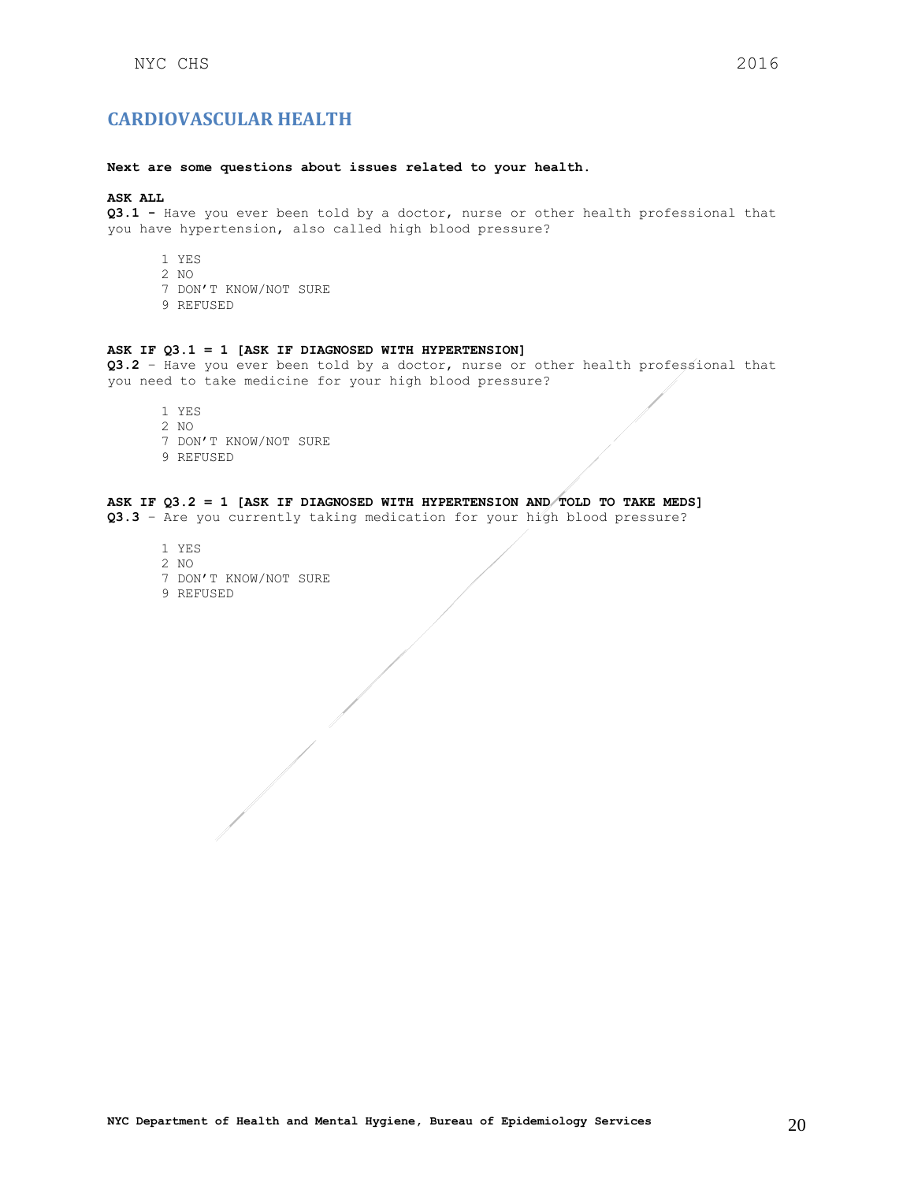## CARDIOVASCULAR HEALTH

**Next are some questions about issues related to your health.**

**ASK ALL**
**Q3.1 -** Have you ever been told by a doctor, nurse or other health professional that you have hypertension, also called high blood pressure?

1 YES
2 NO
7 DON'T KNOW/NOT SURE
9 REFUSED

**ASK IF Q3.1 = 1 [ASK IF DIAGNOSED WITH HYPERTENSION]**
**Q3.2** – Have you ever been told by a doctor, nurse or other health professional that you need to take medicine for your high blood pressure?

1 YES
2 NO
7 DON'T KNOW/NOT SURE
9 REFUSED

**ASK IF Q3.2 = 1 [ASK IF DIAGNOSED WITH HYPERTENSION AND TOLD TO TAKE MEDS]**
**Q3.3** – Are you currently taking medication for your high blood pressure?

1 YES
2 NO
7 DON'T KNOW/NOT SURE
9 REFUSED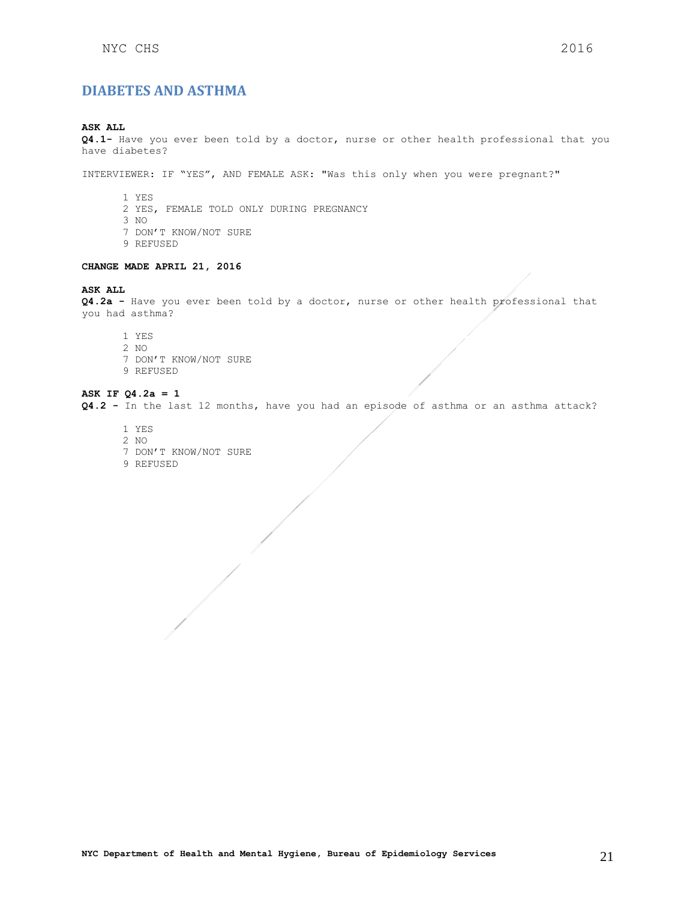## DIABETES AND ASTHMA

**ASK ALL**
**Q4.1-** Have you ever been told by a doctor, nurse or other health professional that you have diabetes?

INTERVIEWER: IF "YES", AND FEMALE ASK: "Was this only when you were pregnant?"

1 YES
2 YES, FEMALE TOLD ONLY DURING PREGNANCY
3 NO
7 DON'T KNOW/NOT SURE
9 REFUSED

**CHANGE MADE APRIL 21, 2016**

**ASK ALL**
**Q4.2a -** Have you ever been told by a doctor, nurse or other health professional that you had asthma?

1 YES
2 NO
7 DON'T KNOW/NOT SURE
9 REFUSED

**ASK IF Q4.2a = 1**
**Q4.2 -** In the last 12 months, have you had an episode of asthma or an asthma attack?

1 YES
2 NO
7 DON'T KNOW/NOT SURE
9 REFUSED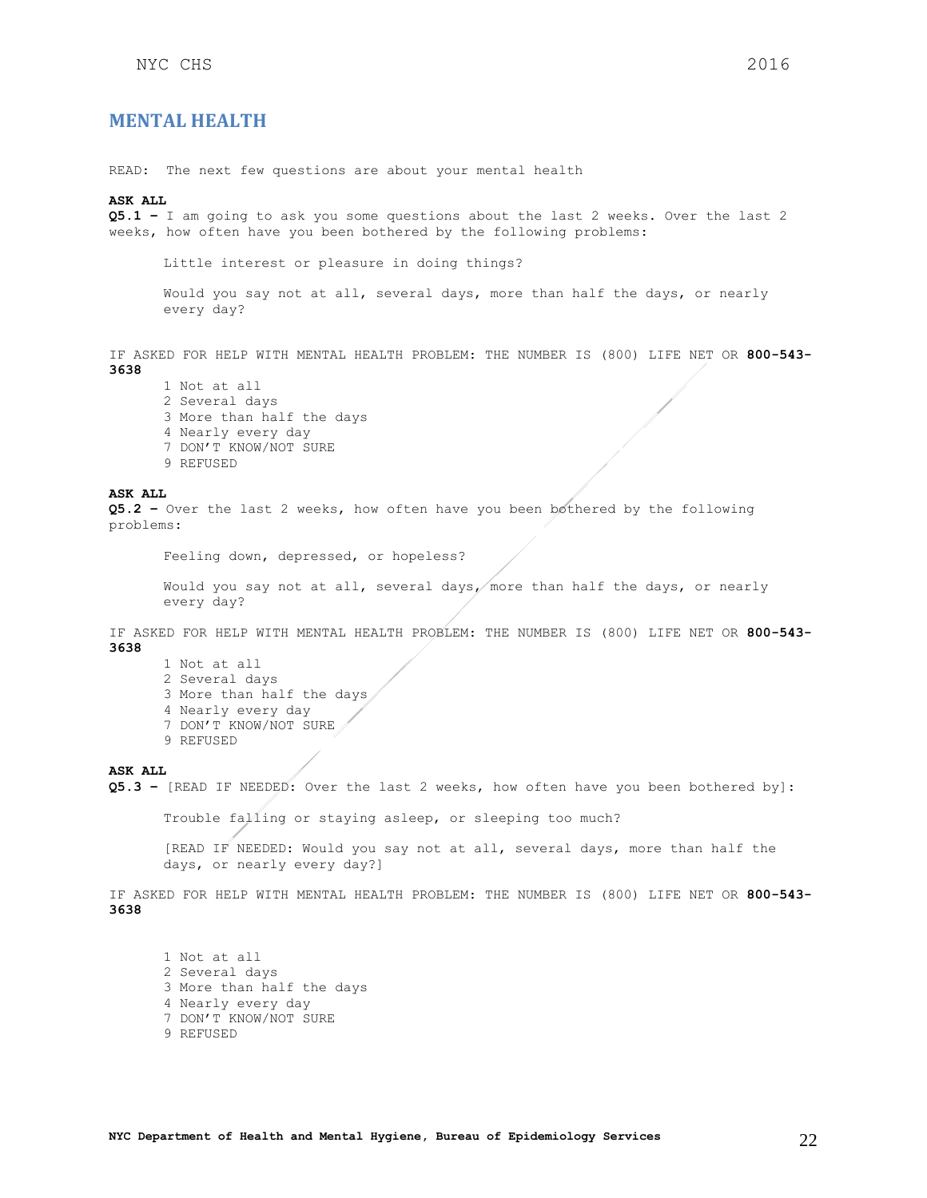## MENTAL HEALTH

READ: The next few questions are about your mental health

**ASK ALL**

**Q5.1 –** I am going to ask you some questions about the last 2 weeks. Over the last 2 weeks, how often have you been bothered by the following problems:

Little interest or pleasure in doing things?

Would you say not at all, several days, more than half the days, or nearly every day?

IF ASKED FOR HELP WITH MENTAL HEALTH PROBLEM: THE NUMBER IS (800) LIFE NET OR **800-543-3638**

1 Not at all
2 Several days
3 More than half the days
4 Nearly every day
7 DON'T KNOW/NOT SURE
9 REFUSED

**ASK ALL**

**Q5.2 –** Over the last 2 weeks, how often have you been bothered by the following problems:

Feeling down, depressed, or hopeless?

Would you say not at all, several days, more than half the days, or nearly every day?

IF ASKED FOR HELP WITH MENTAL HEALTH PROBLEM: THE NUMBER IS (800) LIFE NET OR **800-543-3638**

1 Not at all
2 Several days
3 More than half the days
4 Nearly every day
7 DON'T KNOW/NOT SURE
9 REFUSED

**ASK ALL**

**Q5.3 –** [READ IF NEEDED: Over the last 2 weeks, how often have you been bothered by]:

Trouble falling or staying asleep, or sleeping too much?

[READ IF NEEDED: Would you say not at all, several days, more than half the days, or nearly every day?]

IF ASKED FOR HELP WITH MENTAL HEALTH PROBLEM: THE NUMBER IS (800) LIFE NET OR **800-543-3638**

1 Not at all
2 Several days
3 More than half the days
4 Nearly every day
7 DON'T KNOW/NOT SURE
9 REFUSED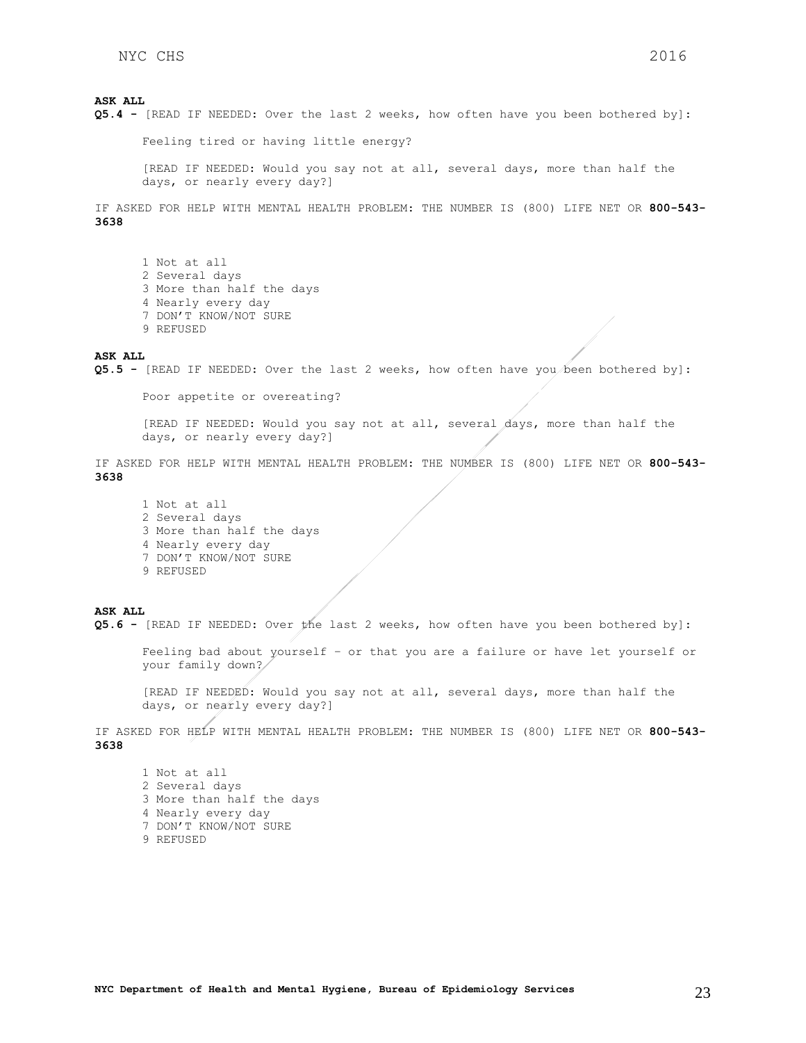**ASK ALL**

**Q5.4 -** [READ IF NEEDED: Over the last 2 weeks, how often have you been bothered by]:

Feeling tired or having little energy?

[READ IF NEEDED: Would you say not at all, several days, more than half the days, or nearly every day?]

IF ASKED FOR HELP WITH MENTAL HEALTH PROBLEM: THE NUMBER IS (800) LIFE NET OR **800-543-3638**

1 Not at all
2 Several days
3 More than half the days
4 Nearly every day
7 DON'T KNOW/NOT SURE
9 REFUSED

**ASK ALL**

**Q5.5 -** [READ IF NEEDED: Over the last 2 weeks, how often have you been bothered by]:

Poor appetite or overeating?

[READ IF NEEDED: Would you say not at all, several days, more than half the days, or nearly every day?]

IF ASKED FOR HELP WITH MENTAL HEALTH PROBLEM: THE NUMBER IS (800) LIFE NET OR **800-543-3638**

1 Not at all
2 Several days
3 More than half the days
4 Nearly every day
7 DON'T KNOW/NOT SURE
9 REFUSED

**ASK ALL**

**Q5.6 -** [READ IF NEEDED: Over the last 2 weeks, how often have you been bothered by]:

Feeling bad about yourself – or that you are a failure or have let yourself or your family down?

[READ IF NEEDED: Would you say not at all, several days, more than half the days, or nearly every day?]

IF ASKED FOR HELP WITH MENTAL HEALTH PROBLEM: THE NUMBER IS (800) LIFE NET OR **800-543-3638**

1 Not at all
2 Several days
3 More than half the days
4 Nearly every day
7 DON'T KNOW/NOT SURE
9 REFUSED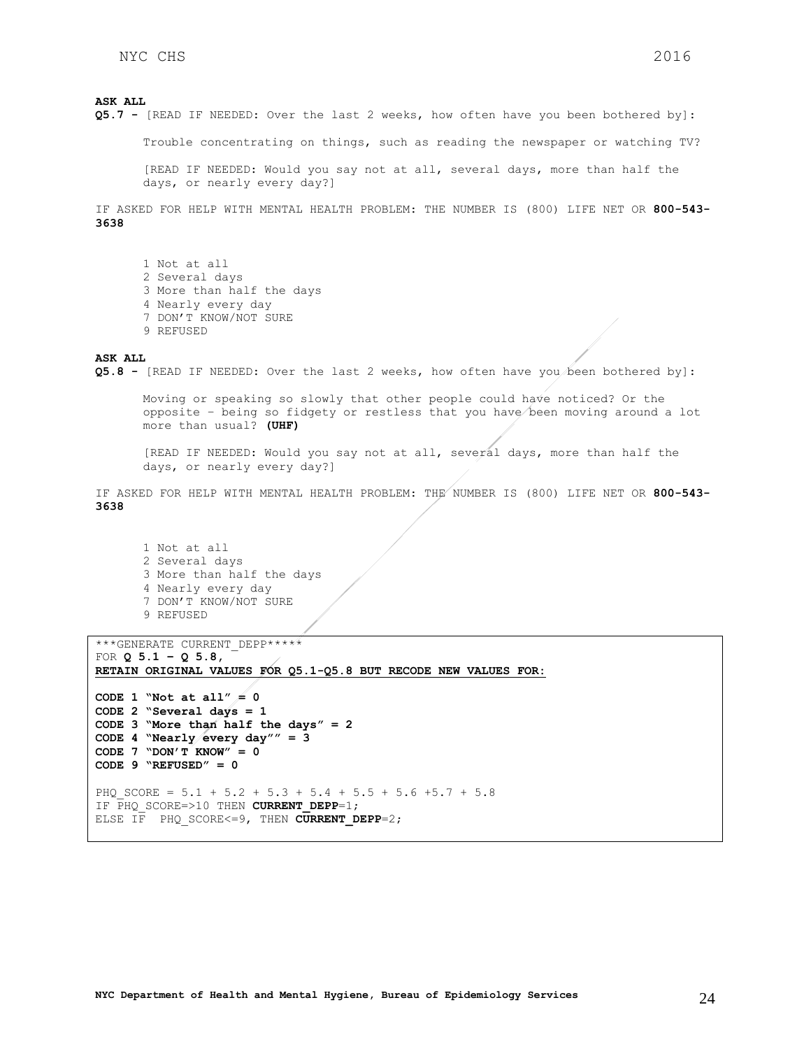**ASK ALL**

**Q5.7 -** [READ IF NEEDED: Over the last 2 weeks, how often have you been bothered by]:

Trouble concentrating on things, such as reading the newspaper or watching TV?

[READ IF NEEDED: Would you say not at all, several days, more than half the days, or nearly every day?]

IF ASKED FOR HELP WITH MENTAL HEALTH PROBLEM: THE NUMBER IS (800) LIFE NET OR **800-543-3638**

1 Not at all
2 Several days
3 More than half the days
4 Nearly every day
7 DON'T KNOW/NOT SURE
9 REFUSED

**ASK ALL**

**Q5.8 -** [READ IF NEEDED: Over the last 2 weeks, how often have you been bothered by]:

Moving or speaking so slowly that other people could have noticed? Or the opposite – being so fidgety or restless that you have been moving around a lot more than usual? **(UHF)**

[READ IF NEEDED: Would you say not at all, several days, more than half the days, or nearly every day?]

IF ASKED FOR HELP WITH MENTAL HEALTH PROBLEM: THE NUMBER IS (800) LIFE NET OR **800-543-3638**

1 Not at all
2 Several days
3 More than half the days
4 Nearly every day
7 DON'T KNOW/NOT SURE
9 REFUSED

```
***GENERATE CURRENT_DEPP*****
FOR Q 5.1 – Q 5.8,
RETAIN ORIGINAL VALUES FOR Q5.1-Q5.8 BUT RECODE NEW VALUES FOR:

CODE 1 "Not at all" = 0
CODE 2 "Several days = 1
CODE 3 "More than half the days" = 2
CODE 4 "Nearly every day"" = 3
CODE 7 "DON'T KNOW" = 0
CODE 9 "REFUSED" = 0

PHQ_SCORE = 5.1 + 5.2 + 5.3 + 5.4 + 5.5 + 5.6 +5.7 + 5.8
IF PHQ_SCORE=>10 THEN CURRENT_DEPP=1;
ELSE IF  PHQ_SCORE<=9, THEN CURRENT_DEPP=2;
```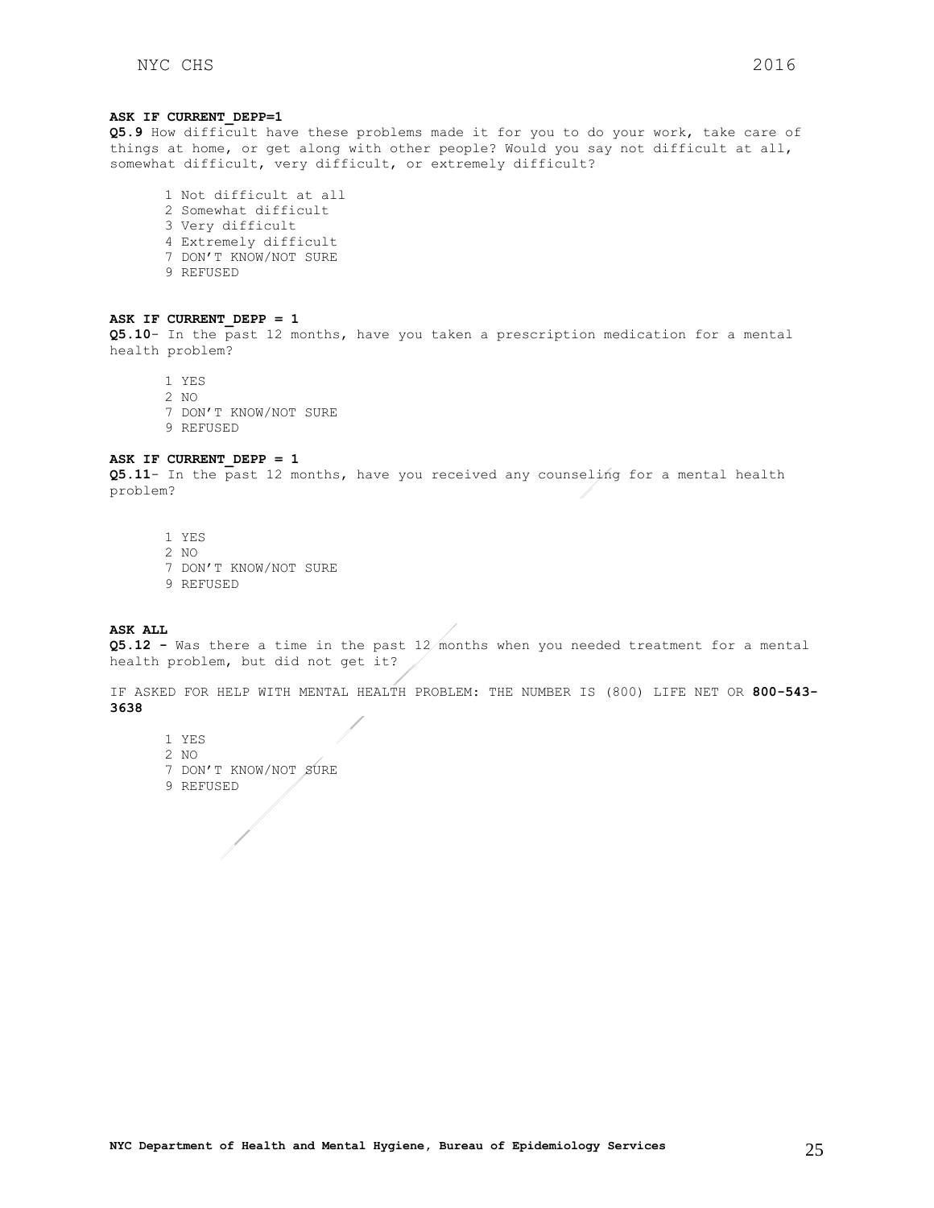**ASK IF CURRENT_DEPP=1**
**Q5.9** How difficult have these problems made it for you to do your work, take care of things at home, or get along with other people? Would you say not difficult at all, somewhat difficult, very difficult, or extremely difficult?

1 Not difficult at all
2 Somewhat difficult
3 Very difficult
4 Extremely difficult
7 DON'T KNOW/NOT SURE
9 REFUSED

**ASK IF CURRENT_DEPP = 1**
**Q5.10**- In the past 12 months, have you taken a prescription medication for a mental health problem?

1 YES
2 NO
7 DON'T KNOW/NOT SURE
9 REFUSED

**ASK IF CURRENT_DEPP = 1**
**Q5.11**- In the past 12 months, have you received any counseling for a mental health problem?

1 YES
2 NO
7 DON'T KNOW/NOT SURE
9 REFUSED

**ASK ALL**
**Q5.12 -** Was there a time in the past 12 months when you needed treatment for a mental health problem, but did not get it?

IF ASKED FOR HELP WITH MENTAL HEALTH PROBLEM: THE NUMBER IS (800) LIFE NET OR **800-543-3638**

1 YES
2 NO
7 DON'T KNOW/NOT SURE
9 REFUSED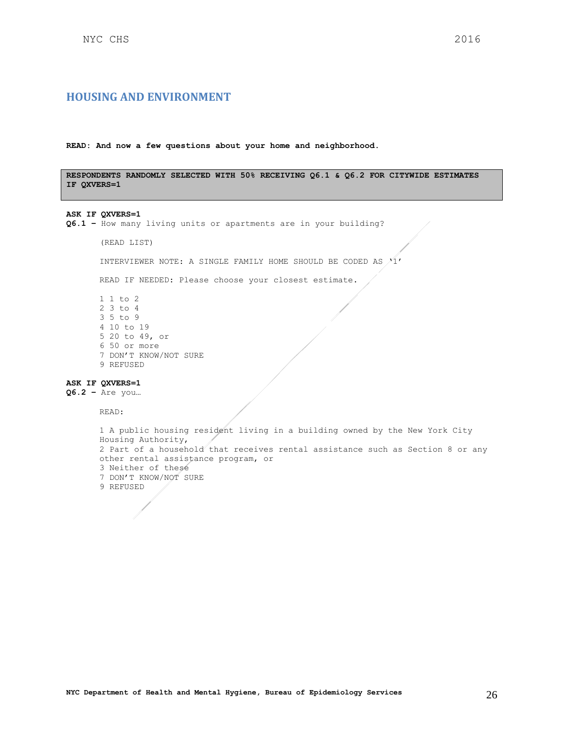## HOUSING AND ENVIRONMENT

**READ: And now a few questions about your home and neighborhood.**

| RESPONDENTS RANDOMLY SELECTED WITH 50% RECEIVING Q6.1 & Q6.2 FOR CITYWIDE ESTIMATES IF QXVERS=1 |
|---|

**ASK IF QXVERS=1**
**Q6.1 –** How many living units or apartments are in your building?

(READ LIST)

INTERVIEWER NOTE: A SINGLE FAMILY HOME SHOULD BE CODED AS '1'

READ IF NEEDED: Please choose your closest estimate.

1 1 to 2
2 3 to 4
3 5 to 9
4 10 to 19
5 20 to 49, or
6 50 or more
7 DON'T KNOW/NOT SURE
9 REFUSED

**ASK IF QXVERS=1**
**Q6.2 –** Are you…

READ:

1 A public housing resident living in a building owned by the New York City Housing Authority,
2 Part of a household that receives rental assistance such as Section 8 or any other rental assistance program, or
3 Neither of these
7 DON'T KNOW/NOT SURE
9 REFUSED

**NYC Department of Health and Mental Hygiene, Bureau of Epidemiology Services**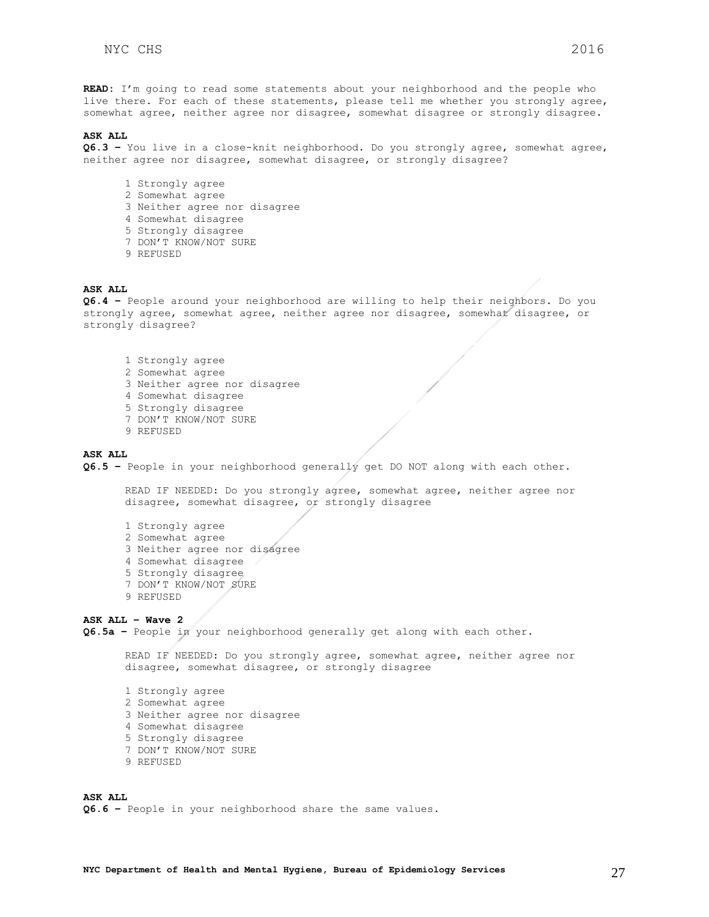**READ**: I'm going to read some statements about your neighborhood and the people who live there. For each of these statements, please tell me whether you strongly agree, somewhat agree, neither agree nor disagree, somewhat disagree or strongly disagree.

**ASK ALL**
**Q6.3 –** You live in a close-knit neighborhood. Do you strongly agree, somewhat agree, neither agree nor disagree, somewhat disagree, or strongly disagree?

1 Strongly agree
2 Somewhat agree
3 Neither agree nor disagree
4 Somewhat disagree
5 Strongly disagree
7 DON'T KNOW/NOT SURE
9 REFUSED

**ASK ALL**
**Q6.4 –** People around your neighborhood are willing to help their neighbors. Do you strongly agree, somewhat agree, neither agree nor disagree, somewhat disagree, or strongly disagree?

1 Strongly agree
2 Somewhat agree
3 Neither agree nor disagree
4 Somewhat disagree
5 Strongly disagree
7 DON'T KNOW/NOT SURE
9 REFUSED

**ASK ALL**
**Q6.5 –** People in your neighborhood generally get DO NOT along with each other.

READ IF NEEDED: Do you strongly agree, somewhat agree, neither agree nor disagree, somewhat disagree, or strongly disagree

1 Strongly agree
2 Somewhat agree
3 Neither agree nor disagree
4 Somewhat disagree
5 Strongly disagree
7 DON'T KNOW/NOT SURE
9 REFUSED

**ASK ALL – Wave 2**
**Q6.5a –** People in your neighborhood generally get along with each other.

READ IF NEEDED: Do you strongly agree, somewhat agree, neither agree nor disagree, somewhat disagree, or strongly disagree

1 Strongly agree
2 Somewhat agree
3 Neither agree nor disagree
4 Somewhat disagree
5 Strongly disagree
7 DON'T KNOW/NOT SURE
9 REFUSED

**ASK ALL**
**Q6.6 –** People in your neighborhood share the same values.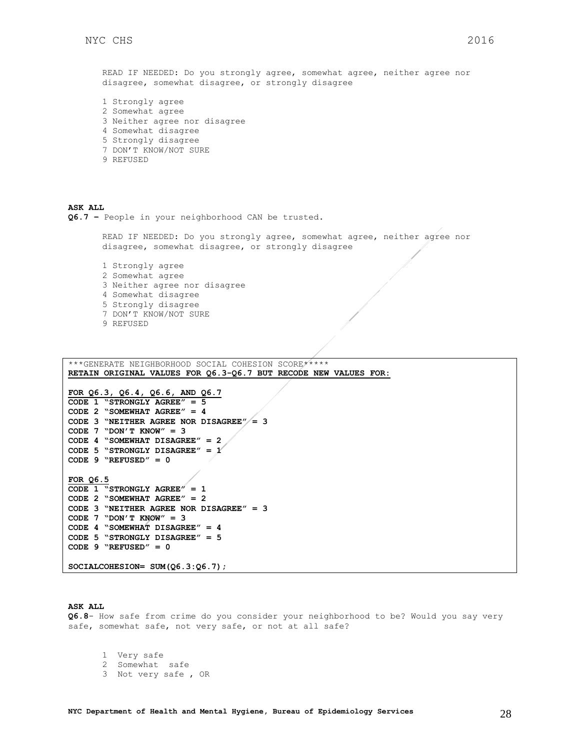READ IF NEEDED: Do you strongly agree, somewhat agree, neither agree nor disagree, somewhat disagree, or strongly disagree

1 Strongly agree
2 Somewhat agree
3 Neither agree nor disagree
4 Somewhat disagree
5 Strongly disagree
7 DON'T KNOW/NOT SURE
9 REFUSED

**ASK ALL**
**Q6.7 –** People in your neighborhood CAN be trusted.

READ IF NEEDED: Do you strongly agree, somewhat agree, neither agree nor disagree, somewhat disagree, or strongly disagree

1 Strongly agree
2 Somewhat agree
3 Neither agree nor disagree
4 Somewhat disagree
5 Strongly disagree
7 DON'T KNOW/NOT SURE
9 REFUSED

```
***GENERATE NEIGHBORHOOD SOCIAL COHESION SCORE*****
RETAIN ORIGINAL VALUES FOR Q6.3-Q6.7 BUT RECODE NEW VALUES FOR:

FOR Q6.3, Q6.4, Q6.6, AND Q6.7
CODE 1 "STRONGLY AGREE" = 5
CODE 2 "SOMEWHAT AGREE" = 4
CODE 3 "NEITHER AGREE NOR DISAGREE" = 3
CODE 7 "DON'T KNOW" = 3
CODE 4 "SOMEWHAT DISAGREE" = 2
CODE 5 "STRONGLY DISAGREE" = 1
CODE 9 "REFUSED" = 0

FOR Q6.5
CODE 1 "STRONGLY AGREE" = 1
CODE 2 "SOMEWHAT AGREE" = 2
CODE 3 "NEITHER AGREE NOR DISAGREE" = 3
CODE 7 "DON'T KNOW" = 3
CODE 4 "SOMEWHAT DISAGREE" = 4
CODE 5 "STRONGLY DISAGREE" = 5
CODE 9 "REFUSED" = 0

SOCIALCOHESION= SUM(Q6.3:Q6.7);
```

**ASK ALL**
**Q6.8**- How safe from crime do you consider your neighborhood to be? Would you say very safe, somewhat safe, not very safe, or not at all safe?

1 Very safe
2 Somewhat safe
3 Not very safe , OR

NYC Department of Health and Mental Hygiene, Bureau of Epidemiology Services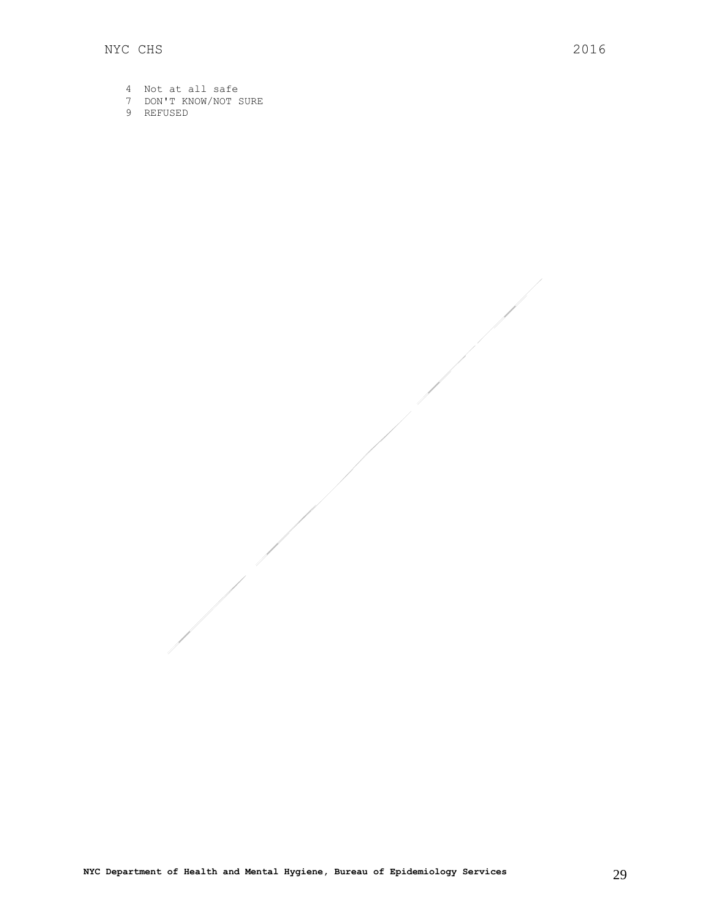4 Not at all safe
7 DON'T KNOW/NOT SURE
9 REFUSED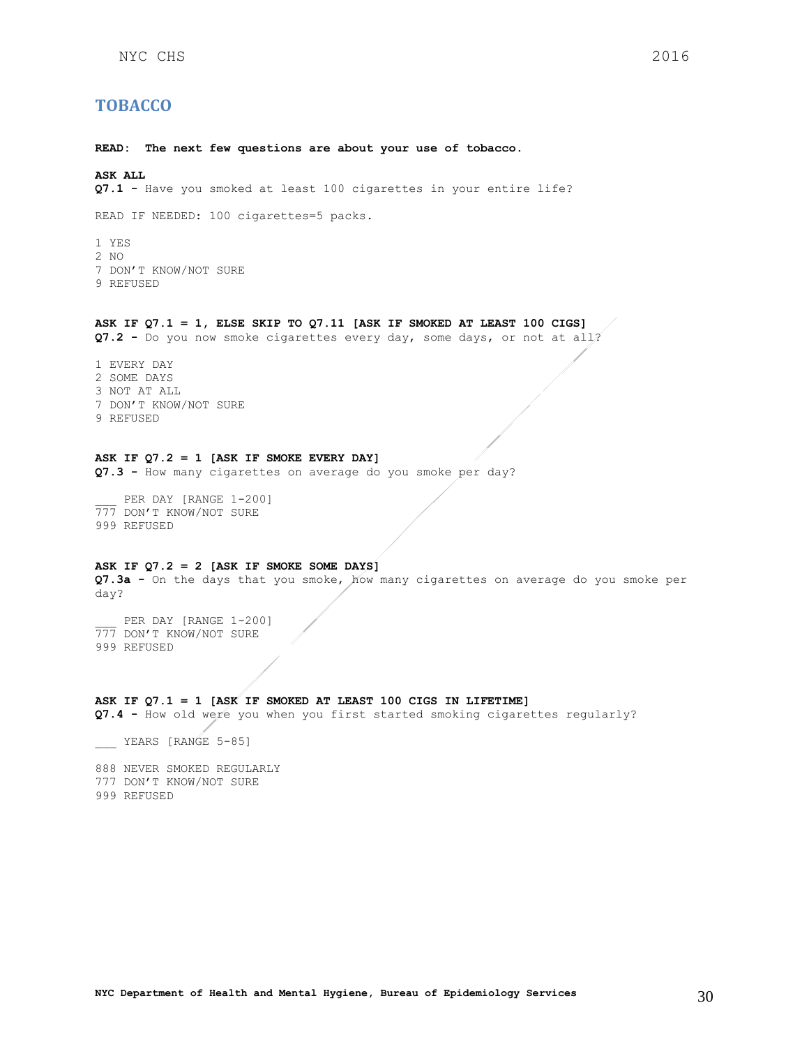# TOBACCO

**READ: The next few questions are about your use of tobacco.**

**ASK ALL**
**Q7.1 -** Have you smoked at least 100 cigarettes in your entire life?

READ IF NEEDED: 100 cigarettes=5 packs.

1 YES
2 NO
7 DON'T KNOW/NOT SURE
9 REFUSED

**ASK IF Q7.1 = 1, ELSE SKIP TO Q7.11 [ASK IF SMOKED AT LEAST 100 CIGS]**
**Q7.2 -** Do you now smoke cigarettes every day, some days, or not at all?

1 EVERY DAY
2 SOME DAYS
3 NOT AT ALL
7 DON'T KNOW/NOT SURE
9 REFUSED

**ASK IF Q7.2 = 1 [ASK IF SMOKE EVERY DAY]**
**Q7.3 -** How many cigarettes on average do you smoke per day?

___ PER DAY [RANGE 1-200]
777 DON'T KNOW/NOT SURE
999 REFUSED

**ASK IF Q7.2 = 2 [ASK IF SMOKE SOME DAYS]**
**Q7.3a -** On the days that you smoke, how many cigarettes on average do you smoke per day?

___ PER DAY [RANGE 1-200]
777 DON'T KNOW/NOT SURE
999 REFUSED

**ASK IF Q7.1 = 1 [ASK IF SMOKED AT LEAST 100 CIGS IN LIFETIME]**
**Q7.4 -** How old were you when you first started smoking cigarettes regularly?

___ YEARS [RANGE 5-85]

888 NEVER SMOKED REGULARLY
777 DON'T KNOW/NOT SURE
999 REFUSED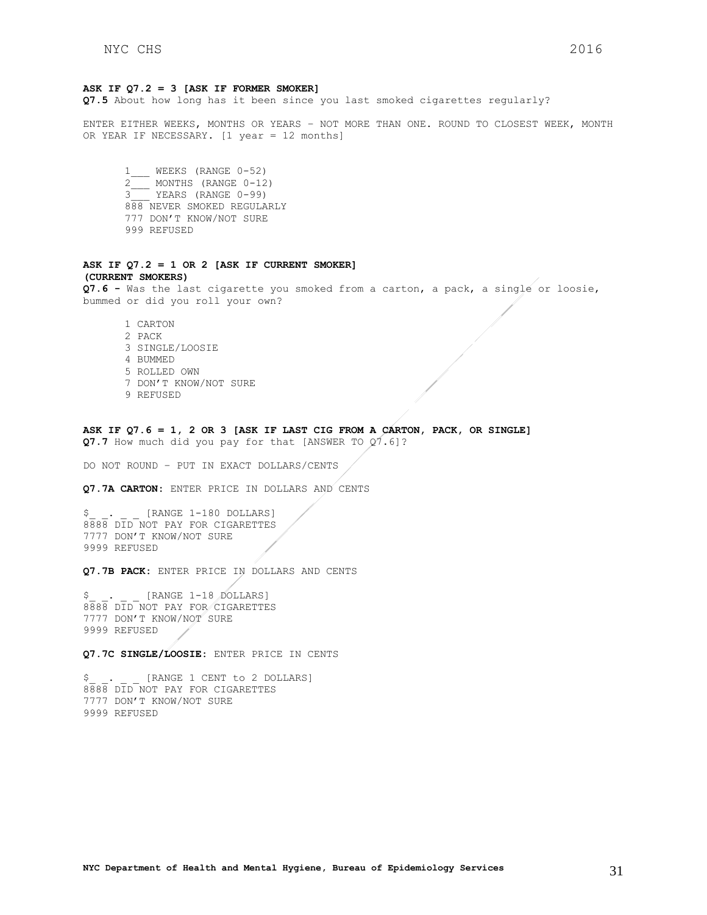**ASK IF Q7.2 = 3 [ASK IF FORMER SMOKER]**

**Q7.5** About how long has it been since you last smoked cigarettes regularly?

ENTER EITHER WEEKS, MONTHS OR YEARS – NOT MORE THAN ONE. ROUND TO CLOSEST WEEK, MONTH OR YEAR IF NECESSARY. [1 year = 12 months]

1___ WEEKS (RANGE 0-52)
2___ MONTHS (RANGE 0-12)
3___ YEARS (RANGE 0-99)
888 NEVER SMOKED REGULARLY
777 DON'T KNOW/NOT SURE
999 REFUSED

**ASK IF Q7.2 = 1 OR 2 [ASK IF CURRENT SMOKER]**
**(CURRENT SMOKERS)**

**Q7.6 -** Was the last cigarette you smoked from a carton, a pack, a single or loosie, bummed or did you roll your own?

1 CARTON
2 PACK
3 SINGLE/LOOSIE
4 BUMMED
5 ROLLED OWN
7 DON'T KNOW/NOT SURE
9 REFUSED

**ASK IF Q7.6 = 1, 2 OR 3 [ASK IF LAST CIG FROM A CARTON, PACK, OR SINGLE]**

**Q7.7** How much did you pay for that [ANSWER TO Q7.6]?

DO NOT ROUND – PUT IN EXACT DOLLARS/CENTS

**Q7.7A CARTON:** ENTER PRICE IN DOLLARS AND CENTS

$_ _. _ _ [RANGE 1-180 DOLLARS]
8888 DID NOT PAY FOR CIGARETTES
7777 DON'T KNOW/NOT SURE
9999 REFUSED

**Q7.7B PACK:** ENTER PRICE IN DOLLARS AND CENTS

$_ _. _ _ [RANGE 1-18 DOLLARS]
8888 DID NOT PAY FOR CIGARETTES
7777 DON'T KNOW/NOT SURE
9999 REFUSED

**Q7.7C SINGLE/LOOSIE:** ENTER PRICE IN CENTS

$_ _. _ _ [RANGE 1 CENT to 2 DOLLARS]
8888 DID NOT PAY FOR CIGARETTES
7777 DON'T KNOW/NOT SURE
9999 REFUSED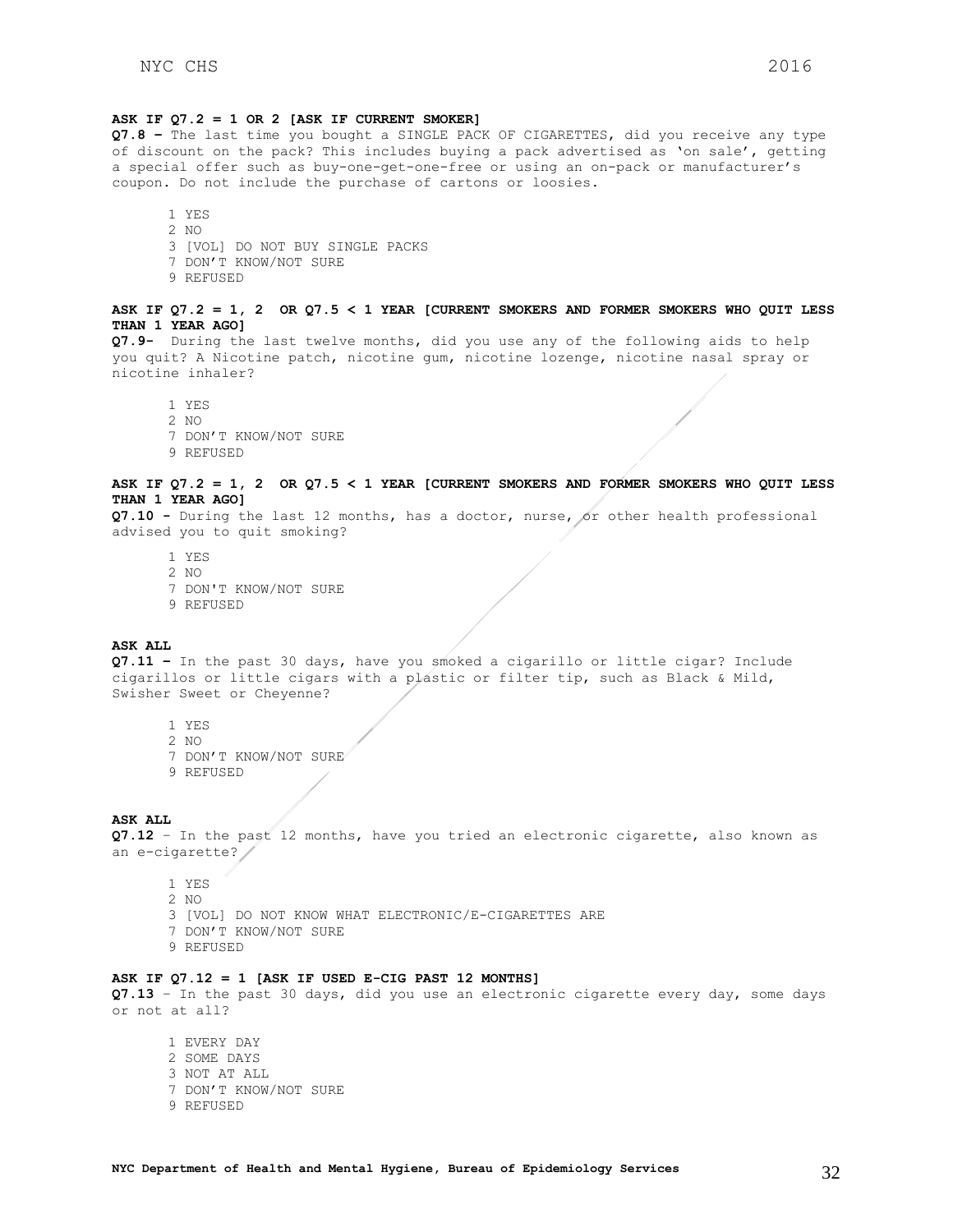**ASK IF Q7.2 = 1 OR 2 [ASK IF CURRENT SMOKER]**

**Q7.8 –** The last time you bought a SINGLE PACK OF CIGARETTES, did you receive any type of discount on the pack? This includes buying a pack advertised as 'on sale', getting a special offer such as buy-one-get-one-free or using an on-pack or manufacturer's coupon. Do not include the purchase of cartons or loosies.

1 YES
2 NO
3 [VOL] DO NOT BUY SINGLE PACKS
7 DON'T KNOW/NOT SURE
9 REFUSED

**ASK IF Q7.2 = 1, 2 OR Q7.5 < 1 YEAR [CURRENT SMOKERS AND FORMER SMOKERS WHO QUIT LESS THAN 1 YEAR AGO]**

**Q7.9-** During the last twelve months, did you use any of the following aids to help you quit? A Nicotine patch, nicotine gum, nicotine lozenge, nicotine nasal spray or nicotine inhaler?

1 YES
2 NO
7 DON'T KNOW/NOT SURE
9 REFUSED

**ASK IF Q7.2 = 1, 2 OR Q7.5 < 1 YEAR [CURRENT SMOKERS AND FORMER SMOKERS WHO QUIT LESS THAN 1 YEAR AGO]**

**Q7.10 -** During the last 12 months, has a doctor, nurse, or other health professional advised you to quit smoking?

1 YES
2 NO
7 DON'T KNOW/NOT SURE
9 REFUSED

**ASK ALL**

**Q7.11 –** In the past 30 days, have you smoked a cigarillo or little cigar? Include cigarillos or little cigars with a plastic or filter tip, such as Black & Mild, Swisher Sweet or Cheyenne?

1 YES
2 NO
7 DON'T KNOW/NOT SURE
9 REFUSED

**ASK ALL**

**Q7.12** – In the past 12 months, have you tried an electronic cigarette, also known as an e-cigarette?

1 YES
2 NO
3 [VOL] DO NOT KNOW WHAT ELECTRONIC/E-CIGARETTES ARE
7 DON'T KNOW/NOT SURE
9 REFUSED

**ASK IF Q7.12 = 1 [ASK IF USED E-CIG PAST 12 MONTHS]**

**Q7.13** – In the past 30 days, did you use an electronic cigarette every day, some days or not at all?

1 EVERY DAY
2 SOME DAYS
3 NOT AT ALL
7 DON'T KNOW/NOT SURE
9 REFUSED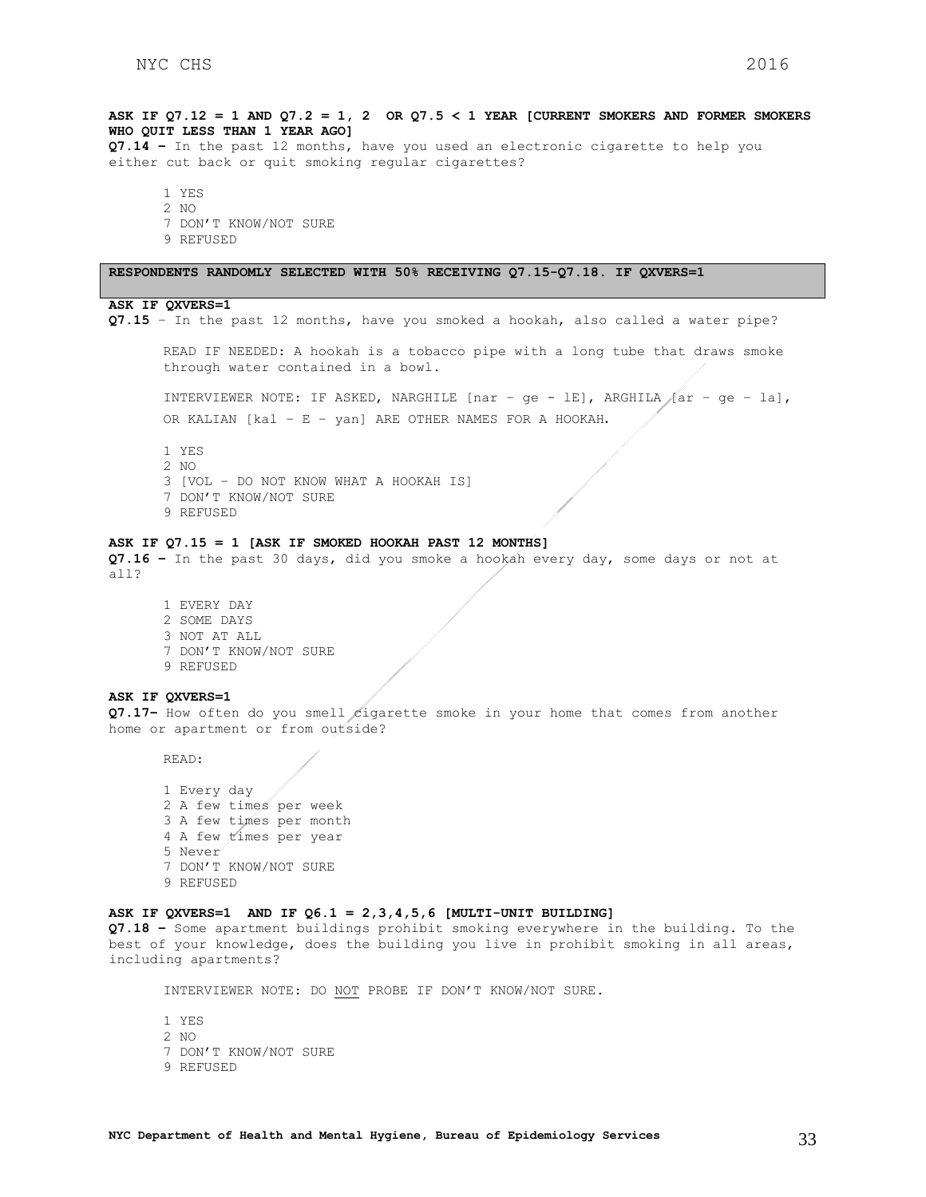**ASK IF Q7.12 = 1 AND Q7.2 = 1, 2 OR Q7.5 < 1 YEAR [CURRENT SMOKERS AND FORMER SMOKERS WHO QUIT LESS THAN 1 YEAR AGO]**

**Q7.14 –** In the past 12 months, have you used an electronic cigarette to help you either cut back or quit smoking regular cigarettes?

1 YES
2 NO
7 DON'T KNOW/NOT SURE
9 REFUSED

**RESPONDENTS RANDOMLY SELECTED WITH 50% RECEIVING Q7.15-Q7.18. IF QXVERS=1**

**ASK IF QXVERS=1**

**Q7.15** – In the past 12 months, have you smoked a hookah, also called a water pipe?

READ IF NEEDED: A hookah is a tobacco pipe with a long tube that draws smoke through water contained in a bowl.

INTERVIEWER NOTE: IF ASKED, NARGHILE [nar – ge - lE], ARGHILA [ar – ge – la], OR KALIAN [kal – E – yan] ARE OTHER NAMES FOR A HOOKAH.

1 YES
2 NO
3 [VOL – DO NOT KNOW WHAT A HOOKAH IS]
7 DON'T KNOW/NOT SURE
9 REFUSED

**ASK IF Q7.15 = 1 [ASK IF SMOKED HOOKAH PAST 12 MONTHS]**

**Q7.16 –** In the past 30 days, did you smoke a hookah every day, some days or not at all?

1 EVERY DAY
2 SOME DAYS
3 NOT AT ALL
7 DON'T KNOW/NOT SURE
9 REFUSED

**ASK IF QXVERS=1**

**Q7.17–** How often do you smell cigarette smoke in your home that comes from another home or apartment or from outside?

READ:

1 Every day
2 A few times per week
3 A few times per month
4 A few times per year
5 Never
7 DON'T KNOW/NOT SURE
9 REFUSED

**ASK IF QXVERS=1 AND IF Q6.1 = 2,3,4,5,6 [MULTI-UNIT BUILDING]**

**Q7.18 –** Some apartment buildings prohibit smoking everywhere in the building. To the best of your knowledge, does the building you live in prohibit smoking in all areas, including apartments?

INTERVIEWER NOTE: DO NOT PROBE IF DON'T KNOW/NOT SURE.

1 YES
2 NO
7 DON'T KNOW/NOT SURE
9 REFUSED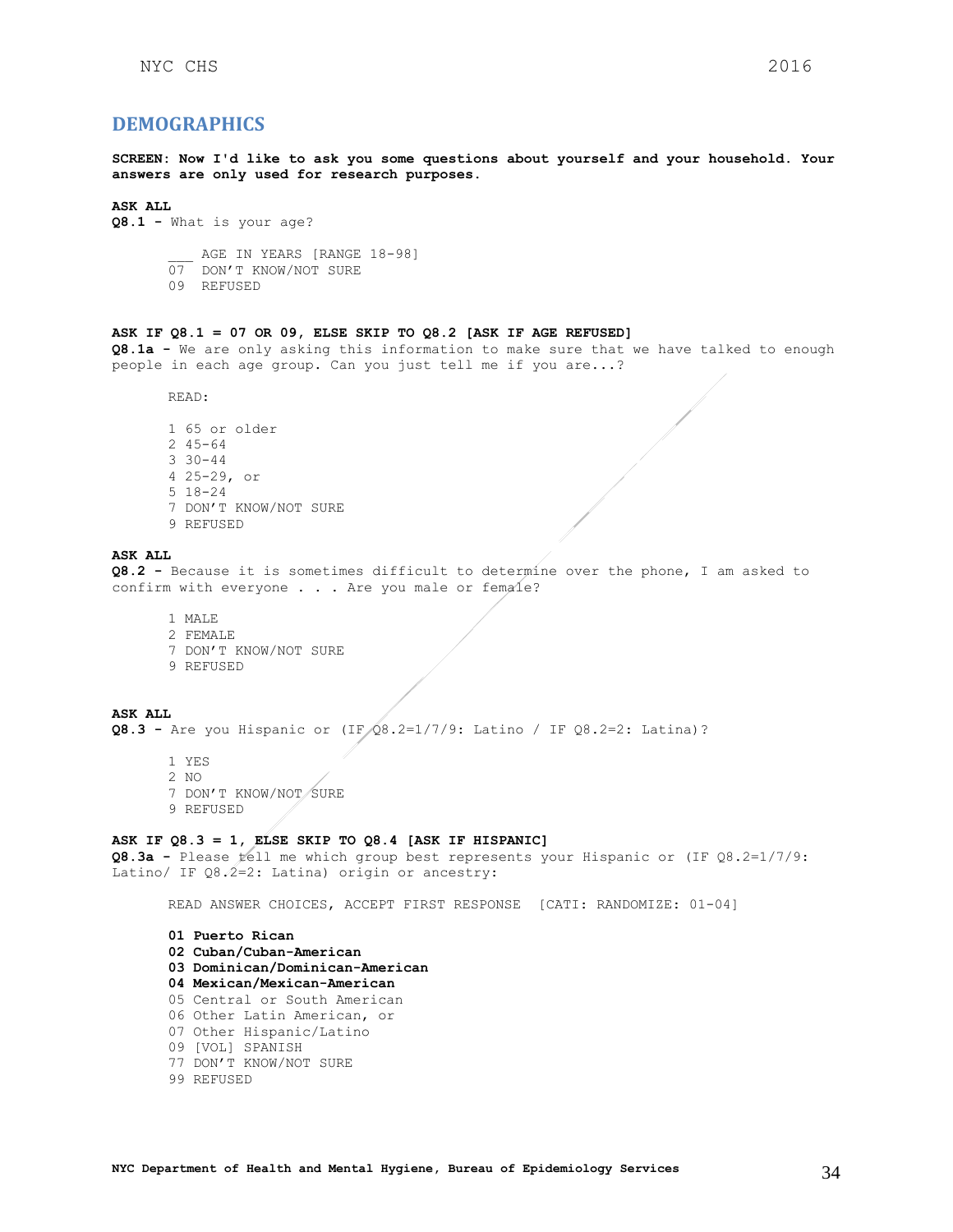## DEMOGRAPHICS

**SCREEN: Now I'd like to ask you some questions about yourself and your household. Your answers are only used for research purposes.**

**ASK ALL**

**Q8.1 -** What is your age?

___ AGE IN YEARS [RANGE 18-98]
07 DON'T KNOW/NOT SURE
09 REFUSED

**ASK IF Q8.1 = 07 OR 09, ELSE SKIP TO Q8.2 [ASK IF AGE REFUSED]**

**Q8.1a -** We are only asking this information to make sure that we have talked to enough people in each age group. Can you just tell me if you are...?

READ:

1 65 or older
2 45-64
3 30-44
4 25-29, or
5 18-24
7 DON'T KNOW/NOT SURE
9 REFUSED

**ASK ALL**

**Q8.2 -** Because it is sometimes difficult to determine over the phone, I am asked to confirm with everyone . . . Are you male or female?

1 MALE
2 FEMALE
7 DON'T KNOW/NOT SURE
9 REFUSED

**ASK ALL**

**Q8.3 -** Are you Hispanic or (IF Q8.2=1/7/9: Latino / IF Q8.2=2: Latina)?

1 YES
2 NO
7 DON'T KNOW/NOT SURE
9 REFUSED

**ASK IF Q8.3 = 1, ELSE SKIP TO Q8.4 [ASK IF HISPANIC]**

**Q8.3a -** Please tell me which group best represents your Hispanic or (IF Q8.2=1/7/9: Latino/ IF Q8.2=2: Latina) origin or ancestry:

READ ANSWER CHOICES, ACCEPT FIRST RESPONSE [CATI: RANDOMIZE: 01-04]

**01 Puerto Rican**
**02 Cuban/Cuban-American**
**03 Dominican/Dominican-American**
**04 Mexican/Mexican-American**
05 Central or South American
06 Other Latin American, or
07 Other Hispanic/Latino
09 [VOL] SPANISH
77 DON'T KNOW/NOT SURE
99 REFUSED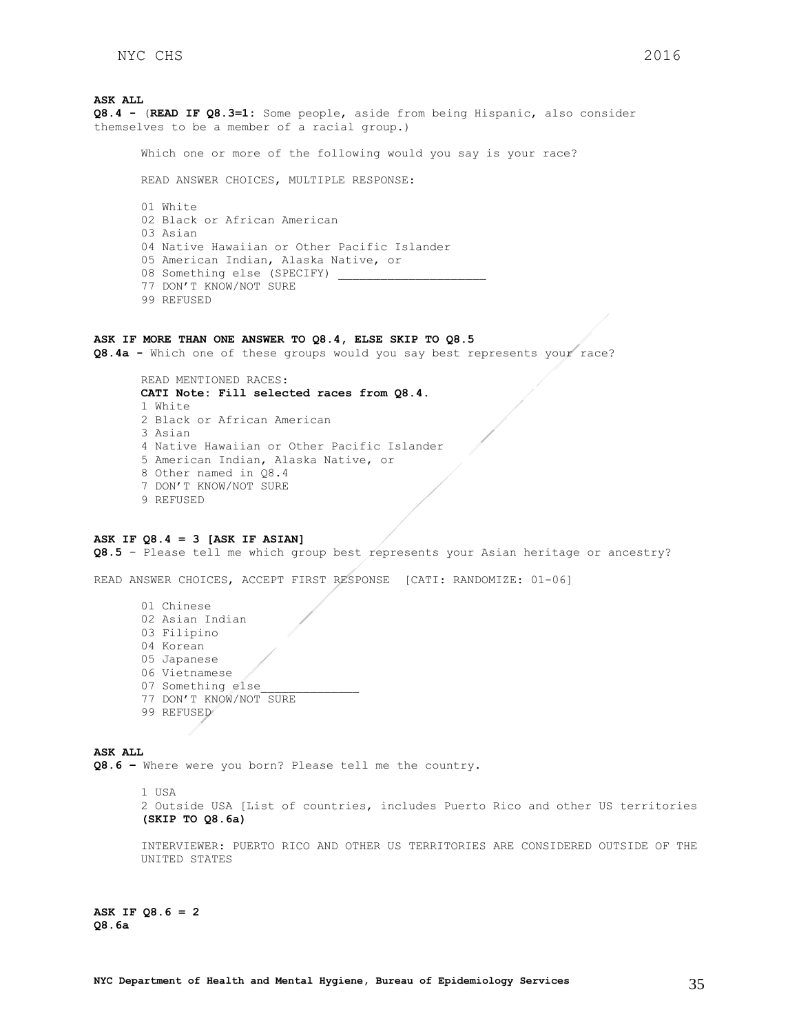**ASK ALL**

**Q8.4 -** (**READ IF Q8.3=1:** Some people, aside from being Hispanic, also consider themselves to be a member of a racial group.)

Which one or more of the following would you say is your race?

READ ANSWER CHOICES, MULTIPLE RESPONSE:

01 White
02 Black or African American
03 Asian
04 Native Hawaiian or Other Pacific Islander
05 American Indian, Alaska Native, or
08 Something else (SPECIFY) _____________________
77 DON'T KNOW/NOT SURE
99 REFUSED

**ASK IF MORE THAN ONE ANSWER TO Q8.4, ELSE SKIP TO Q8.5**

**Q8.4a -** Which one of these groups would you say best represents your race?

READ MENTIONED RACES:
**CATI Note: Fill selected races from Q8.4.**

1 White
2 Black or African American
3 Asian
4 Native Hawaiian or Other Pacific Islander
5 American Indian, Alaska Native, or
8 Other named in Q8.4
7 DON'T KNOW/NOT SURE
9 REFUSED

**ASK IF Q8.4 = 3 [ASK IF ASIAN]**

**Q8.5** – Please tell me which group best represents your Asian heritage or ancestry?

READ ANSWER CHOICES, ACCEPT FIRST RESPONSE [CATI: RANDOMIZE: 01-06]

01 Chinese
02 Asian Indian
03 Filipino
04 Korean
05 Japanese
06 Vietnamese
07 Something else______________
77 DON'T KNOW/NOT SURE
99 REFUSED

**ASK ALL**

**Q8.6 –** Where were you born? Please tell me the country.

1 USA
2 Outside USA [List of countries, includes Puerto Rico and other US territories **(SKIP TO Q8.6a)**

INTERVIEWER: PUERTO RICO AND OTHER US TERRITORIES ARE CONSIDERED OUTSIDE OF THE UNITED STATES

**ASK IF Q8.6 = 2**

**Q8.6a**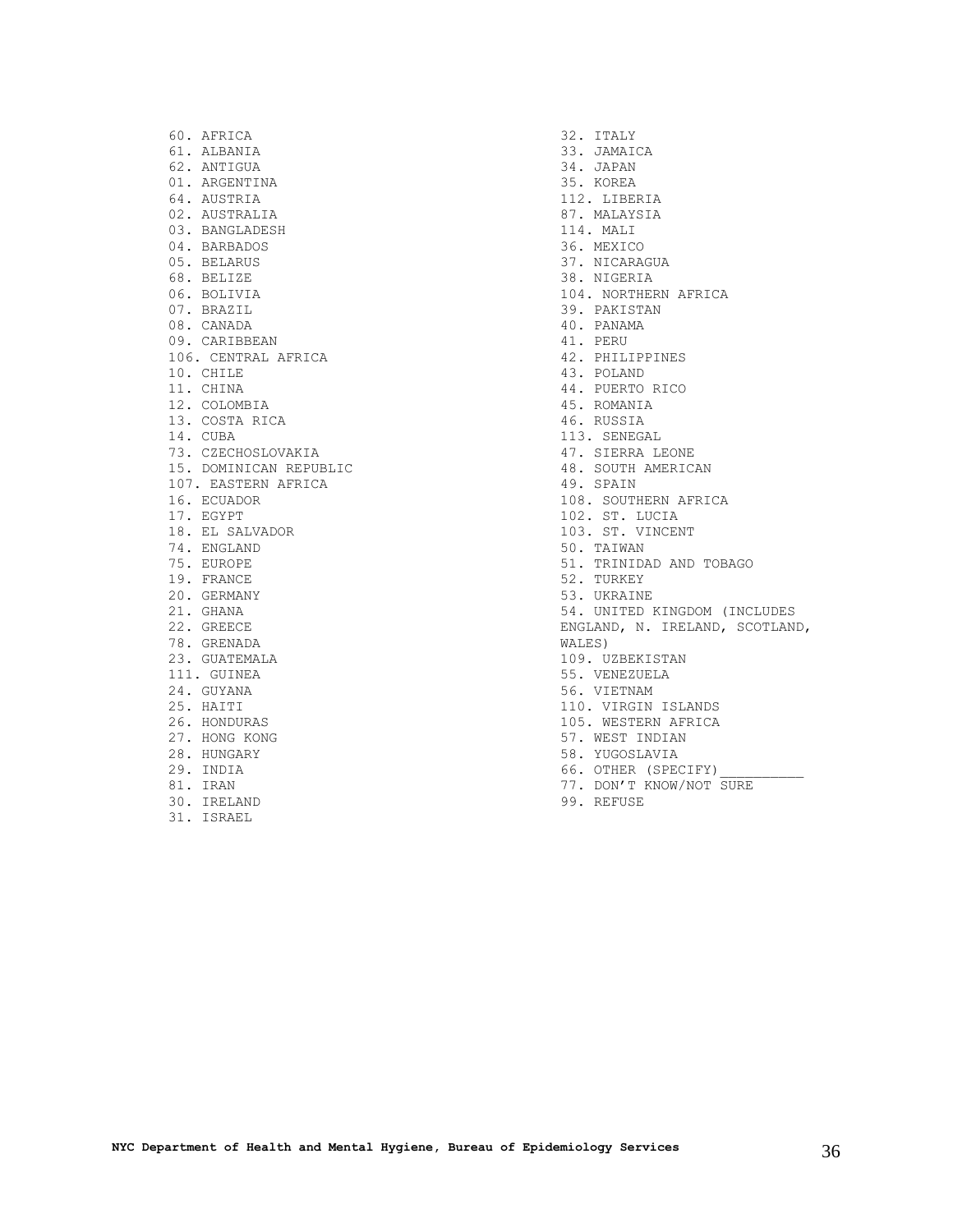60. AFRICA
61. ALBANIA
62. ANTIGUA
01. ARGENTINA
64. AUSTRIA
02. AUSTRALIA
03. BANGLADESH
04. BARBADOS
05. BELARUS
68. BELIZE
06. BOLIVIA
07. BRAZIL
08. CANADA
09. CARIBBEAN
106. CENTRAL AFRICA
10. CHILE
11. CHINA
12. COLOMBIA
13. COSTA RICA
14. CUBA
73. CZECHOSLOVAKIA
15. DOMINICAN REPUBLIC
107. EASTERN AFRICA
16. ECUADOR
17. EGYPT
18. EL SALVADOR
74. ENGLAND
75. EUROPE
19. FRANCE
20. GERMANY
21. GHANA
22. GREECE
78. GRENADA
23. GUATEMALA
111. GUINEA
24. GUYANA
25. HAITI
26. HONDURAS
27. HONG KONG
28. HUNGARY
29. INDIA
81. IRAN
30. IRELAND
31. ISRAEL
32. ITALY
33. JAMAICA
34. JAPAN
35. KOREA
112. LIBERIA
87. MALAYSIA
114. MALI
36. MEXICO
37. NICARAGUA
38. NIGERIA
104. NORTHERN AFRICA
39. PAKISTAN
40. PANAMA
41. PERU
42. PHILIPPINES
43. POLAND
44. PUERTO RICO
45. ROMANIA
46. RUSSIA
113. SENEGAL
47. SIERRA LEONE
48. SOUTH AMERICAN
49. SPAIN
108. SOUTHERN AFRICA
102. ST. LUCIA
103. ST. VINCENT
50. TAIWAN
51. TRINIDAD AND TOBAGO
52. TURKEY
53. UKRAINE
54. UNITED KINGDOM (INCLUDES ENGLAND, N. IRELAND, SCOTLAND, WALES)
109. UZBEKISTAN
55. VENEZUELA
56. VIETNAM
110. VIRGIN ISLANDS
105. WESTERN AFRICA
57. WEST INDIAN
58. YUGOSLAVIA
66. OTHER (SPECIFY)__________
77. DON'T KNOW/NOT SURE
99. REFUSE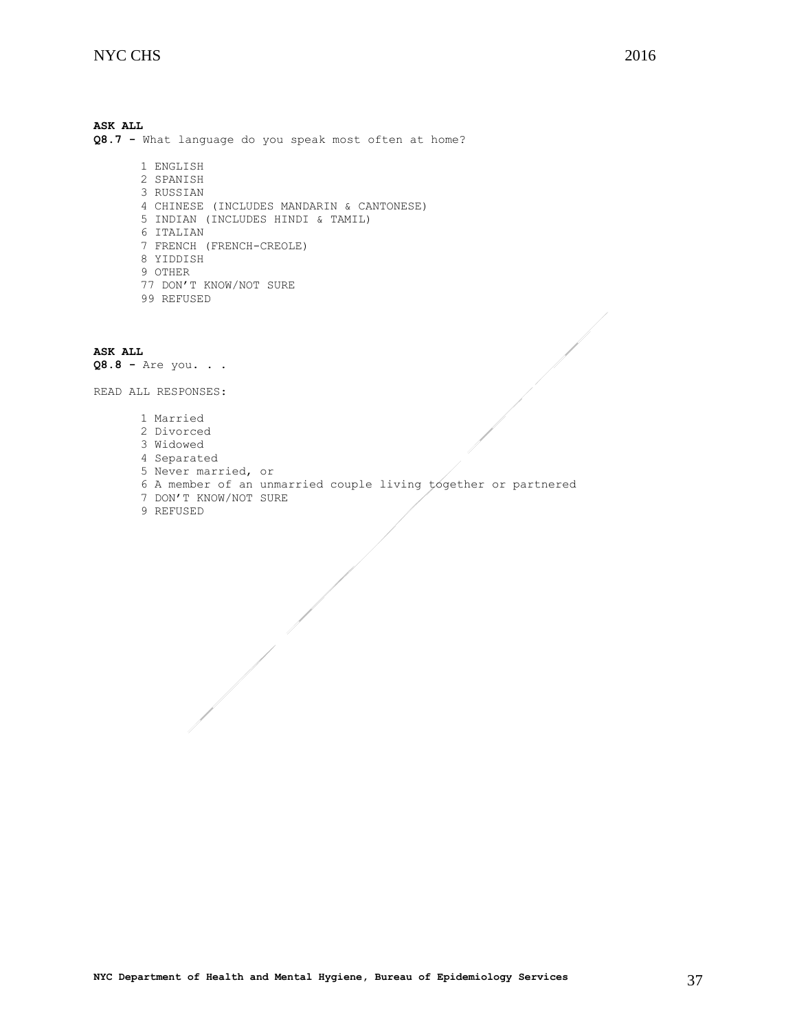**ASK ALL**
**Q8.7 -** What language do you speak most often at home?

1 ENGLISH
2 SPANISH
3 RUSSIAN
4 CHINESE (INCLUDES MANDARIN & CANTONESE)
5 INDIAN (INCLUDES HINDI & TAMIL)
6 ITALIAN
7 FRENCH (FRENCH-CREOLE)
8 YIDDISH
9 OTHER
77 DON'T KNOW/NOT SURE
99 REFUSED

**ASK ALL**
**Q8.8 -** Are you. . .

READ ALL RESPONSES:

1 Married
2 Divorced
3 Widowed
4 Separated
5 Never married, or
6 A member of an unmarried couple living together or partnered
7 DON'T KNOW/NOT SURE
9 REFUSED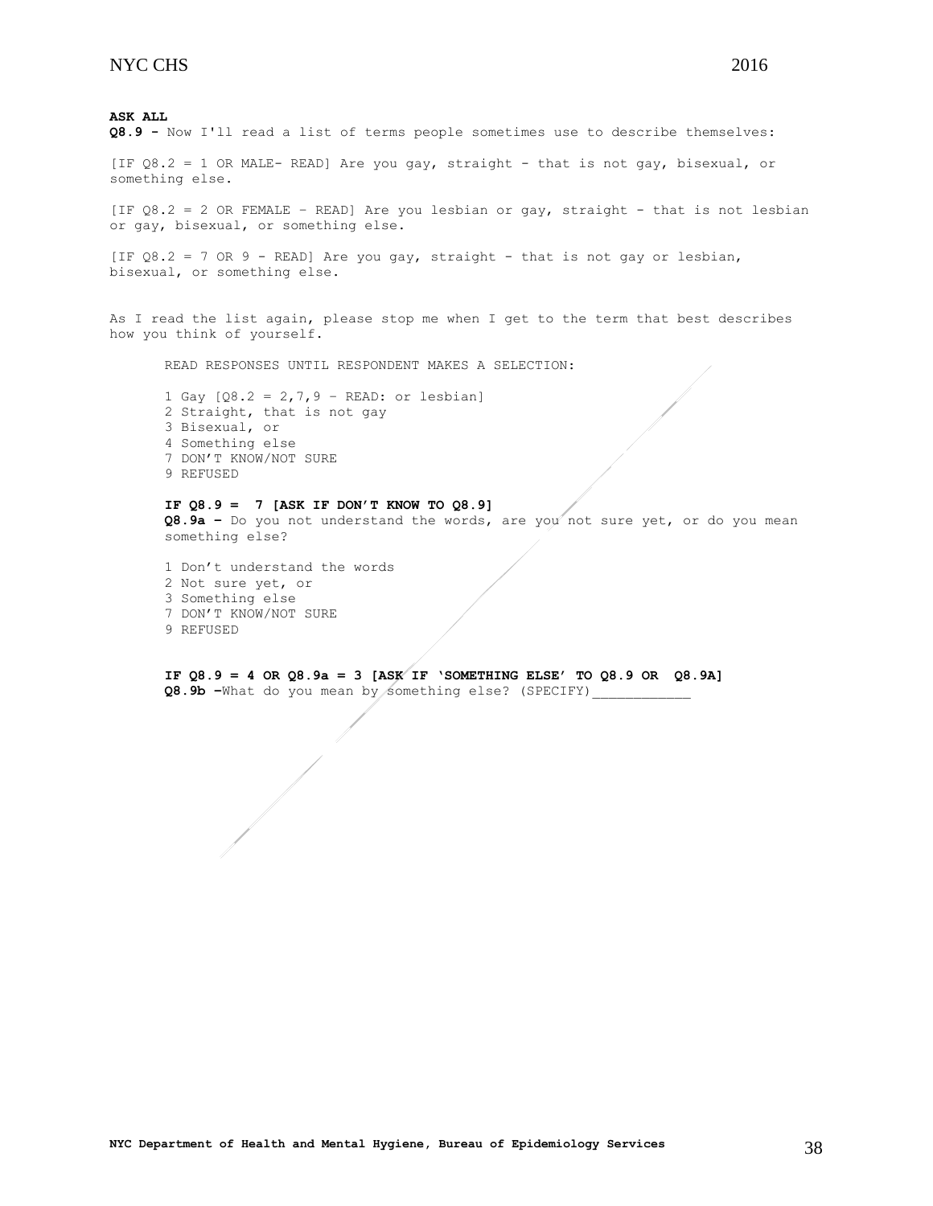**ASK ALL**

**Q8.9 -** Now I'll read a list of terms people sometimes use to describe themselves:

[IF Q8.2 = 1 OR MALE- READ] Are you gay, straight - that is not gay, bisexual, or something else.

[IF Q8.2 = 2 OR FEMALE – READ] Are you lesbian or gay, straight - that is not lesbian or gay, bisexual, or something else.

[IF Q8.2 = 7 OR 9 - READ] Are you gay, straight - that is not gay or lesbian, bisexual, or something else.

As I read the list again, please stop me when I get to the term that best describes how you think of yourself.

READ RESPONSES UNTIL RESPONDENT MAKES A SELECTION:

1 Gay [Q8.2 = 2,7,9 – READ: or lesbian]
2 Straight, that is not gay
3 Bisexual, or
4 Something else
7 DON'T KNOW/NOT SURE
9 REFUSED

**IF Q8.9 = 7 [ASK IF DON'T KNOW TO Q8.9]**
**Q8.9a –** Do you not understand the words, are you not sure yet, or do you mean something else?

1 Don't understand the words
2 Not sure yet, or
3 Something else
7 DON'T KNOW/NOT SURE
9 REFUSED

**IF Q8.9 = 4 OR Q8.9a = 3 [ASK IF 'SOMETHING ELSE' TO Q8.9 OR Q8.9A]**
**Q8.9b –**What do you mean by something else? (SPECIFY)____________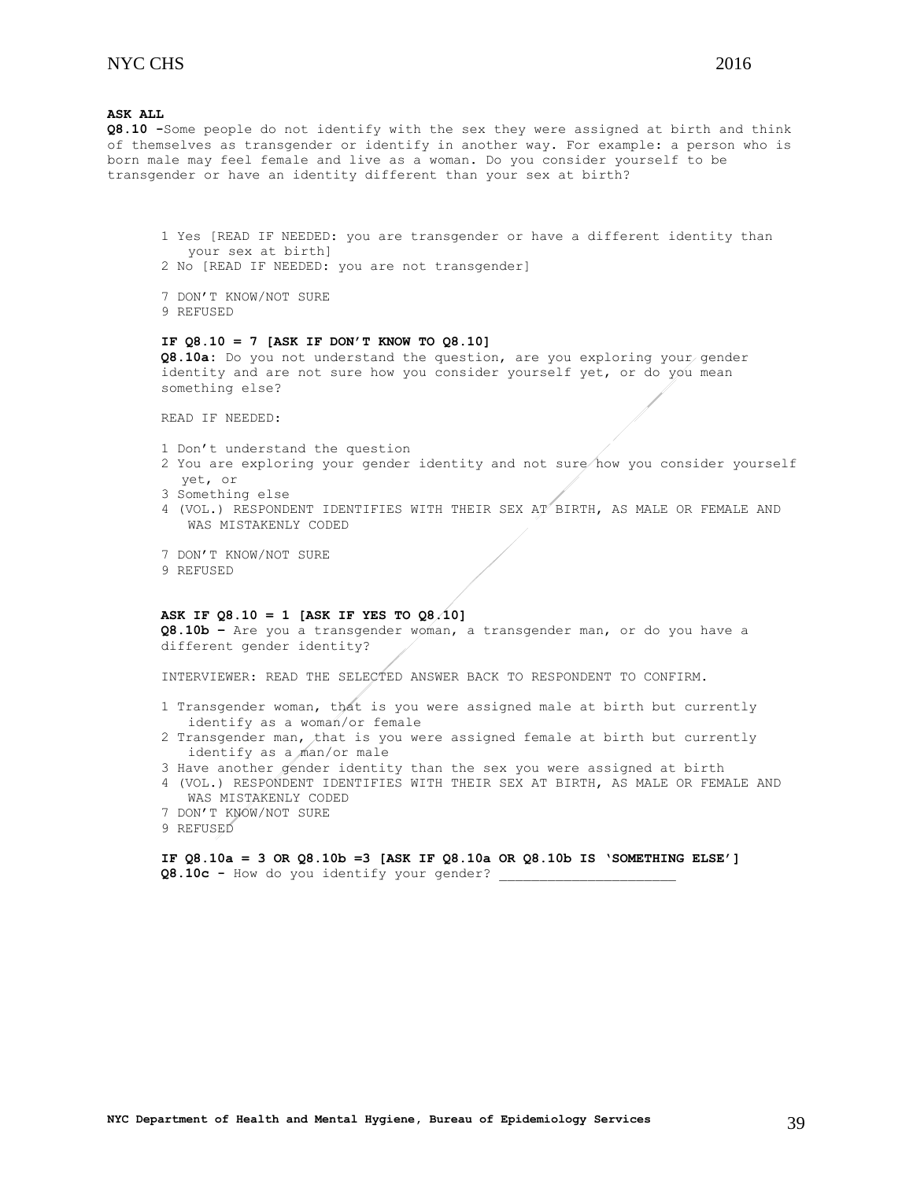**ASK ALL**

**Q8.10 -**Some people do not identify with the sex they were assigned at birth and think of themselves as transgender or identify in another way. For example: a person who is born male may feel female and live as a woman. Do you consider yourself to be transgender or have an identity different than your sex at birth?

1 Yes [READ IF NEEDED: you are transgender or have a different identity than your sex at birth]
2 No [READ IF NEEDED: you are not transgender]

7 DON'T KNOW/NOT SURE
9 REFUSED

**IF Q8.10 = 7 [ASK IF DON'T KNOW TO Q8.10]**

**Q8.10a:** Do you not understand the question, are you exploring your gender identity and are not sure how you consider yourself yet, or do you mean something else?

READ IF NEEDED:

1 Don't understand the question
2 You are exploring your gender identity and not sure how you consider yourself yet, or
3 Something else
4 (VOL.) RESPONDENT IDENTIFIES WITH THEIR SEX AT BIRTH, AS MALE OR FEMALE AND WAS MISTAKENLY CODED

7 DON'T KNOW/NOT SURE
9 REFUSED

**ASK IF Q8.10 = 1 [ASK IF YES TO Q8.10]**

**Q8.10b –** Are you a transgender woman, a transgender man, or do you have a different gender identity?

INTERVIEWER: READ THE SELECTED ANSWER BACK TO RESPONDENT TO CONFIRM.

1 Transgender woman, that is you were assigned male at birth but currently identify as a woman/or female
2 Transgender man, that is you were assigned female at birth but currently identify as a man/or male
3 Have another gender identity than the sex you were assigned at birth
4 (VOL.) RESPONDENT IDENTIFIES WITH THEIR SEX AT BIRTH, AS MALE OR FEMALE AND WAS MISTAKENLY CODED
7 DON'T KNOW/NOT SURE
9 REFUSED

**IF Q8.10a = 3 OR Q8.10b =3 [ASK IF Q8.10a OR Q8.10b IS 'SOMETHING ELSE']**

**Q8.10c -** How do you identify your gender? ______________________

NYC Department of Health and Mental Hygiene, Bureau of Epidemiology Services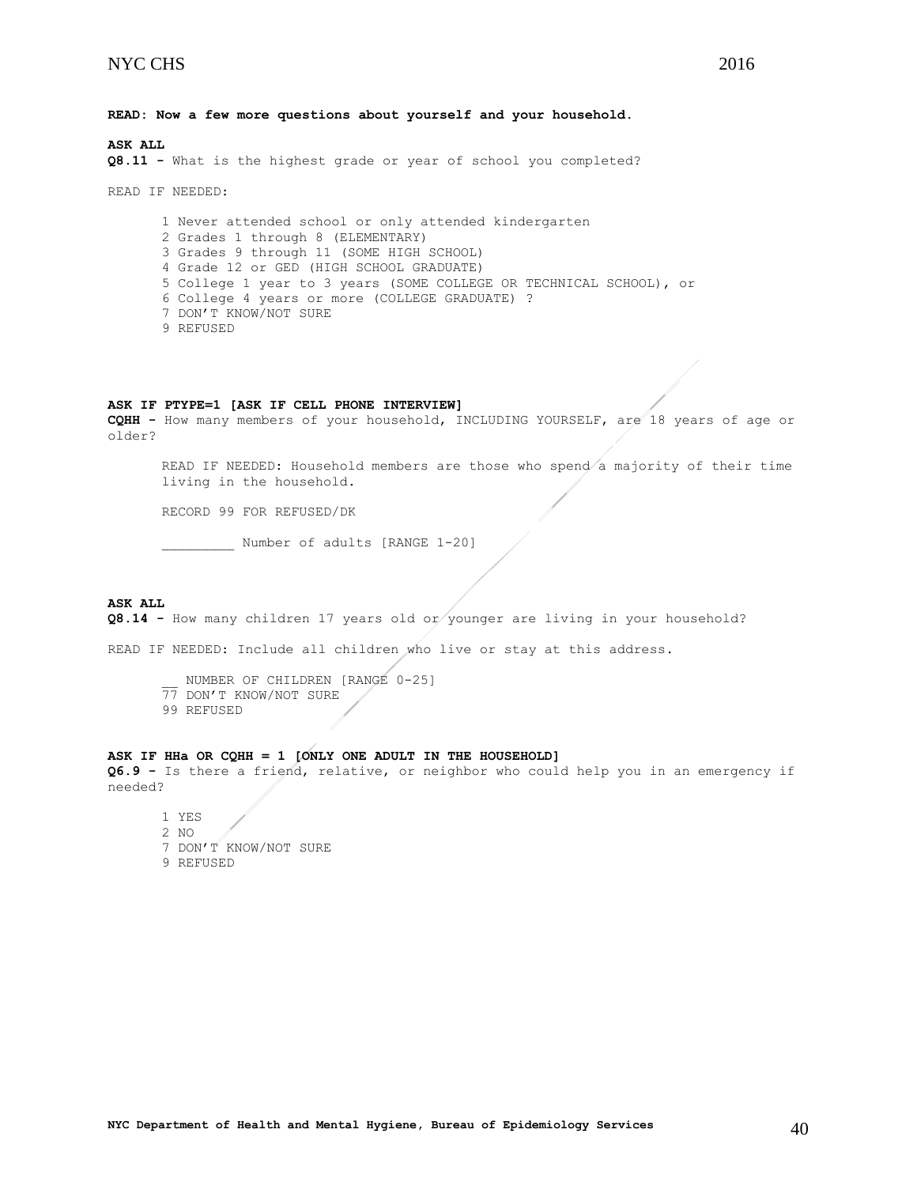**READ: Now a few more questions about yourself and your household.**

**ASK ALL**

**Q8.11 -** What is the highest grade or year of school you completed?

READ IF NEEDED:

1 Never attended school or only attended kindergarten
2 Grades 1 through 8 (ELEMENTARY)
3 Grades 9 through 11 (SOME HIGH SCHOOL)
4 Grade 12 or GED (HIGH SCHOOL GRADUATE)
5 College 1 year to 3 years (SOME COLLEGE OR TECHNICAL SCHOOL), or
6 College 4 years or more (COLLEGE GRADUATE) ?
7 DON'T KNOW/NOT SURE
9 REFUSED

**ASK IF PTYPE=1 [ASK IF CELL PHONE INTERVIEW]**

**CQHH -** How many members of your household, INCLUDING YOURSELF, are 18 years of age or older?

READ IF NEEDED: Household members are those who spend a majority of their time living in the household.

RECORD 99 FOR REFUSED/DK

_________ Number of adults [RANGE 1-20]

**ASK ALL**

**Q8.14 -** How many children 17 years old or younger are living in your household?

READ IF NEEDED: Include all children who live or stay at this address.

__ NUMBER OF CHILDREN [RANGE 0-25]
77 DON'T KNOW/NOT SURE
99 REFUSED

**ASK IF HHa OR CQHH = 1 [ONLY ONE ADULT IN THE HOUSEHOLD]**

**Q6.9 -** Is there a friend, relative, or neighbor who could help you in an emergency if needed?

1 YES
2 NO
7 DON'T KNOW/NOT SURE
9 REFUSED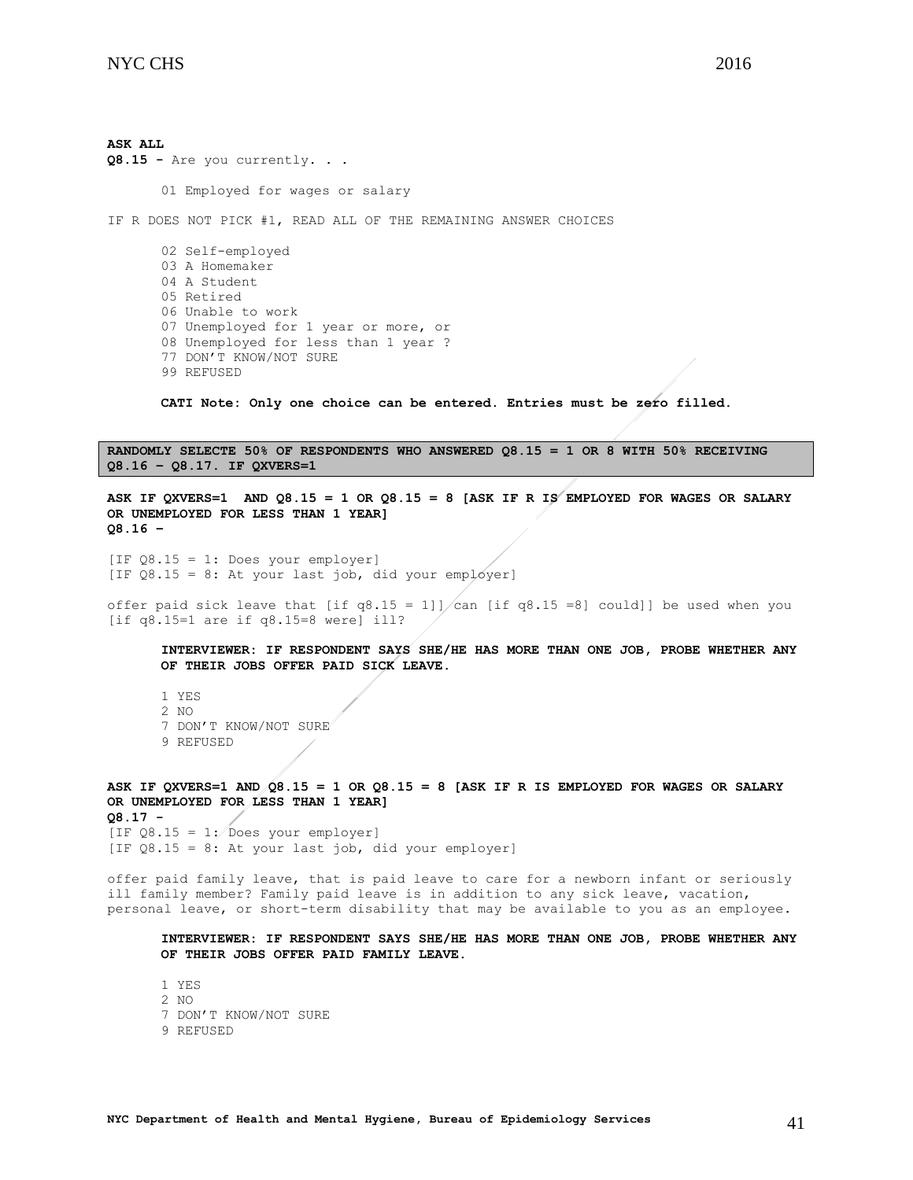**ASK ALL**

**Q8.15 -** Are you currently. . .

01 Employed for wages or salary

IF R DOES NOT PICK #1, READ ALL OF THE REMAINING ANSWER CHOICES

02 Self-employed
03 A Homemaker
04 A Student
05 Retired
06 Unable to work
07 Unemployed for 1 year or more, or
08 Unemployed for less than 1 year ?
77 DON'T KNOW/NOT SURE
99 REFUSED

**CATI Note: Only one choice can be entered. Entries must be zero filled.**

**RANDOMLY SELECTE 50% OF RESPONDENTS WHO ANSWERED Q8.15 = 1 OR 8 WITH 50% RECEIVING Q8.16 – Q8.17. IF QXVERS=1**

**ASK IF QXVERS=1 AND Q8.15 = 1 OR Q8.15 = 8 [ASK IF R IS EMPLOYED FOR WAGES OR SALARY OR UNEMPLOYED FOR LESS THAN 1 YEAR]**

**Q8.16 –**

[IF Q8.15 = 1: Does your employer]
[IF Q8.15 = 8: At your last job, did your employer]

offer paid sick leave that [if q8.15 = 1]] can [if q8.15 =8] could]] be used when you [if q8.15=1 are if q8.15=8 were] ill?

**INTERVIEWER: IF RESPONDENT SAYS SHE/HE HAS MORE THAN ONE JOB, PROBE WHETHER ANY OF THEIR JOBS OFFER PAID SICK LEAVE.**

1 YES
2 NO
7 DON'T KNOW/NOT SURE
9 REFUSED

**ASK IF QXVERS=1 AND Q8.15 = 1 OR Q8.15 = 8 [ASK IF R IS EMPLOYED FOR WAGES OR SALARY OR UNEMPLOYED FOR LESS THAN 1 YEAR]**

**Q8.17 -**

[IF Q8.15 = 1: Does your employer]
[IF Q8.15 = 8: At your last job, did your employer]

offer paid family leave, that is paid leave to care for a newborn infant or seriously ill family member? Family paid leave is in addition to any sick leave, vacation, personal leave, or short-term disability that may be available to you as an employee.

**INTERVIEWER: IF RESPONDENT SAYS SHE/HE HAS MORE THAN ONE JOB, PROBE WHETHER ANY OF THEIR JOBS OFFER PAID FAMILY LEAVE.**

1 YES
2 NO
7 DON'T KNOW/NOT SURE
9 REFUSED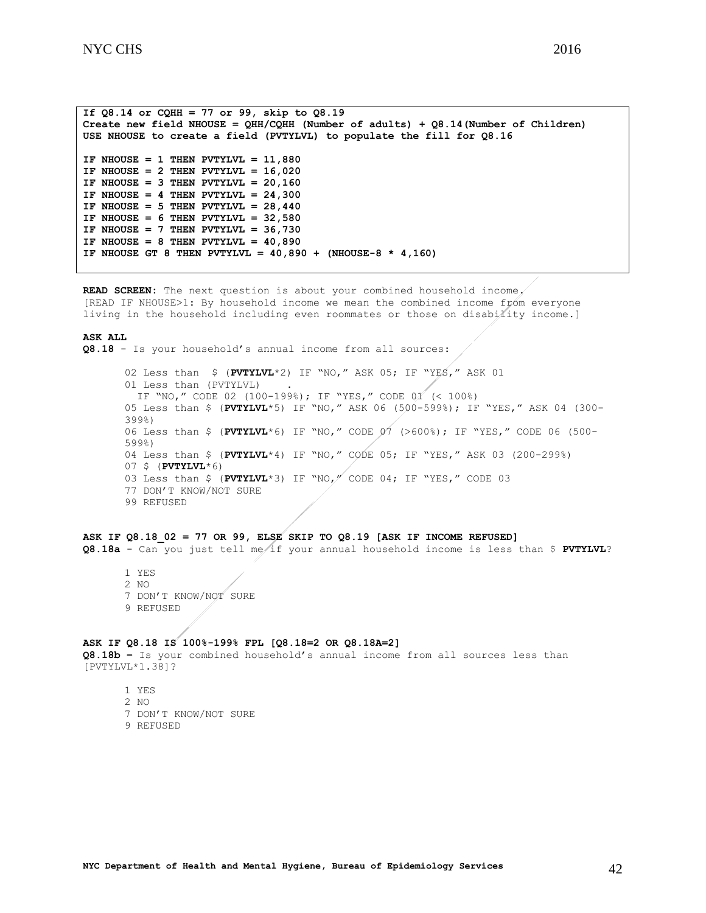**If Q8.14 or CQHH = 77 or 99, skip to Q8.19**
**Create new field NHOUSE = QHH/CQHH (Number of adults) + Q8.14(Number of Children)**
**USE NHOUSE to create a field (PVTYLVL) to populate the fill for Q8.16**

**IF NHOUSE = 1 THEN PVTYLVL = 11,880**
**IF NHOUSE = 2 THEN PVTYLVL = 16,020**
**IF NHOUSE = 3 THEN PVTYLVL = 20,160**
**IF NHOUSE = 4 THEN PVTYLVL = 24,300**
**IF NHOUSE = 5 THEN PVTYLVL = 28,440**
**IF NHOUSE = 6 THEN PVTYLVL = 32,580**
**IF NHOUSE = 7 THEN PVTYLVL = 36,730**
**IF NHOUSE = 8 THEN PVTYLVL = 40,890**
**IF NHOUSE GT 8 THEN PVTYLVL = 40,890 + (NHOUSE-8 * 4,160)**

**READ SCREEN:** The next question is about your combined household income.
[READ IF NHOUSE>1: By household income we mean the combined income from everyone living in the household including even roommates or those on disability income.]

**ASK ALL**
**Q8.18** – Is your household's annual income from all sources:

- 02 Less than $ (**PVTYLVL***2) IF "NO," ASK 05; IF "YES," ASK 01
- 01 Less than (PVTYLVL) . IF "NO," CODE 02 (100-199%); IF "YES," CODE 01 (< 100%)
- 05 Less than $ (**PVTYLVL***5) IF "NO," ASK 06 (500-599%); IF "YES," ASK 04 (300-399%)
- 06 Less than $ (**PVTYLVL***6) IF "NO," CODE 07 (>600%); IF "YES," CODE 06 (500-599%)
- 04 Less than $ (**PVTYLVL***4) IF "NO," CODE 05; IF "YES," ASK 03 (200-299%)
- 07 $ (**PVTYLVL***6)
- 03 Less than $ (**PVTYLVL***3) IF "NO," CODE 04; IF "YES," CODE 03
- 77 DON'T KNOW/NOT SURE
- 99 REFUSED

**ASK IF Q8.18_02 = 77 OR 99, ELSE SKIP TO Q8.19 [ASK IF INCOME REFUSED]**
**Q8.18a** - Can you just tell me if your annual household income is less than $ **PVTYLVL**?

- 1 YES
- 2 NO
- 7 DON'T KNOW/NOT SURE
- 9 REFUSED

**ASK IF Q8.18 IS 100%-199% FPL [Q8.18=2 OR Q8.18A=2]**
**Q8.18b –** Is your combined household's annual income from all sources less than [PVTYLVL*1.38]?

- 1 YES
- 2 NO
- 7 DON'T KNOW/NOT SURE
- 9 REFUSED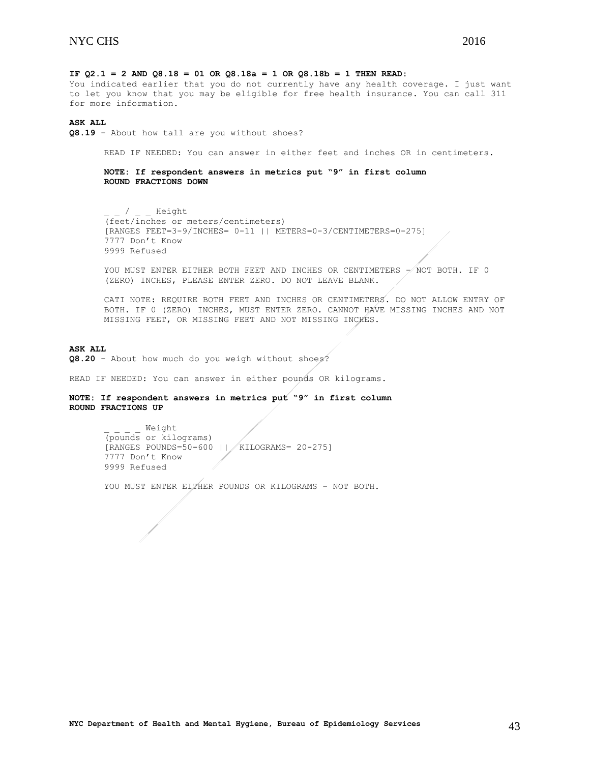**IF Q2.1 = 2 AND Q8.18 = 01 OR Q8.18a = 1 OR Q8.18b = 1 THEN READ:**
You indicated earlier that you do not currently have any health coverage. I just want to let you know that you may be eligible for free health insurance. You can call 311 for more information.

**ASK ALL**
**Q8.19** - About how tall are you without shoes?

READ IF NEEDED: You can answer in either feet and inches OR in centimeters.

**NOTE: If respondent answers in metrics put "9" in first column**
**ROUND FRACTIONS DOWN**

_ _ / _ _ Height
(feet/inches or meters/centimeters)
[RANGES FEET=3-9/INCHES= 0-11 || METERS=0-3/CENTIMETERS=0-275]
7777 Don't Know
9999 Refused

YOU MUST ENTER EITHER BOTH FEET AND INCHES OR CENTIMETERS – NOT BOTH. IF 0 (ZERO) INCHES, PLEASE ENTER ZERO. DO NOT LEAVE BLANK.

CATI NOTE: REQUIRE BOTH FEET AND INCHES OR CENTIMETERS. DO NOT ALLOW ENTRY OF BOTH. IF 0 (ZERO) INCHES, MUST ENTER ZERO. CANNOT HAVE MISSING INCHES AND NOT MISSING FEET, OR MISSING FEET AND NOT MISSING INCHES.

**ASK ALL**
**Q8.20** - About how much do you weigh without shoes?

READ IF NEEDED: You can answer in either pounds OR kilograms.

**NOTE: If respondent answers in metrics put "9" in first column**
**ROUND FRACTIONS UP**

_ _ _ _ Weight
(pounds or kilograms)
[RANGES POUNDS=50-600 || KILOGRAMS= 20-275]
7777 Don't Know
9999 Refused

YOU MUST ENTER EITHER POUNDS OR KILOGRAMS – NOT BOTH.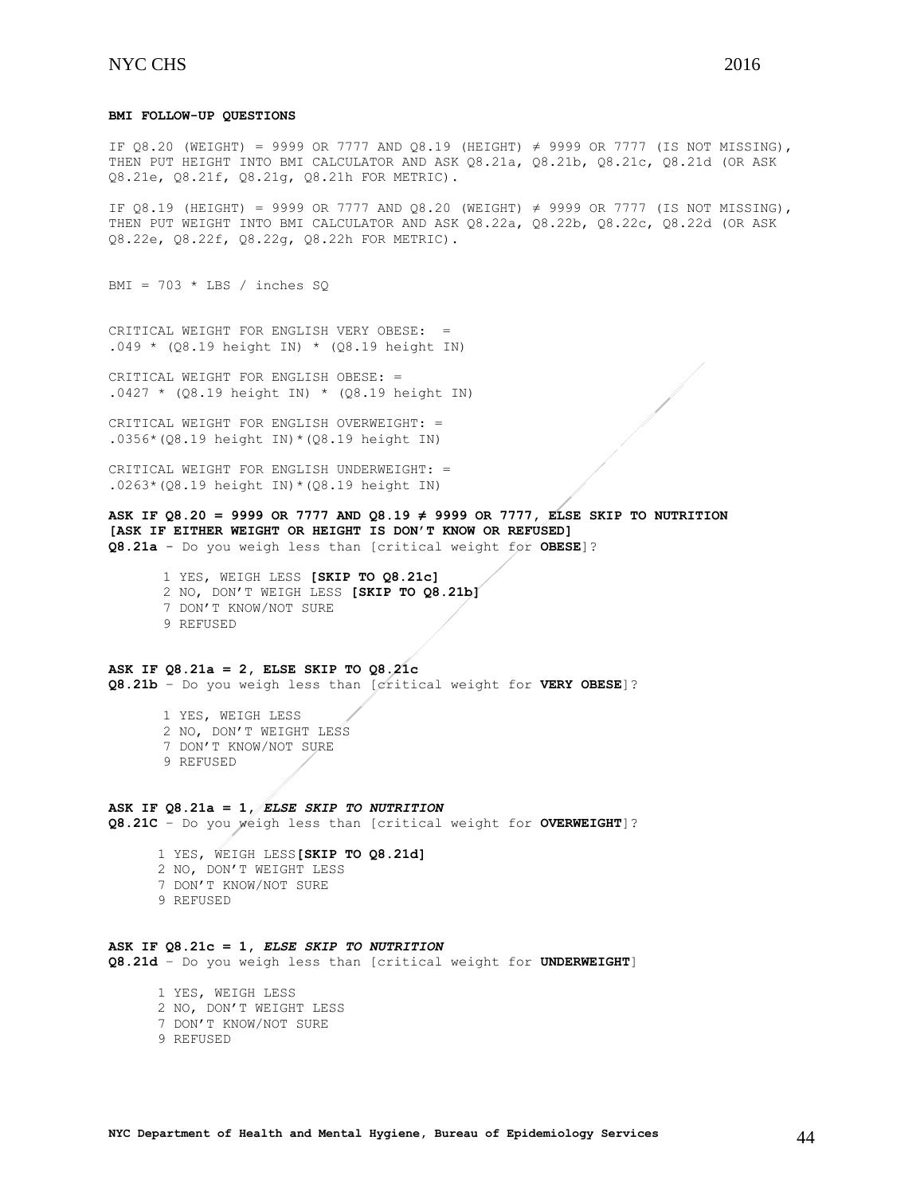**BMI FOLLOW-UP QUESTIONS**

IF Q8.20 (WEIGHT) = 9999 OR 7777 AND Q8.19 (HEIGHT) ≠ 9999 OR 7777 (IS NOT MISSING), THEN PUT HEIGHT INTO BMI CALCULATOR AND ASK Q8.21a, Q8.21b, Q8.21c, Q8.21d (OR ASK Q8.21e, Q8.21f, Q8.21g, Q8.21h FOR METRIC).

IF Q8.19 (HEIGHT) = 9999 OR 7777 AND Q8.20 (WEIGHT) ≠ 9999 OR 7777 (IS NOT MISSING), THEN PUT WEIGHT INTO BMI CALCULATOR AND ASK Q8.22a, Q8.22b, Q8.22c, Q8.22d (OR ASK Q8.22e, Q8.22f, Q8.22g, Q8.22h FOR METRIC).

BMI = 703 * LBS / inches SQ

CRITICAL WEIGHT FOR ENGLISH VERY OBESE: =
.049 * (Q8.19 height IN) * (Q8.19 height IN)

CRITICAL WEIGHT FOR ENGLISH OBESE: =
.0427 * (Q8.19 height IN) * (Q8.19 height IN)

CRITICAL WEIGHT FOR ENGLISH OVERWEIGHT: =
.0356*(Q8.19 height IN)*(Q8.19 height IN)

CRITICAL WEIGHT FOR ENGLISH UNDERWEIGHT: =
.0263*(Q8.19 height IN)*(Q8.19 height IN)

**ASK IF Q8.20 = 9999 OR 7777 AND Q8.19 ≠ 9999 OR 7777, ELSE SKIP TO NUTRITION**
**[ASK IF EITHER WEIGHT OR HEIGHT IS DON'T KNOW OR REFUSED]**
**Q8.21a** - Do you weigh less than [critical weight for **OBESE**]?

1 YES, WEIGH LESS **[SKIP TO Q8.21c]**
2 NO, DON'T WEIGH LESS **[SKIP TO Q8.21b]**
7 DON'T KNOW/NOT SURE
9 REFUSED

**ASK IF Q8.21a = 2, ELSE SKIP TO Q8.21c**
**Q8.21b** – Do you weigh less than [critical weight for **VERY OBESE**]?

1 YES, WEIGH LESS
2 NO, DON'T WEIGHT LESS
7 DON'T KNOW/NOT SURE
9 REFUSED

**ASK IF Q8.21a = 1, *ELSE SKIP TO NUTRITION***
**Q8.21C** – Do you weigh less than [critical weight for **OVERWEIGHT**]?

1 YES, WEIGH LESS**[SKIP TO Q8.21d]**
2 NO, DON'T WEIGHT LESS
7 DON'T KNOW/NOT SURE
9 REFUSED

**ASK IF Q8.21c = 1, *ELSE SKIP TO NUTRITION***
**Q8.21d** – Do you weigh less than [critical weight for **UNDERWEIGHT**]

1 YES, WEIGH LESS
2 NO, DON'T WEIGHT LESS
7 DON'T KNOW/NOT SURE
9 REFUSED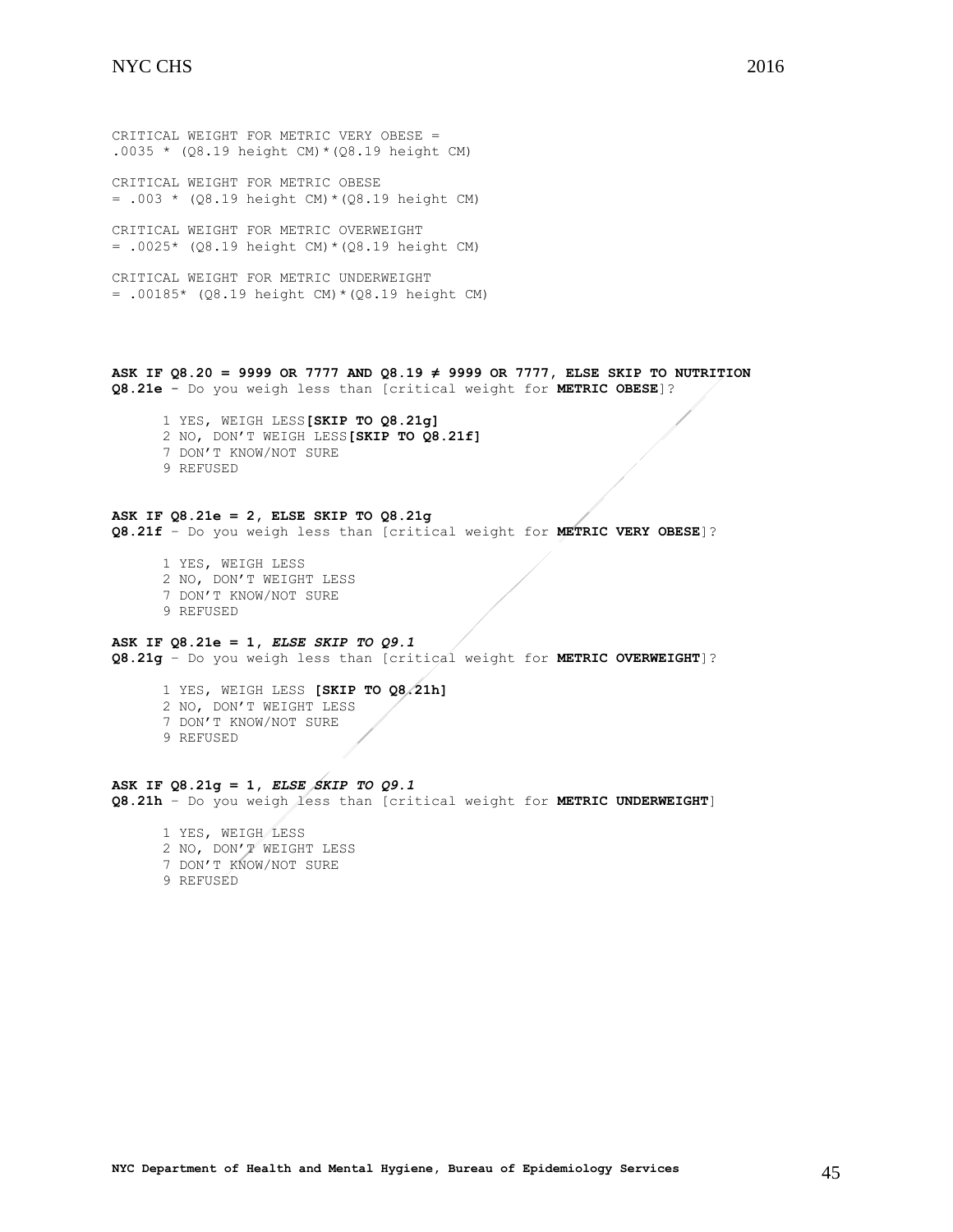CRITICAL WEIGHT FOR METRIC VERY OBESE =
.0035 * (Q8.19 height CM)*(Q8.19 height CM)

CRITICAL WEIGHT FOR METRIC OBESE
= .003 * (Q8.19 height CM)*(Q8.19 height CM)

CRITICAL WEIGHT FOR METRIC OVERWEIGHT
= .0025* (Q8.19 height CM)*(Q8.19 height CM)

CRITICAL WEIGHT FOR METRIC UNDERWEIGHT
= .00185* (Q8.19 height CM)*(Q8.19 height CM)

**ASK IF Q8.20 = 9999 OR 7777 AND Q8.19 ≠ 9999 OR 7777, ELSE SKIP TO NUTRITION**
**Q8.21e** - Do you weigh less than [critical weight for **METRIC OBESE**]?

1 YES, WEIGH LESS **[SKIP TO Q8.21g]**
2 NO, DON'T WEIGH LESS **[SKIP TO Q8.21f]**
7 DON'T KNOW/NOT SURE
9 REFUSED

**ASK IF Q8.21e = 2, ELSE SKIP TO Q8.21g**
**Q8.21f** – Do you weigh less than [critical weight for **METRIC VERY OBESE**]?

1 YES, WEIGH LESS
2 NO, DON'T WEIGHT LESS
7 DON'T KNOW/NOT SURE
9 REFUSED

**ASK IF Q8.21e = 1,** ***ELSE SKIP TO Q9.1***
**Q8.21g** – Do you weigh less than [critical weight for **METRIC OVERWEIGHT**]?

1 YES, WEIGH LESS **[SKIP TO Q8.21h]**
2 NO, DON'T WEIGHT LESS
7 DON'T KNOW/NOT SURE
9 REFUSED

**ASK IF Q8.21g = 1,** ***ELSE SKIP TO Q9.1***
**Q8.21h** – Do you weigh less than [critical weight for **METRIC UNDERWEIGHT**]

1 YES, WEIGH LESS
2 NO, DON'T WEIGHT LESS
7 DON'T KNOW/NOT SURE
9 REFUSED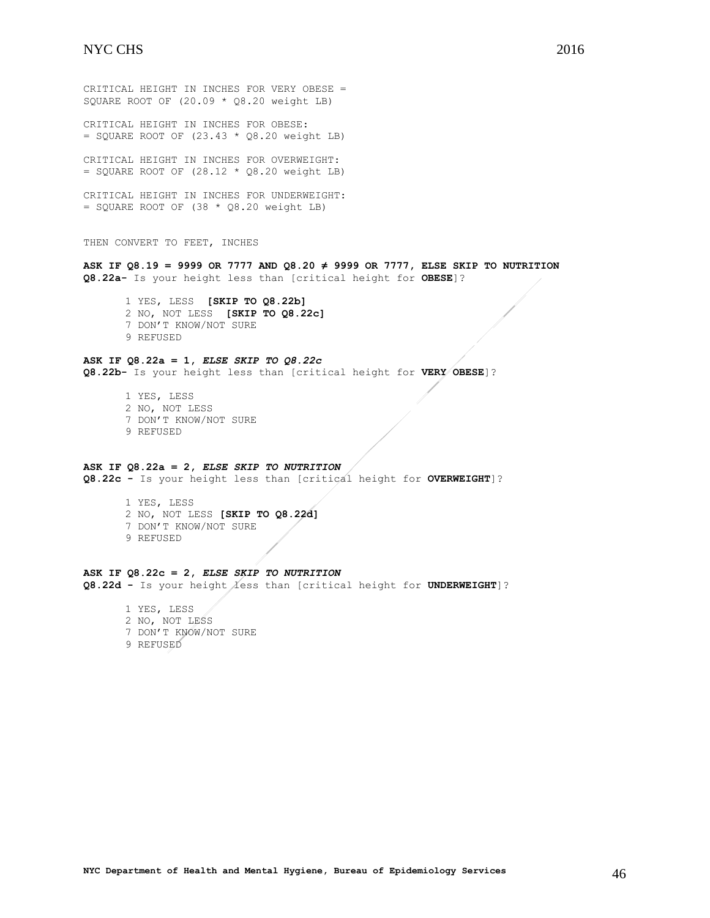CRITICAL HEIGHT IN INCHES FOR VERY OBESE =
SQUARE ROOT OF (20.09 * Q8.20 weight LB)

CRITICAL HEIGHT IN INCHES FOR OBESE:
= SQUARE ROOT OF (23.43 * Q8.20 weight LB)

CRITICAL HEIGHT IN INCHES FOR OVERWEIGHT:
= SQUARE ROOT OF (28.12 * Q8.20 weight LB)

CRITICAL HEIGHT IN INCHES FOR UNDERWEIGHT:
= SQUARE ROOT OF (38 * Q8.20 weight LB)

THEN CONVERT TO FEET, INCHES

**ASK IF Q8.19 = 9999 OR 7777 AND Q8.20 ≠ 9999 OR 7777, ELSE SKIP TO NUTRITION**
**Q8.22a-** Is your height less than [critical height for **OBESE**]?

1 YES, LESS **[SKIP TO Q8.22b]**
2 NO, NOT LESS **[SKIP TO Q8.22c]**
7 DON'T KNOW/NOT SURE
9 REFUSED

**ASK IF Q8.22a = 1,** ***ELSE SKIP TO Q8.22c***
**Q8.22b-** Is your height less than [critical height for **VERY OBESE**]?

1 YES, LESS
2 NO, NOT LESS
7 DON'T KNOW/NOT SURE
9 REFUSED

**ASK IF Q8.22a = 2,** ***ELSE SKIP TO NUTRITION***
**Q8.22c -** Is your height less than [critical height for **OVERWEIGHT**]?

1 YES, LESS
2 NO, NOT LESS **[SKIP TO Q8.22d]**
7 DON'T KNOW/NOT SURE
9 REFUSED

**ASK IF Q8.22c = 2,** ***ELSE SKIP TO NUTRITION***
**Q8.22d -** Is your height less than [critical height for **UNDERWEIGHT**]?

1 YES, LESS
2 NO, NOT LESS
7 DON'T KNOW/NOT SURE
9 REFUSED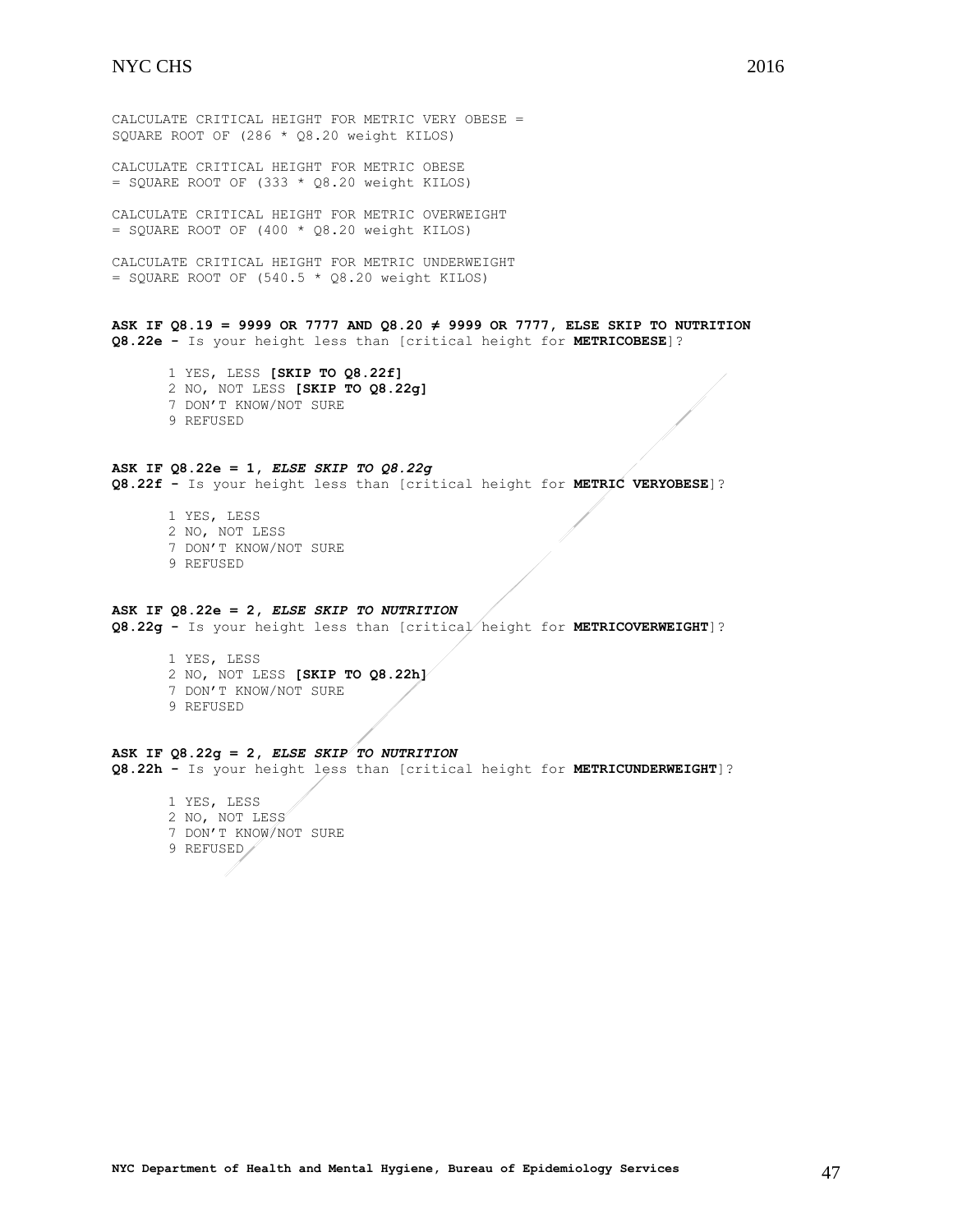CALCULATE CRITICAL HEIGHT FOR METRIC VERY OBESE = SQUARE ROOT OF (286 * Q8.20 weight KILOS)

CALCULATE CRITICAL HEIGHT FOR METRIC OBESE = SQUARE ROOT OF (333 * Q8.20 weight KILOS)

CALCULATE CRITICAL HEIGHT FOR METRIC OVERWEIGHT = SQUARE ROOT OF (400 * Q8.20 weight KILOS)

CALCULATE CRITICAL HEIGHT FOR METRIC UNDERWEIGHT = SQUARE ROOT OF (540.5 * Q8.20 weight KILOS)

**ASK IF Q8.19 = 9999 OR 7777 AND Q8.20 ≠ 9999 OR 7777, ELSE SKIP TO NUTRITION**
**Q8.22e -** Is your height less than [critical height for **METRICOBESE**]?

1 YES, LESS **[SKIP TO Q8.22f]**
2 NO, NOT LESS **[SKIP TO Q8.22g]**
7 DON'T KNOW/NOT SURE
9 REFUSED

**ASK IF Q8.22e = 1,** ***ELSE SKIP TO Q8.22g***
**Q8.22f -** Is your height less than [critical height for **METRIC VERYOBESE**]?

1 YES, LESS
2 NO, NOT LESS
7 DON'T KNOW/NOT SURE
9 REFUSED

**ASK IF Q8.22e = 2,** ***ELSE SKIP TO NUTRITION***
**Q8.22g -** Is your height less than [critical height for **METRICOVERWEIGHT**]?

1 YES, LESS
2 NO, NOT LESS **[SKIP TO Q8.22h]**
7 DON'T KNOW/NOT SURE
9 REFUSED

**ASK IF Q8.22g = 2,** ***ELSE SKIP TO NUTRITION***
**Q8.22h -** Is your height less than [critical height for **METRICUNDERWEIGHT**]?

1 YES, LESS
2 NO, NOT LESS
7 DON'T KNOW/NOT SURE
9 REFUSED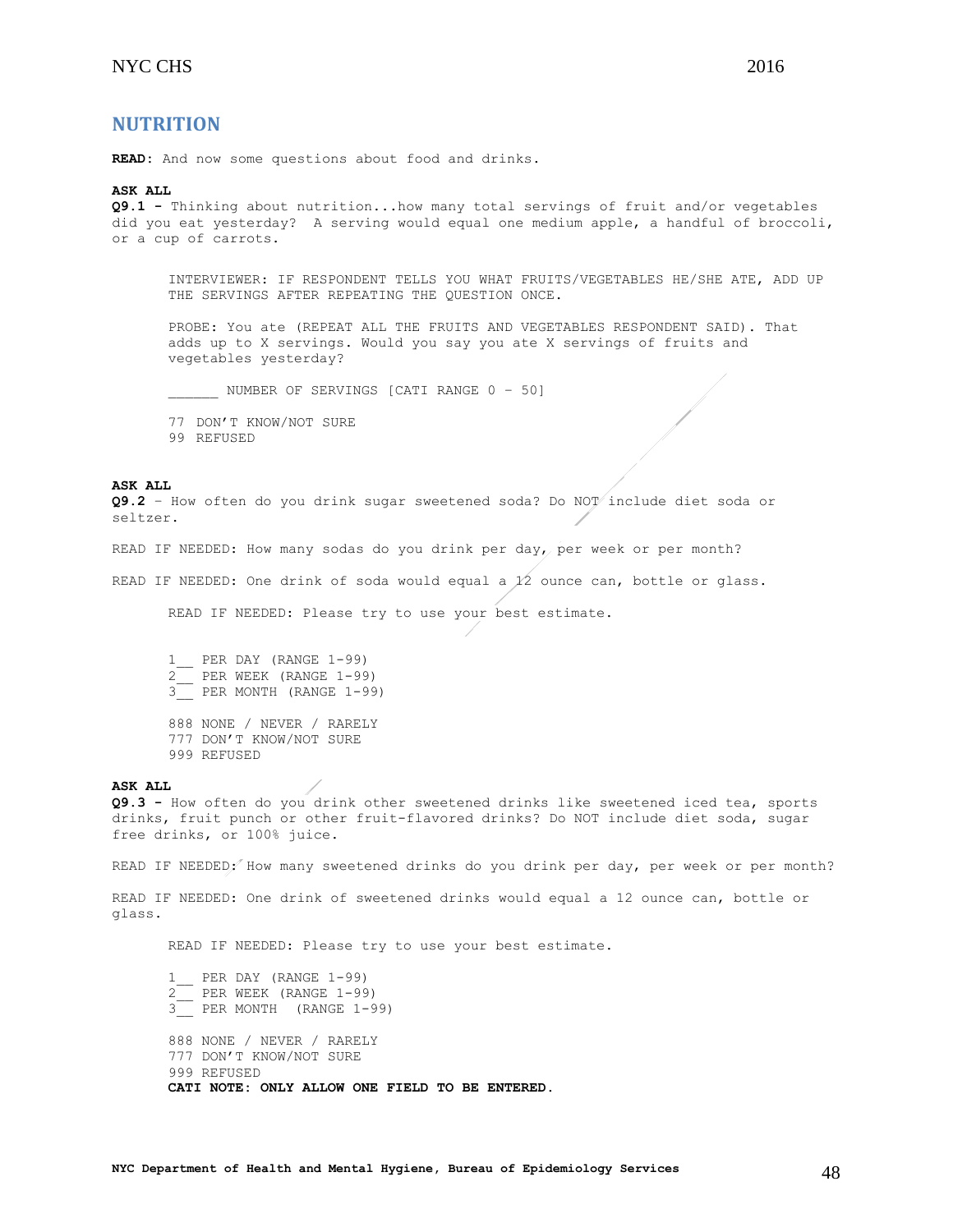## NUTRITION

**READ**: And now some questions about food and drinks.

**ASK ALL**

**Q9.1 -** Thinking about nutrition...how many total servings of fruit and/or vegetables did you eat yesterday? A serving would equal one medium apple, a handful of broccoli, or a cup of carrots.

> INTERVIEWER: IF RESPONDENT TELLS YOU WHAT FRUITS/VEGETABLES HE/SHE ATE, ADD UP THE SERVINGS AFTER REPEATING THE QUESTION ONCE.
>
> PROBE: You ate (REPEAT ALL THE FRUITS AND VEGETABLES RESPONDENT SAID). That adds up to X servings. Would you say you ate X servings of fruits and vegetables yesterday?
>
> ______ NUMBER OF SERVINGS [CATI RANGE 0 – 50]
>
> 77 DON'T KNOW/NOT SURE
> 99 REFUSED

**ASK ALL**

**Q9.2** – How often do you drink sugar sweetened soda? Do NOT include diet soda or seltzer.

READ IF NEEDED: How many sodas do you drink per day, per week or per month?

READ IF NEEDED: One drink of soda would equal a 12 ounce can, bottle or glass.

> READ IF NEEDED: Please try to use your best estimate.
>
> 1__ PER DAY (RANGE 1-99)
> 2__ PER WEEK (RANGE 1-99)
> 3__ PER MONTH (RANGE 1-99)
>
> 888 NONE / NEVER / RARELY
> 777 DON'T KNOW/NOT SURE
> 999 REFUSED

**ASK ALL**

**Q9.3 -** How often do you drink other sweetened drinks like sweetened iced tea, sports drinks, fruit punch or other fruit-flavored drinks? Do NOT include diet soda, sugar free drinks, or 100% juice.

READ IF NEEDED: How many sweetened drinks do you drink per day, per week or per month?

READ IF NEEDED: One drink of sweetened drinks would equal a 12 ounce can, bottle or glass.

> READ IF NEEDED: Please try to use your best estimate.
>
> 1__ PER DAY (RANGE 1-99)
> 2__ PER WEEK (RANGE 1-99)
> 3__ PER MONTH (RANGE 1-99)
>
> 888 NONE / NEVER / RARELY
> 777 DON'T KNOW/NOT SURE
> 999 REFUSED
> **CATI NOTE: ONLY ALLOW ONE FIELD TO BE ENTERED.**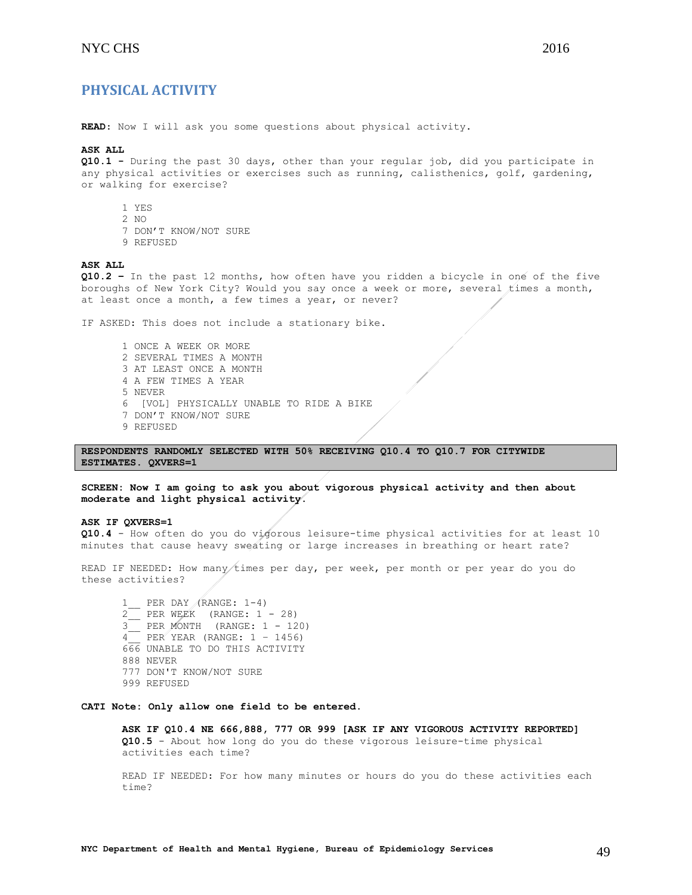## PHYSICAL ACTIVITY

**READ:** Now I will ask you some questions about physical activity.

**ASK ALL**
**Q10.1 -** During the past 30 days, other than your regular job, did you participate in any physical activities or exercises such as running, calisthenics, golf, gardening, or walking for exercise?

1 YES
2 NO
7 DON'T KNOW/NOT SURE
9 REFUSED

**ASK ALL**
**Q10.2 –** In the past 12 months, how often have you ridden a bicycle in one of the five boroughs of New York City? Would you say once a week or more, several times a month, at least once a month, a few times a year, or never?

IF ASKED: This does not include a stationary bike.

1 ONCE A WEEK OR MORE
2 SEVERAL TIMES A MONTH
3 AT LEAST ONCE A MONTH
4 A FEW TIMES A YEAR
5 NEVER
6 [VOL] PHYSICALLY UNABLE TO RIDE A BIKE
7 DON'T KNOW/NOT SURE
9 REFUSED

**RESPONDENTS RANDOMLY SELECTED WITH 50% RECEIVING Q10.4 TO Q10.7 FOR CITYWIDE ESTIMATES. QXVERS=1**

**SCREEN: Now I am going to ask you about vigorous physical activity and then about moderate and light physical activity.**

**ASK IF QXVERS=1**
**Q10.4** - How often do you do vigorous leisure-time physical activities for at least 10 minutes that cause heavy sweating or large increases in breathing or heart rate?

READ IF NEEDED: How many times per day, per week, per month or per year do you do these activities?

1__ PER DAY (RANGE: 1-4)
2__ PER WEEK (RANGE: 1 - 28)
3__ PER MONTH (RANGE: 1 - 120)
4__ PER YEAR (RANGE: 1 – 1456)
666 UNABLE TO DO THIS ACTIVITY
888 NEVER
777 DON'T KNOW/NOT SURE
999 REFUSED

**CATI Note: Only allow one field to be entered.**

**ASK IF Q10.4 NE 666,888, 777 OR 999 [ASK IF ANY VIGOROUS ACTIVITY REPORTED]**
**Q10.5** - About how long do you do these vigorous leisure-time physical activities each time?

READ IF NEEDED: For how many minutes or hours do you do these activities each time?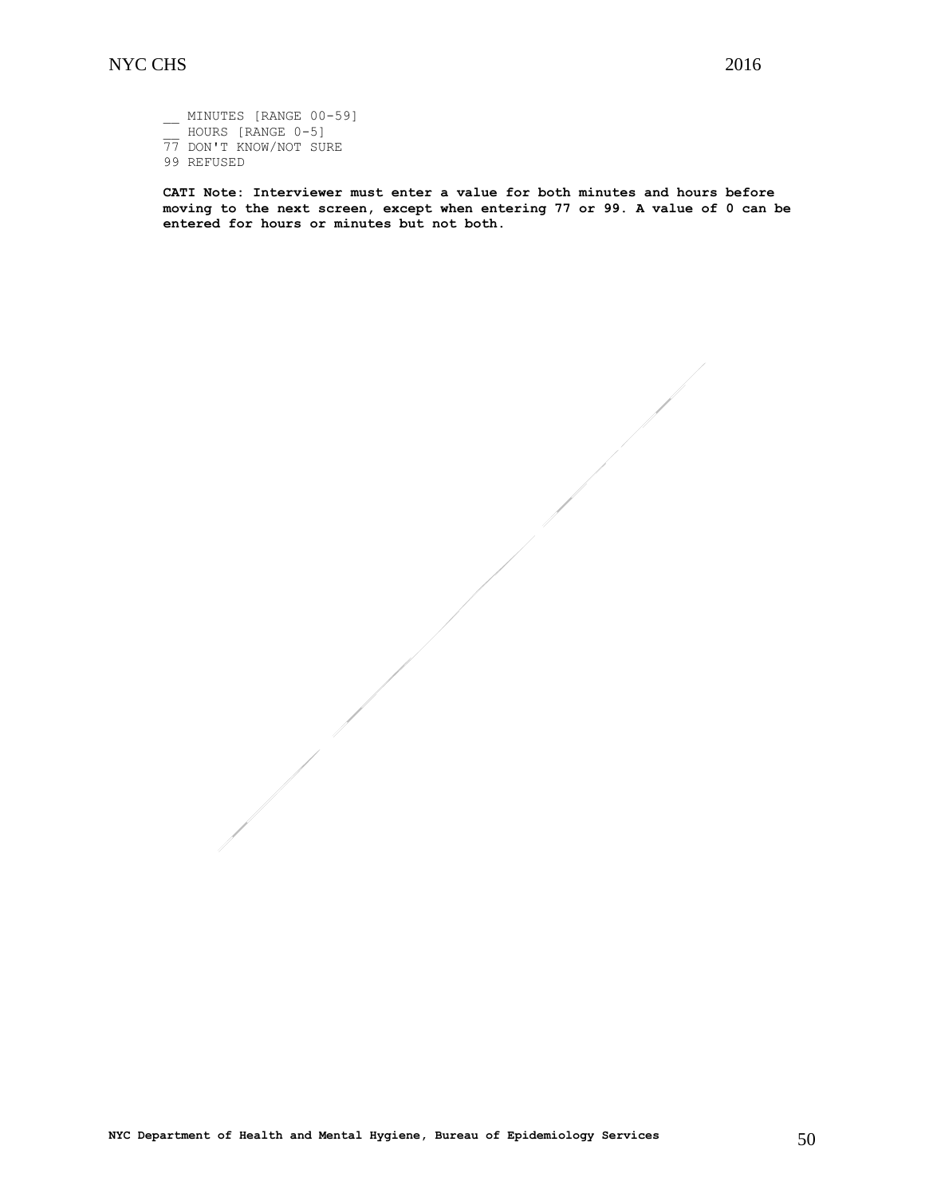__ MINUTES [RANGE 00-59]
__ HOURS [RANGE 0-5]
77 DON'T KNOW/NOT SURE
99 REFUSED

**CATI Note: Interviewer must enter a value for both minutes and hours before moving to the next screen, except when entering 77 or 99. A value of 0 can be entered for hours or minutes but not both.**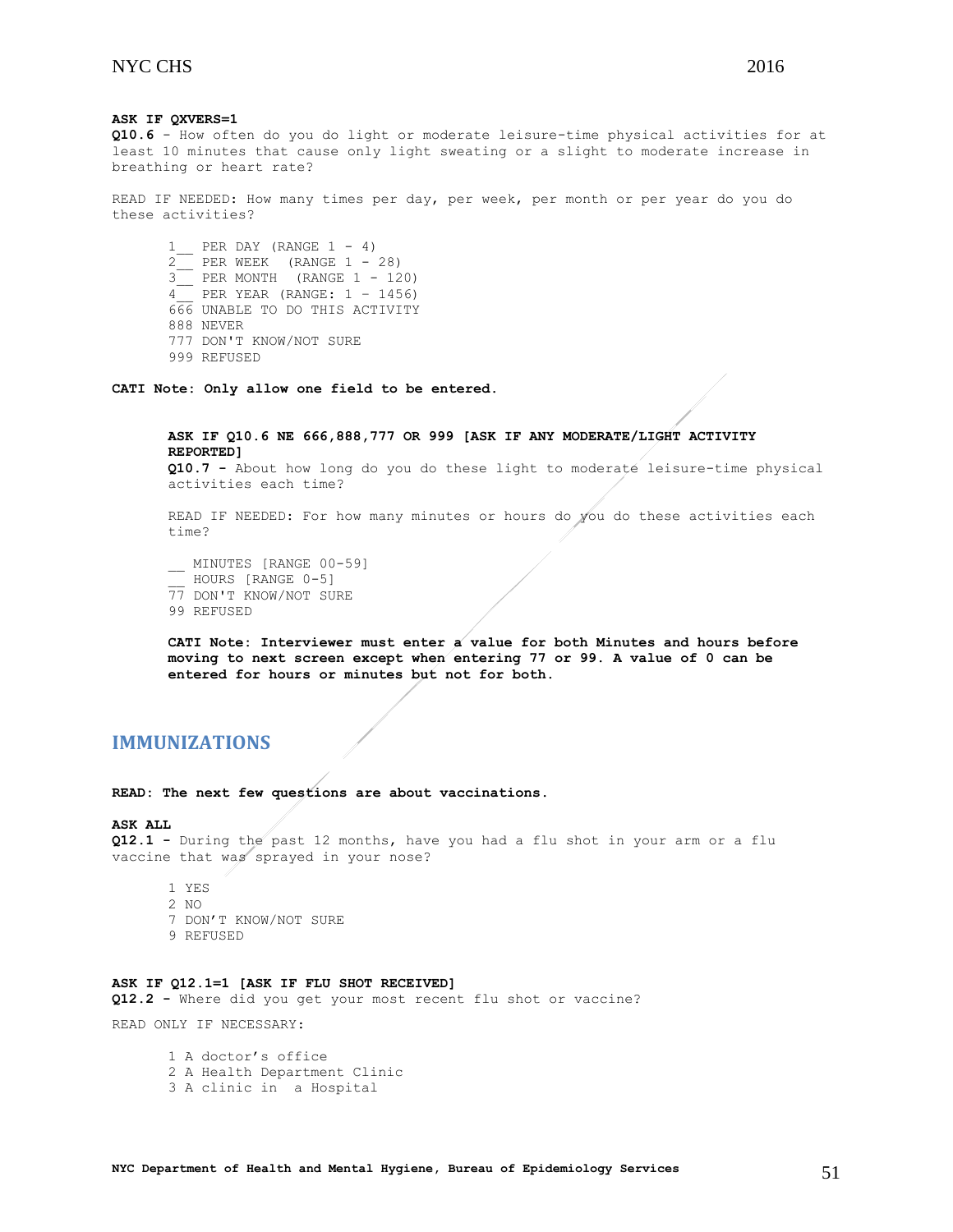**ASK IF QXVERS=1**

**Q10.6** - How often do you do light or moderate leisure-time physical activities for at least 10 minutes that cause only light sweating or a slight to moderate increase in breathing or heart rate?

READ IF NEEDED: How many times per day, per week, per month or per year do you do these activities?

1__ PER DAY (RANGE 1 - 4)
2__ PER WEEK (RANGE 1 - 28)
3__ PER MONTH (RANGE 1 - 120)
4__ PER YEAR (RANGE: 1 – 1456)
666 UNABLE TO DO THIS ACTIVITY
888 NEVER
777 DON'T KNOW/NOT SURE
999 REFUSED

**CATI Note: Only allow one field to be entered.**

**ASK IF Q10.6 NE 666,888,777 OR 999 [ASK IF ANY MODERATE/LIGHT ACTIVITY REPORTED]**

**Q10.7 -** About how long do you do these light to moderate leisure-time physical activities each time?

READ IF NEEDED: For how many minutes or hours do you do these activities each time?

__ MINUTES [RANGE 00-59]
__ HOURS [RANGE 0-5]
77 DON'T KNOW/NOT SURE
99 REFUSED

**CATI Note: Interviewer must enter a value for both Minutes and hours before moving to next screen except when entering 77 or 99. A value of 0 can be entered for hours or minutes but not for both.**

## IMMUNIZATIONS

**READ: The next few questions are about vaccinations.**

**ASK ALL**

**Q12.1 -** During the past 12 months, have you had a flu shot in your arm or a flu vaccine that was sprayed in your nose?

1 YES
2 NO
7 DON'T KNOW/NOT SURE
9 REFUSED

**ASK IF Q12.1=1 [ASK IF FLU SHOT RECEIVED]**

**Q12.2 -** Where did you get your most recent flu shot or vaccine?

READ ONLY IF NECESSARY:

1 A doctor's office
2 A Health Department Clinic
3 A clinic in a Hospital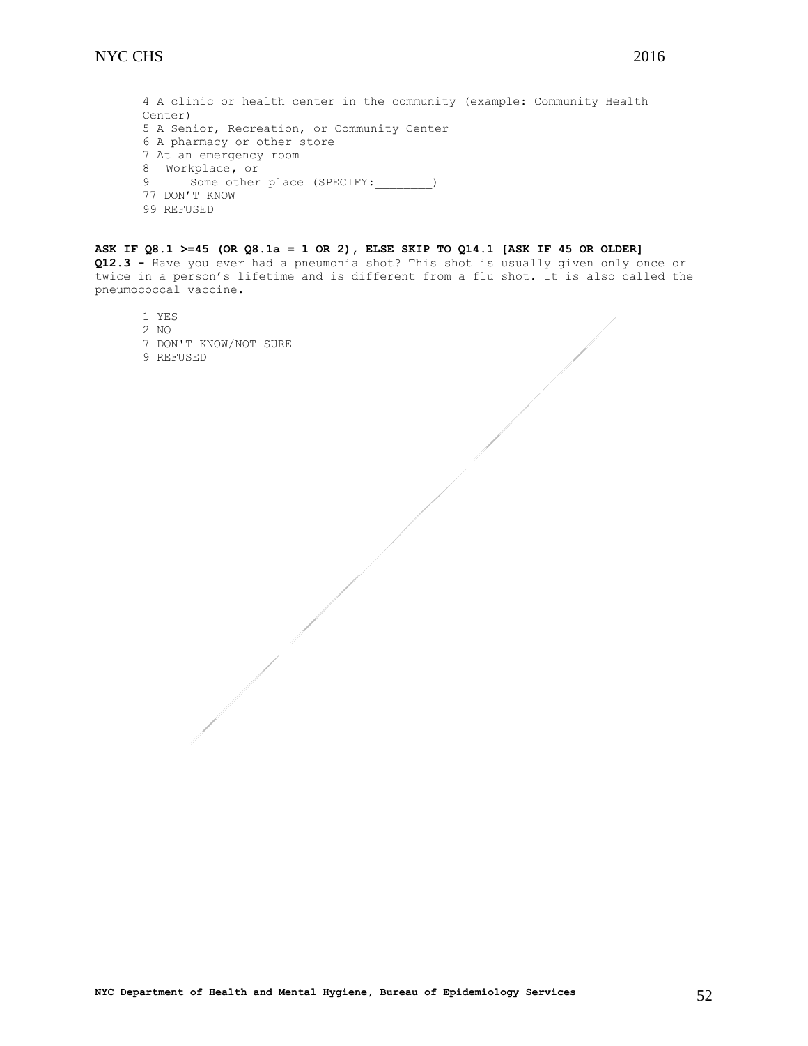4 A clinic or health center in the community (example: Community Health Center)
5 A Senior, Recreation, or Community Center
6 A pharmacy or other store
7 At an emergency room
8 Workplace, or
9 Some other place (SPECIFY:________)
77 DON'T KNOW
99 REFUSED

**ASK IF Q8.1 >=45 (OR Q8.1a = 1 OR 2), ELSE SKIP TO Q14.1 [ASK IF 45 OR OLDER]**
**Q12.3 -** Have you ever had a pneumonia shot? This shot is usually given only once or twice in a person's lifetime and is different from a flu shot. It is also called the pneumococcal vaccine.

1 YES
2 NO
7 DON'T KNOW/NOT SURE
9 REFUSED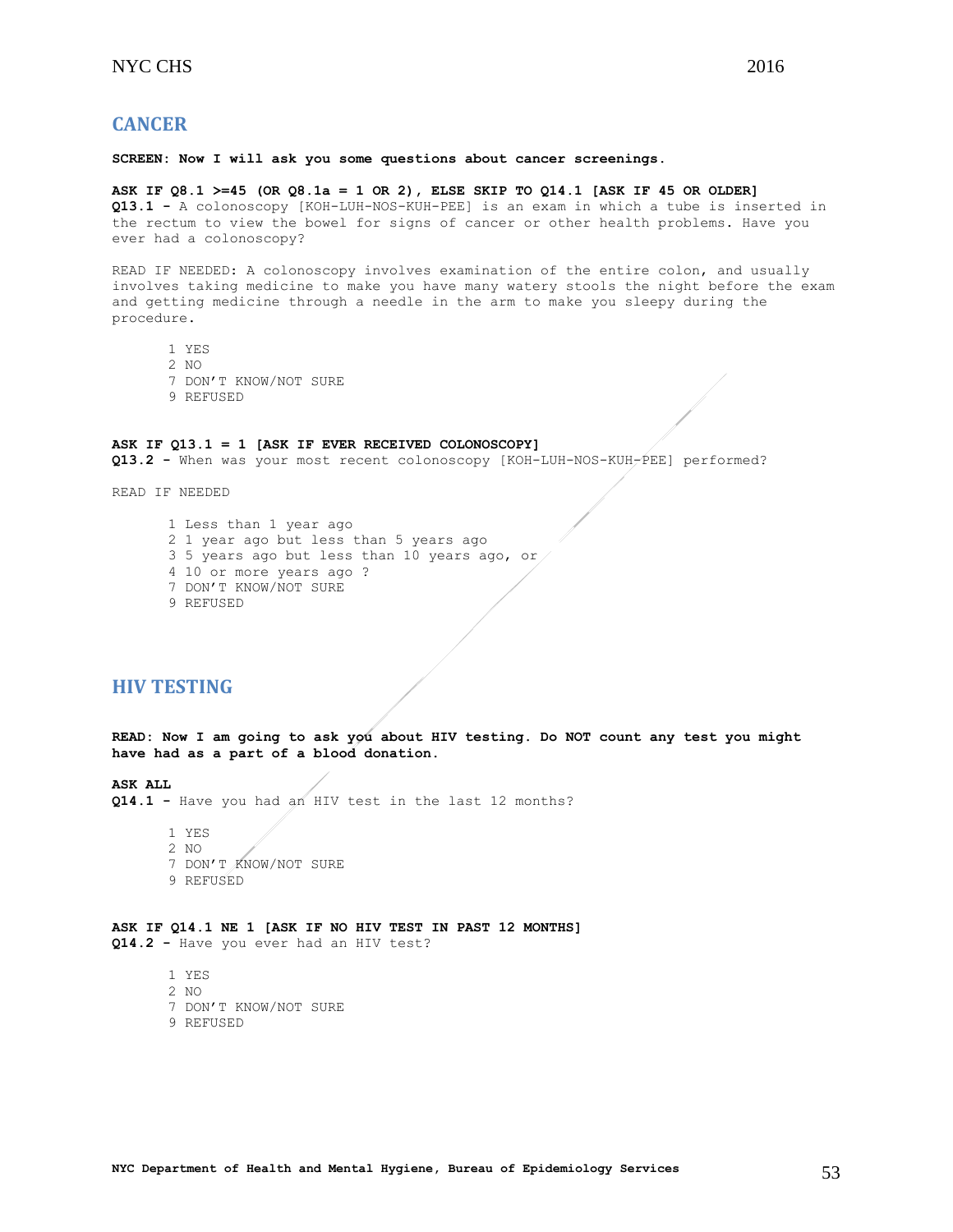## CANCER

**SCREEN: Now I will ask you some questions about cancer screenings.**

**ASK IF Q8.1 >=45 (OR Q8.1a = 1 OR 2), ELSE SKIP TO Q14.1 [ASK IF 45 OR OLDER]**
**Q13.1 -** A colonoscopy [KOH-LUH-NOS-KUH-PEE] is an exam in which a tube is inserted in the rectum to view the bowel for signs of cancer or other health problems. Have you ever had a colonoscopy?

READ IF NEEDED: A colonoscopy involves examination of the entire colon, and usually involves taking medicine to make you have many watery stools the night before the exam and getting medicine through a needle in the arm to make you sleepy during the procedure.

1 YES
2 NO
7 DON'T KNOW/NOT SURE
9 REFUSED

**ASK IF Q13.1 = 1 [ASK IF EVER RECEIVED COLONOSCOPY]**
**Q13.2 -** When was your most recent colonoscopy [KOH-LUH-NOS-KUH-PEE] performed?

READ IF NEEDED

1 Less than 1 year ago
2 1 year ago but less than 5 years ago
3 5 years ago but less than 10 years ago, or
4 10 or more years ago ?
7 DON'T KNOW/NOT SURE
9 REFUSED

## HIV TESTING

**READ: Now I am going to ask you about HIV testing. Do NOT count any test you might have had as a part of a blood donation.**

**ASK ALL**
**Q14.1 -** Have you had an HIV test in the last 12 months?

1 YES
2 NO
7 DON'T KNOW/NOT SURE
9 REFUSED

**ASK IF Q14.1 NE 1 [ASK IF NO HIV TEST IN PAST 12 MONTHS]**
**Q14.2 -** Have you ever had an HIV test?

1 YES
2 NO
7 DON'T KNOW/NOT SURE
9 REFUSED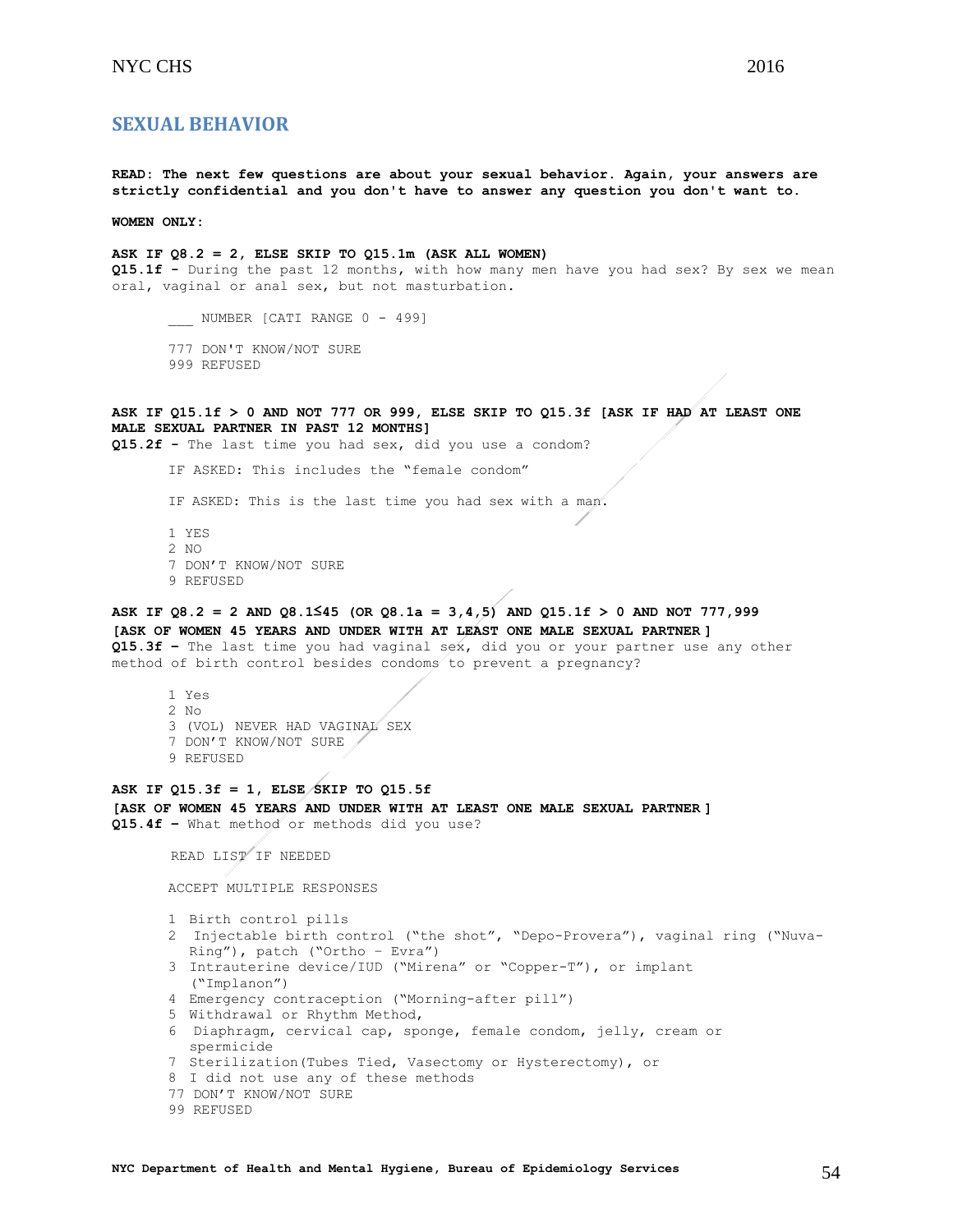## SEXUAL BEHAVIOR

**READ: The next few questions are about your sexual behavior. Again, your answers are strictly confidential and you don't have to answer any question you don't want to.**

**WOMEN ONLY:**

**ASK IF Q8.2 = 2, ELSE SKIP TO Q15.1m (ASK ALL WOMEN)**
**Q15.1f -** During the past 12 months, with how many men have you had sex? By sex we mean oral, vaginal or anal sex, but not masturbation.

___ NUMBER [CATI RANGE 0 - 499]

777 DON'T KNOW/NOT SURE
999 REFUSED

**ASK IF Q15.1f > 0 AND NOT 777 OR 999, ELSE SKIP TO Q15.3f [ASK IF HAD AT LEAST ONE MALE SEXUAL PARTNER IN PAST 12 MONTHS]**
**Q15.2f -** The last time you had sex, did you use a condom?

IF ASKED: This includes the "female condom"

IF ASKED: This is the last time you had sex with a man.

1 YES
2 NO
7 DON'T KNOW/NOT SURE
9 REFUSED

**ASK IF Q8.2 = 2 AND Q8.1≤45 (OR Q8.1a = 3,4,5) AND Q15.1f > 0 AND NOT 777,999 [ASK OF WOMEN 45 YEARS AND UNDER WITH AT LEAST ONE MALE SEXUAL PARTNER ]**
**Q15.3f –** The last time you had vaginal sex, did you or your partner use any other method of birth control besides condoms to prevent a pregnancy?

1 Yes
2 No
3 (VOL) NEVER HAD VAGINAL SEX
7 DON'T KNOW/NOT SURE
9 REFUSED

**ASK IF Q15.3f = 1, ELSE SKIP TO Q15.5f**
**[ASK OF WOMEN 45 YEARS AND UNDER WITH AT LEAST ONE MALE SEXUAL PARTNER ]**
**Q15.4f –** What method or methods did you use?

READ LIST IF NEEDED

ACCEPT MULTIPLE RESPONSES

1 Birth control pills
2 Injectable birth control ("the shot", "Depo-Provera"), vaginal ring ("Nuva-Ring"), patch ("Ortho - Evra")
3 Intrauterine device/IUD ("Mirena" or "Copper-T"), or implant ("Implanon")
4 Emergency contraception ("Morning-after pill")
5 Withdrawal or Rhythm Method,
6 Diaphragm, cervical cap, sponge, female condom, jelly, cream or spermicide
7 Sterilization(Tubes Tied, Vasectomy or Hysterectomy), or
8 I did not use any of these methods
77 DON'T KNOW/NOT SURE
99 REFUSED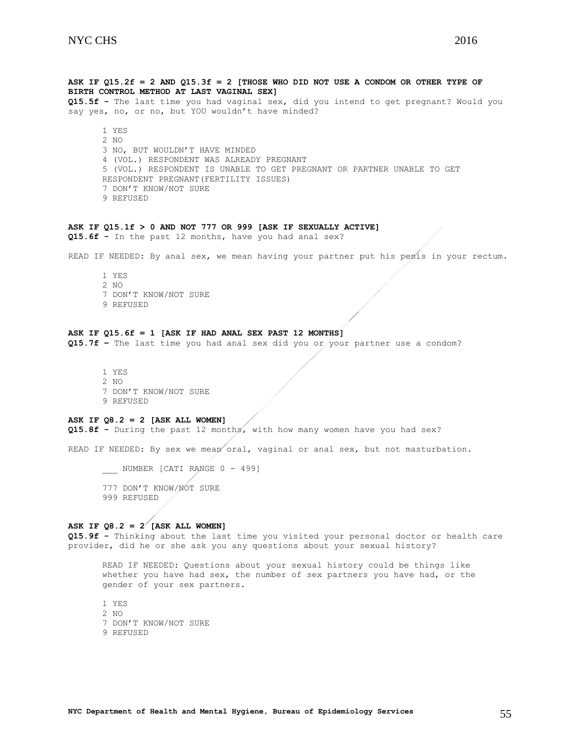**ASK IF Q15.2f = 2 AND Q15.3f = 2 [THOSE WHO DID NOT USE A CONDOM OR OTHER TYPE OF BIRTH CONTROL METHOD AT LAST VAGINAL SEX]**

**Q15.5f -** The last time you had vaginal sex, did you intend to get pregnant? Would you say yes, no, or no, but YOU wouldn't have minded?

1 YES
2 NO
3 NO, BUT WOULDN'T HAVE MINDED
4 (VOL.) RESPONDENT WAS ALREADY PREGNANT
5 (VOL.) RESPONDENT IS UNABLE TO GET PREGNANT OR PARTNER UNABLE TO GET RESPONDENT PREGNANT(FERTILITY ISSUES)
7 DON'T KNOW/NOT SURE
9 REFUSED

**ASK IF Q15.1f > 0 AND NOT 777 OR 999 [ASK IF SEXUALLY ACTIVE]**

**Q15.6f -** In the past 12 months, have you had anal sex?

READ IF NEEDED: By anal sex, we mean having your partner put his penis in your rectum.

1 YES
2 NO
7 DON'T KNOW/NOT SURE
9 REFUSED

**ASK IF Q15.6f = 1 [ASK IF HAD ANAL SEX PAST 12 MONTHS]**

**Q15.7f –** The last time you had anal sex did you or your partner use a condom?

1 YES
2 NO
7 DON'T KNOW/NOT SURE
9 REFUSED

**ASK IF Q8.2 = 2 [ASK ALL WOMEN]**

**Q15.8f -** During the past 12 months, with how many women have you had sex?

READ IF NEEDED: By sex we mean oral, vaginal or anal sex, but not masturbation.

___ NUMBER [CATI RANGE 0 - 499]

777 DON'T KNOW/NOT SURE
999 REFUSED

**ASK IF Q8.2 = 2 [ASK ALL WOMEN]**

**Q15.9f -** Thinking about the last time you visited your personal doctor or health care provider, did he or she ask you any questions about your sexual history?

READ IF NEEDED: Questions about your sexual history could be things like whether you have had sex, the number of sex partners you have had, or the gender of your sex partners.

1 YES
2 NO
7 DON'T KNOW/NOT SURE
9 REFUSED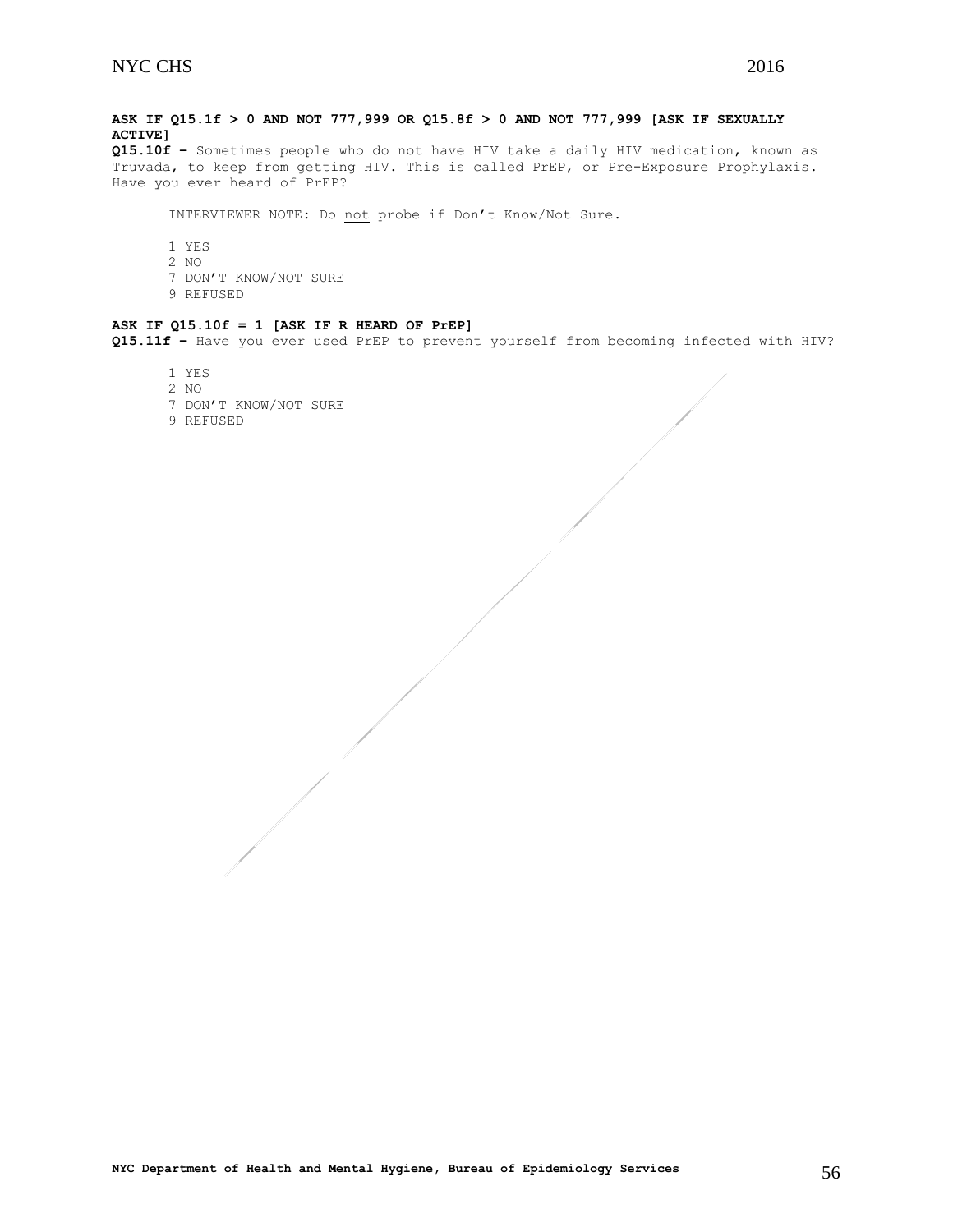**ASK IF Q15.1f > 0 AND NOT 777,999 OR Q15.8f > 0 AND NOT 777,999 [ASK IF SEXUALLY ACTIVE]**

**Q15.10f –** Sometimes people who do not have HIV take a daily HIV medication, known as Truvada, to keep from getting HIV. This is called PrEP, or Pre-Exposure Prophylaxis. Have you ever heard of PrEP?

INTERVIEWER NOTE: Do <u>not</u> probe if Don't Know/Not Sure.

1 YES
2 NO
7 DON'T KNOW/NOT SURE
9 REFUSED

**ASK IF Q15.10f = 1 [ASK IF R HEARD OF PrEP]**

**Q15.11f –** Have you ever used PrEP to prevent yourself from becoming infected with HIV?

1 YES
2 NO
7 DON'T KNOW/NOT SURE
9 REFUSED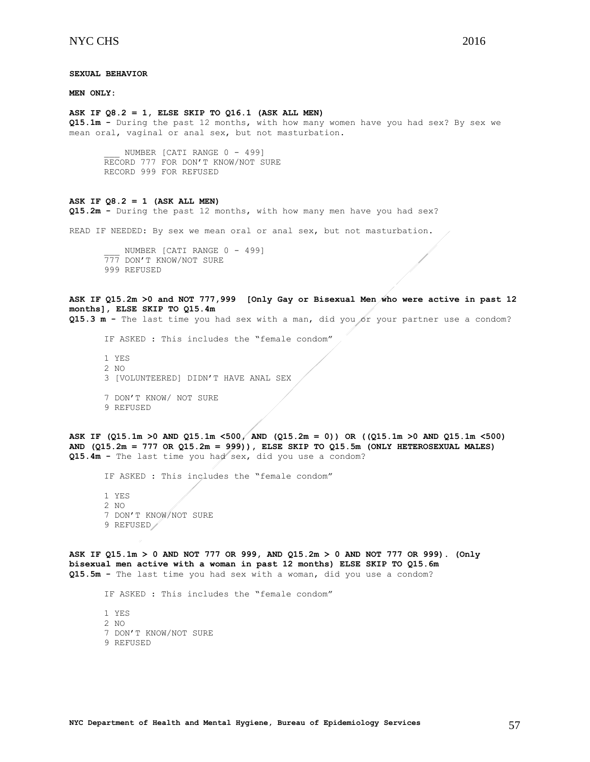**SEXUAL BEHAVIOR**

**MEN ONLY:**

**ASK IF Q8.2 = 1, ELSE SKIP TO Q16.1 (ASK ALL MEN)**
**Q15.1m -** During the past 12 months, with how many women have you had sex? By sex we mean oral, vaginal or anal sex, but not masturbation.

___ NUMBER [CATI RANGE 0 - 499]
RECORD 777 FOR DON'T KNOW/NOT SURE
RECORD 999 FOR REFUSED

**ASK IF Q8.2 = 1 (ASK ALL MEN)**
**Q15.2m -** During the past 12 months, with how many men have you had sex?

READ IF NEEDED: By sex we mean oral or anal sex, but not masturbation.

___ NUMBER [CATI RANGE 0 - 499]
777 DON'T KNOW/NOT SURE
999 REFUSED

**ASK IF Q15.2m >0 and NOT 777,999 [Only Gay or Bisexual Men who were active in past 12 months], ELSE SKIP TO Q15.4m**
**Q15.3 m -** The last time you had sex with a man, did you or your partner use a condom?

IF ASKED : This includes the "female condom"

1 YES
2 NO
3 [VOLUNTEERED] DIDN'T HAVE ANAL SEX

7 DON'T KNOW/ NOT SURE
9 REFUSED

**ASK IF (Q15.1m >0 AND Q15.1m <500, AND (Q15.2m = 0)) OR ((Q15.1m >0 AND Q15.1m <500) AND (Q15.2m = 777 OR Q15.2m = 999)), ELSE SKIP TO Q15.5m (ONLY HETEROSEXUAL MALES)**
**Q15.4m -** The last time you had sex, did you use a condom?

IF ASKED : This includes the "female condom"

1 YES
2 NO
7 DON'T KNOW/NOT SURE
9 REFUSED

**ASK IF Q15.1m > 0 AND NOT 777 OR 999, AND Q15.2m > 0 AND NOT 777 OR 999). (Only bisexual men active with a woman in past 12 months) ELSE SKIP TO Q15.6m**
**Q15.5m -** The last time you had sex with a woman, did you use a condom?

IF ASKED : This includes the "female condom"

1 YES
2 NO
7 DON'T KNOW/NOT SURE
9 REFUSED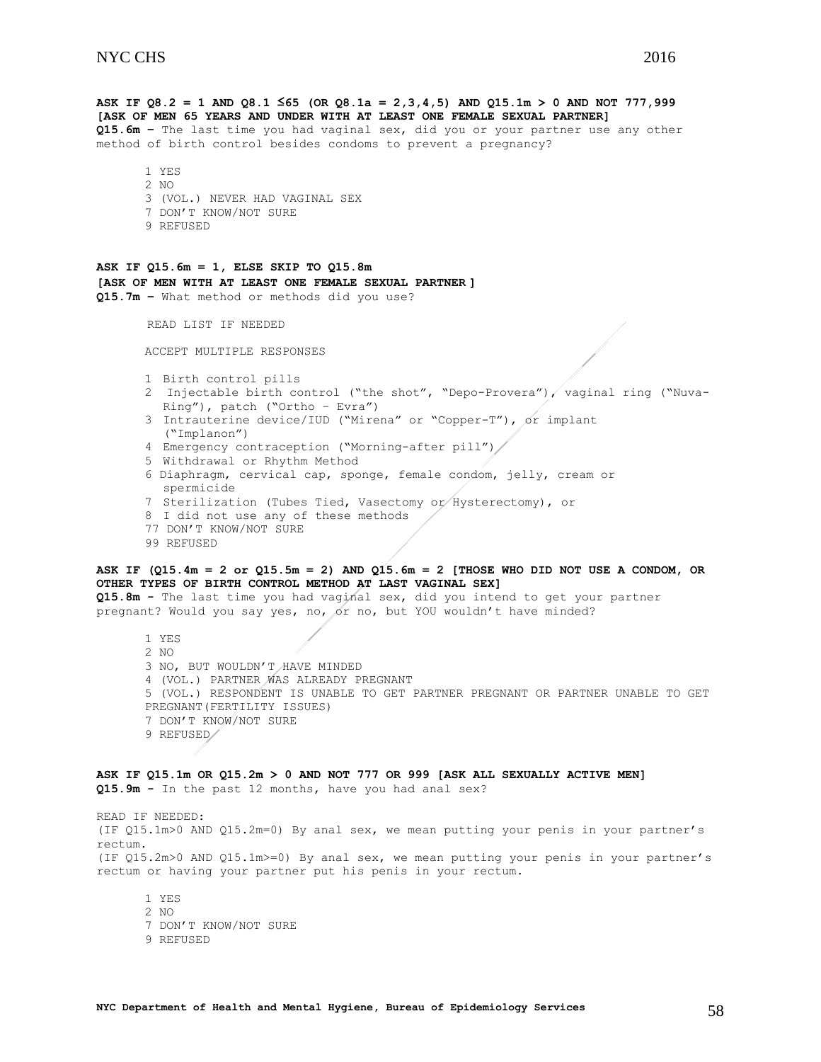**ASK IF Q8.2 = 1 AND Q8.1 ≤65 (OR Q8.1a = 2,3,4,5) AND Q15.1m > 0 AND NOT 777,999**
**[ASK OF MEN 65 YEARS AND UNDER WITH AT LEAST ONE FEMALE SEXUAL PARTNER]**
**Q15.6m –** The last time you had vaginal sex, did you or your partner use any other method of birth control besides condoms to prevent a pregnancy?

1 YES
2 NO
3 (VOL.) NEVER HAD VAGINAL SEX
7 DON'T KNOW/NOT SURE
9 REFUSED

**ASK IF Q15.6m = 1, ELSE SKIP TO Q15.8m**
**[ASK OF MEN WITH AT LEAST ONE FEMALE SEXUAL PARTNER ]**
**Q15.7m –** What method or methods did you use?

READ LIST IF NEEDED

ACCEPT MULTIPLE RESPONSES

1 Birth control pills
2 Injectable birth control ("the shot", "Depo-Provera"), vaginal ring ("Nuva-Ring"), patch ("Ortho – Evra")
3 Intrauterine device/IUD ("Mirena" or "Copper-T"), or implant ("Implanon")
4 Emergency contraception ("Morning-after pill")
5 Withdrawal or Rhythm Method
6 Diaphragm, cervical cap, sponge, female condom, jelly, cream or spermicide
7 Sterilization (Tubes Tied, Vasectomy or Hysterectomy), or
8 I did not use any of these methods
77 DON'T KNOW/NOT SURE
99 REFUSED

**ASK IF (Q15.4m = 2 or Q15.5m = 2) AND Q15.6m = 2 [THOSE WHO DID NOT USE A CONDOM, OR OTHER TYPES OF BIRTH CONTROL METHOD AT LAST VAGINAL SEX]**
**Q15.8m -** The last time you had vaginal sex, did you intend to get your partner pregnant? Would you say yes, no, or no, but YOU wouldn't have minded?

1 YES
2 NO
3 NO, BUT WOULDN'T HAVE MINDED
4 (VOL.) PARTNER WAS ALREADY PREGNANT
5 (VOL.) RESPONDENT IS UNABLE TO GET PARTNER PREGNANT OR PARTNER UNABLE TO GET PREGNANT(FERTILITY ISSUES)
7 DON'T KNOW/NOT SURE
9 REFUSED

**ASK IF Q15.1m OR Q15.2m > 0 AND NOT 777 OR 999 [ASK ALL SEXUALLY ACTIVE MEN]**
**Q15.9m -** In the past 12 months, have you had anal sex?

READ IF NEEDED:
(IF Q15.1m>0 AND Q15.2m=0) By anal sex, we mean putting your penis in your partner's rectum.
(IF Q15.2m>0 AND Q15.1m>=0) By anal sex, we mean putting your penis in your partner's rectum or having your partner put his penis in your rectum.

1 YES
2 NO
7 DON'T KNOW/NOT SURE
9 REFUSED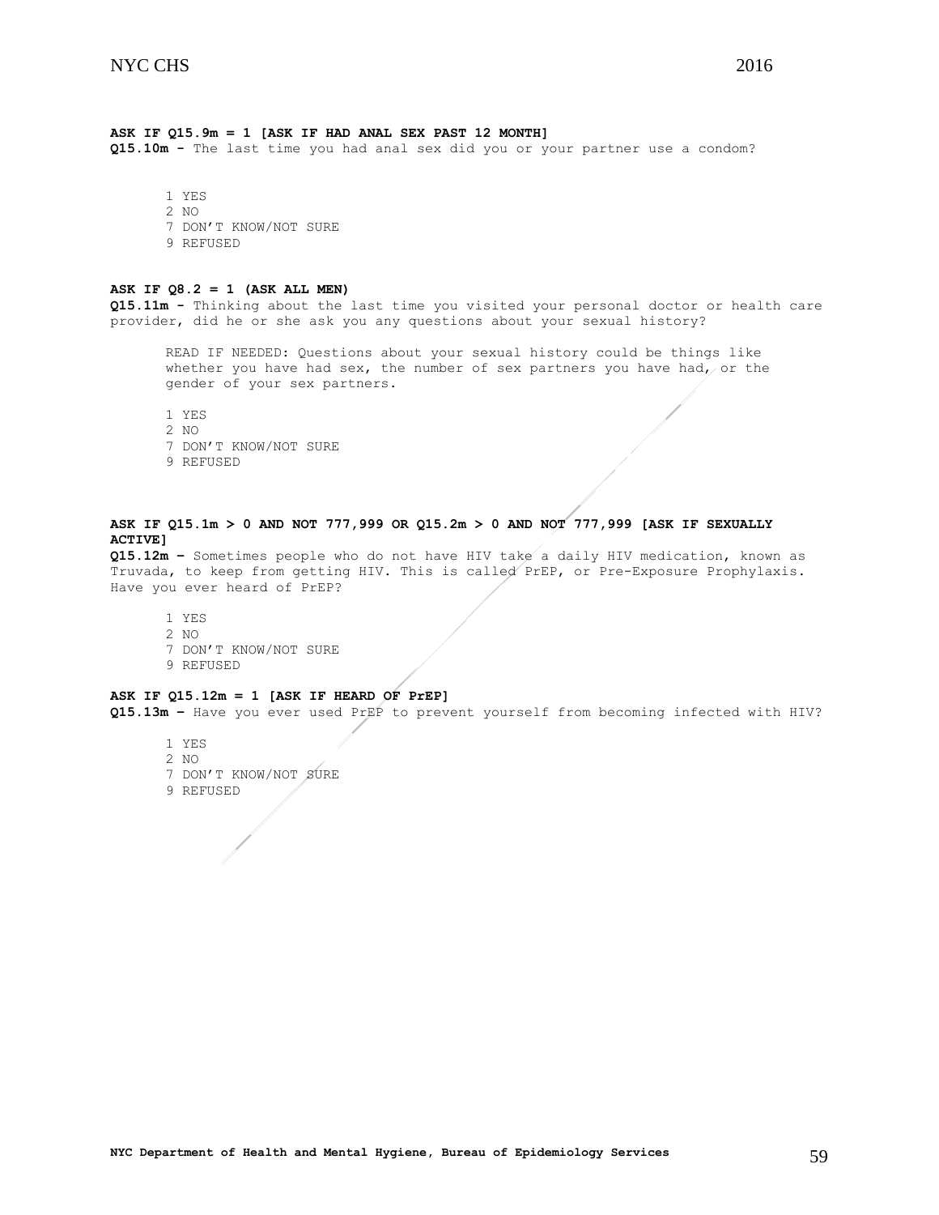**ASK IF Q15.9m = 1 [ASK IF HAD ANAL SEX PAST 12 MONTH]**
**Q15.10m -** The last time you had anal sex did you or your partner use a condom?

1 YES
2 NO
7 DON'T KNOW/NOT SURE
9 REFUSED

**ASK IF Q8.2 = 1 (ASK ALL MEN)**
**Q15.11m -** Thinking about the last time you visited your personal doctor or health care provider, did he or she ask you any questions about your sexual history?

READ IF NEEDED: Questions about your sexual history could be things like whether you have had sex, the number of sex partners you have had, or the gender of your sex partners.

1 YES
2 NO
7 DON'T KNOW/NOT SURE
9 REFUSED

**ASK IF Q15.1m > 0 AND NOT 777,999 OR Q15.2m > 0 AND NOT 777,999 [ASK IF SEXUALLY ACTIVE]**
**Q15.12m –** Sometimes people who do not have HIV take a daily HIV medication, known as Truvada, to keep from getting HIV. This is called PrEP, or Pre-Exposure Prophylaxis. Have you ever heard of PrEP?

1 YES
2 NO
7 DON'T KNOW/NOT SURE
9 REFUSED

**ASK IF Q15.12m = 1 [ASK IF HEARD OF PrEP]**
**Q15.13m –** Have you ever used PrEP to prevent yourself from becoming infected with HIV?

1 YES
2 NO
7 DON'T KNOW/NOT SURE
9 REFUSED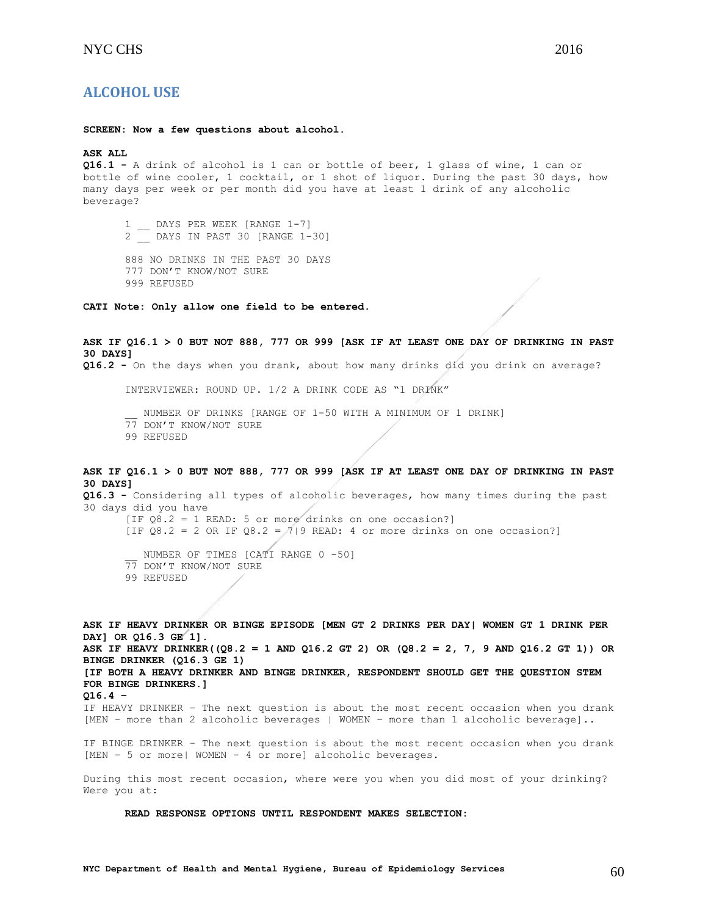## ALCOHOL USE

**SCREEN: Now a few questions about alcohol.**

**ASK ALL**
**Q16.1 -** A drink of alcohol is 1 can or bottle of beer, 1 glass of wine, 1 can or bottle of wine cooler, 1 cocktail, or 1 shot of liquor. During the past 30 days, how many days per week or per month did you have at least 1 drink of any alcoholic beverage?

1 __ DAYS PER WEEK [RANGE 1-7]
2 __ DAYS IN PAST 30 [RANGE 1-30]

888 NO DRINKS IN THE PAST 30 DAYS
777 DON'T KNOW/NOT SURE
999 REFUSED

**CATI Note: Only allow one field to be entered.**

**ASK IF Q16.1 > 0 BUT NOT 888, 777 OR 999 [ASK IF AT LEAST ONE DAY OF DRINKING IN PAST 30 DAYS]**
**Q16.2 -** On the days when you drank, about how many drinks did you drink on average?

INTERVIEWER: ROUND UP. 1/2 A DRINK CODE AS "1 DRINK"

__ NUMBER OF DRINKS [RANGE OF 1-50 WITH A MINIMUM OF 1 DRINK]
77 DON'T KNOW/NOT SURE
99 REFUSED

**ASK IF Q16.1 > 0 BUT NOT 888, 777 OR 999 [ASK IF AT LEAST ONE DAY OF DRINKING IN PAST 30 DAYS]**
**Q16.3 -** Considering all types of alcoholic beverages, how many times during the past 30 days did you have
[IF Q8.2 = 1 READ: 5 or more drinks on one occasion?]
[IF Q8.2 = 2 OR IF Q8.2 = 7|9 READ: 4 or more drinks on one occasion?]

__ NUMBER OF TIMES [CATI RANGE 0 -50]
77 DON'T KNOW/NOT SURE
99 REFUSED

**ASK IF HEAVY DRINKER OR BINGE EPISODE [MEN GT 2 DRINKS PER DAY| WOMEN GT 1 DRINK PER DAY] OR Q16.3 GE 1].**
**ASK IF HEAVY DRINKER((Q8.2 = 1 AND Q16.2 GT 2) OR (Q8.2 = 2, 7, 9 AND Q16.2 GT 1)) OR BINGE DRINKER (Q16.3 GE 1)**
**[IF BOTH A HEAVY DRINKER AND BINGE DRINKER, RESPONDENT SHOULD GET THE QUESTION STEM FOR BINGE DRINKERS.]**
**Q16.4 –**
IF HEAVY DRINKER – The next question is about the most recent occasion when you drank [MEN – more than 2 alcoholic beverages | WOMEN – more than 1 alcoholic beverage]..

IF BINGE DRINKER – The next question is about the most recent occasion when you drank [MEN – 5 or more| WOMEN – 4 or more] alcoholic beverages.

During this most recent occasion, where were you when you did most of your drinking? Were you at:

**READ RESPONSE OPTIONS UNTIL RESPONDENT MAKES SELECTION:**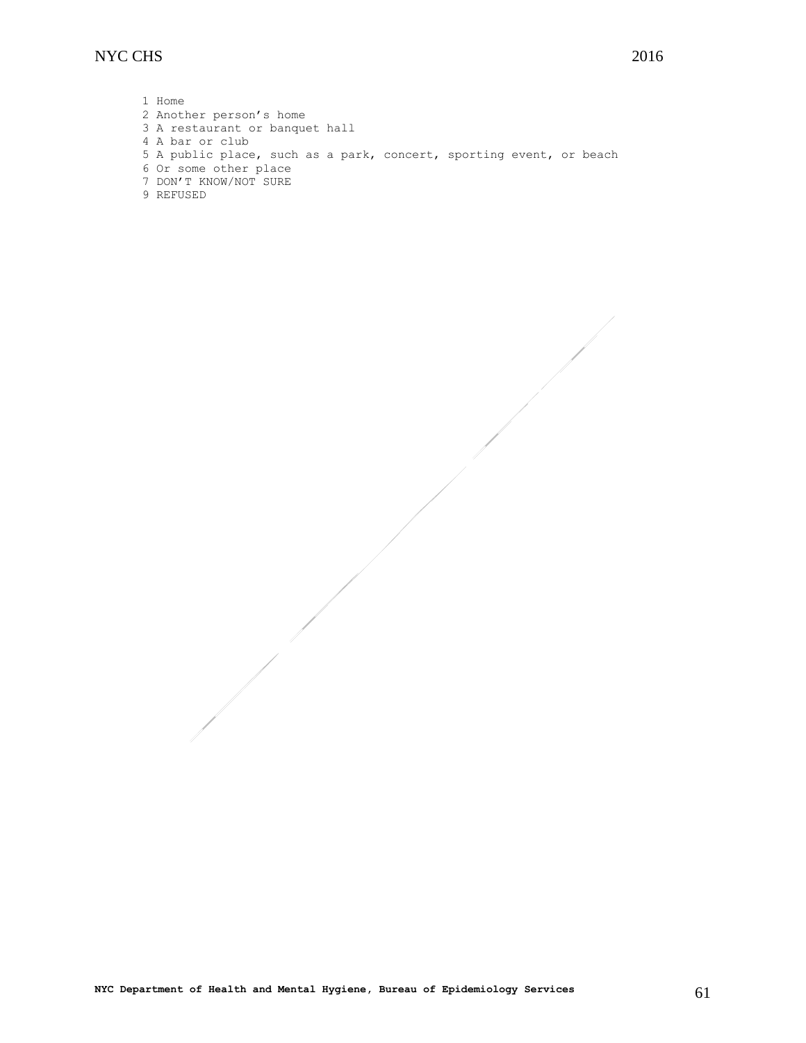1 Home
2 Another person’s home
3 A restaurant or banquet hall
4 A bar or club
5 A public place, such as a park, concert, sporting event, or beach
6 Or some other place
7 DON’T KNOW/NOT SURE
9 REFUSED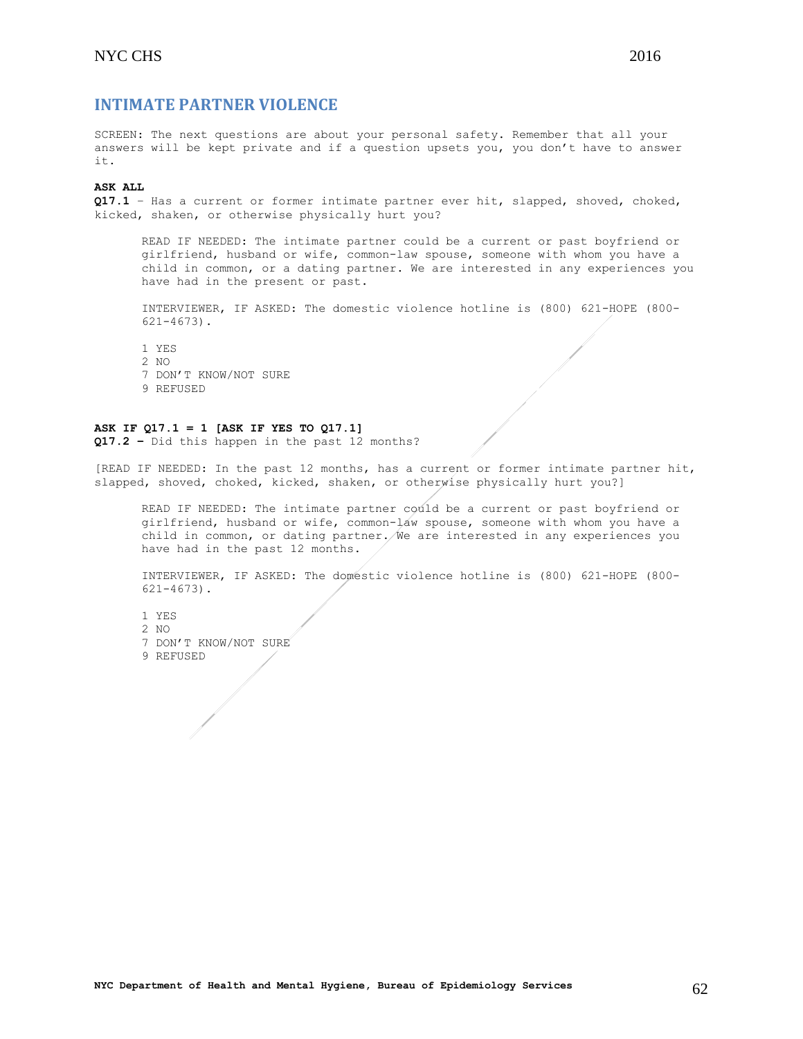## INTIMATE PARTNER VIOLENCE

SCREEN: The next questions are about your personal safety. Remember that all your answers will be kept private and if a question upsets you, you don't have to answer it.

**ASK ALL**

**Q17.1** – Has a current or former intimate partner ever hit, slapped, shoved, choked, kicked, shaken, or otherwise physically hurt you?

> READ IF NEEDED: The intimate partner could be a current or past boyfriend or girlfriend, husband or wife, common-law spouse, someone with whom you have a child in common, or a dating partner. We are interested in any experiences you have had in the present or past.
>
> INTERVIEWER, IF ASKED: The domestic violence hotline is (800) 621-HOPE (800-621-4673).
>
> 1 YES
> 2 NO
> 7 DON'T KNOW/NOT SURE
> 9 REFUSED

**ASK IF Q17.1 = 1 [ASK IF YES TO Q17.1]**

**Q17.2 –** Did this happen in the past 12 months?

[READ IF NEEDED: In the past 12 months, has a current or former intimate partner hit, slapped, shoved, choked, kicked, shaken, or otherwise physically hurt you?]

> READ IF NEEDED: The intimate partner could be a current or past boyfriend or girlfriend, husband or wife, common-law spouse, someone with whom you have a child in common, or dating partner. We are interested in any experiences you have had in the past 12 months.
>
> INTERVIEWER, IF ASKED: The domestic violence hotline is (800) 621-HOPE (800-621-4673).
>
> 1 YES
> 2 NO
> 7 DON'T KNOW/NOT SURE
> 9 REFUSED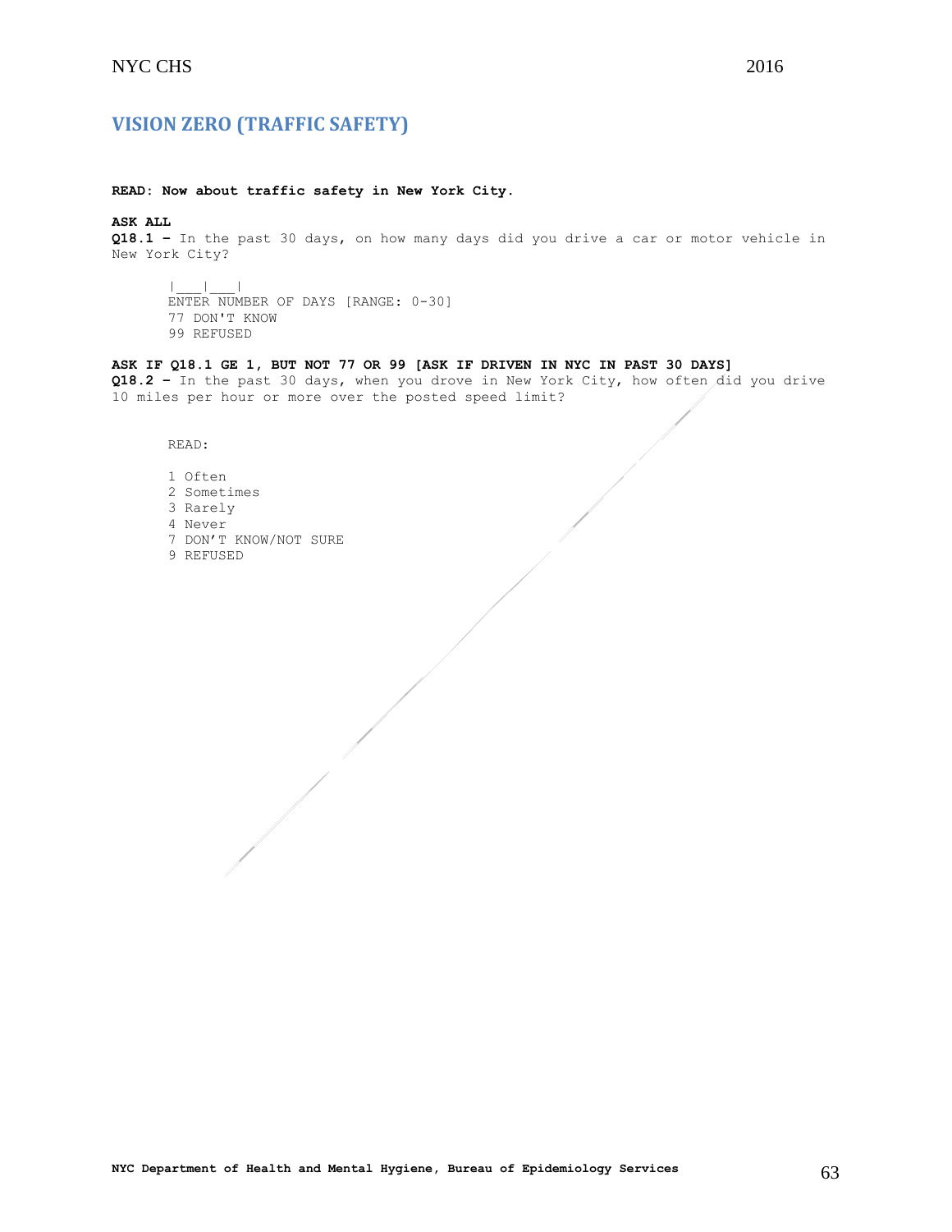## VISION ZERO (TRAFFIC SAFETY)

**READ: Now about traffic safety in New York City.**

**ASK ALL**
**Q18.1 –** In the past 30 days, on how many days did you drive a car or motor vehicle in New York City?

|___|___|
ENTER NUMBER OF DAYS [RANGE: 0-30]
77 DON'T KNOW
99 REFUSED

**ASK IF Q18.1 GE 1, BUT NOT 77 OR 99 [ASK IF DRIVEN IN NYC IN PAST 30 DAYS]**
**Q18.2 –** In the past 30 days, when you drove in New York City, how often did you drive 10 miles per hour or more over the posted speed limit?

READ:

1 Often
2 Sometimes
3 Rarely
4 Never
7 DON'T KNOW/NOT SURE
9 REFUSED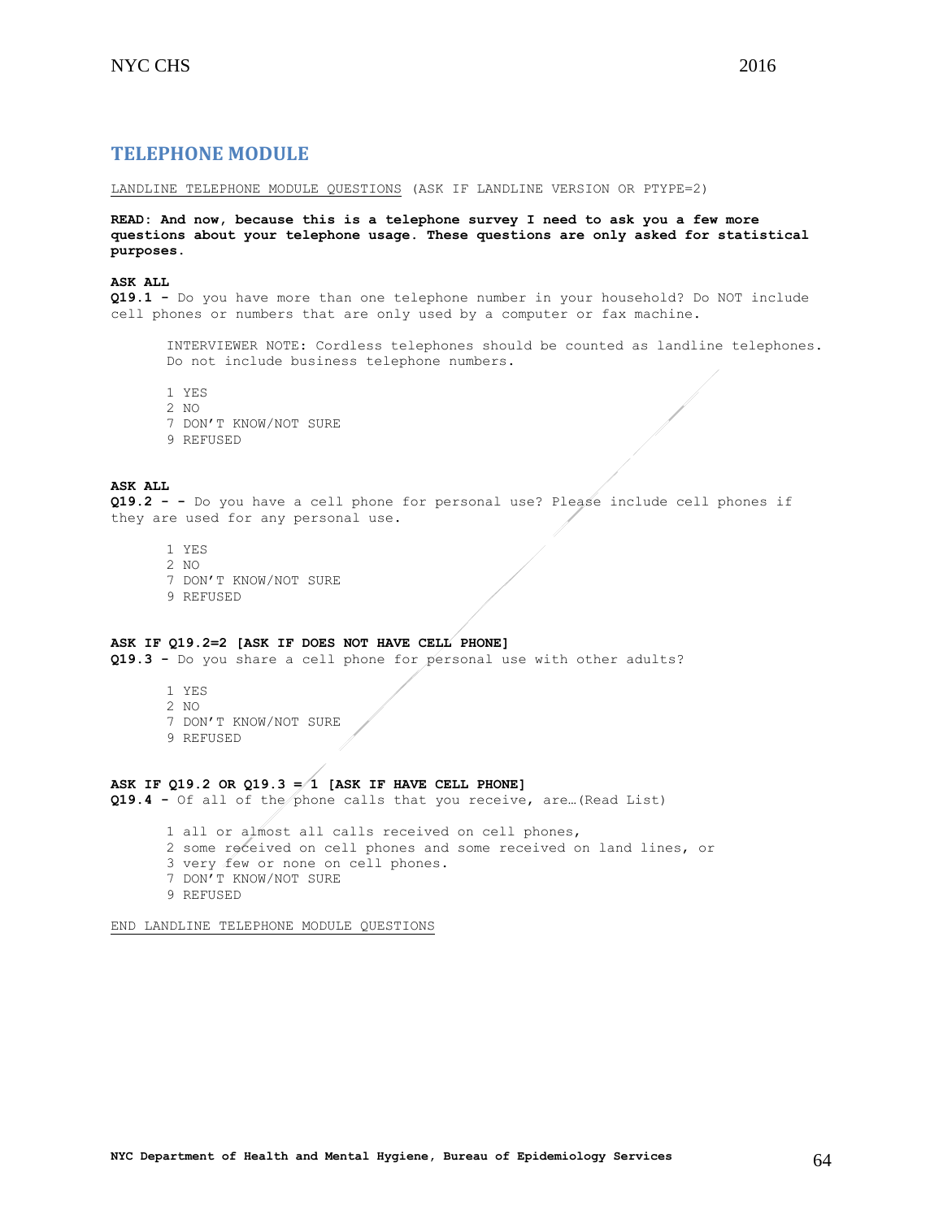## TELEPHONE MODULE

<u>LANDLINE TELEPHONE MODULE QUESTIONS</u> (ASK IF LANDLINE VERSION OR PTYPE=2)

**READ: And now, because this is a telephone survey I need to ask you a few more questions about your telephone usage. These questions are only asked for statistical purposes.**

**ASK ALL**
**Q19.1 -** Do you have more than one telephone number in your household? Do NOT include cell phones or numbers that are only used by a computer or fax machine.

> INTERVIEWER NOTE: Cordless telephones should be counted as landline telephones. Do not include business telephone numbers.

1 YES
2 NO
7 DON'T KNOW/NOT SURE
9 REFUSED

**ASK ALL**
**Q19.2 - -** Do you have a cell phone for personal use? Please include cell phones if they are used for any personal use.

1 YES
2 NO
7 DON'T KNOW/NOT SURE
9 REFUSED

**ASK IF Q19.2=2 [ASK IF DOES NOT HAVE CELL PHONE]**
**Q19.3 -** Do you share a cell phone for personal use with other adults?

1 YES
2 NO
7 DON'T KNOW/NOT SURE
9 REFUSED

**ASK IF Q19.2 OR Q19.3 = 1 [ASK IF HAVE CELL PHONE]**
**Q19.4 -** Of all of the phone calls that you receive, are…(Read List)

1 all or almost all calls received on cell phones,
2 some received on cell phones and some received on land lines, or
3 very few or none on cell phones.
7 DON'T KNOW/NOT SURE
9 REFUSED

<u>END LANDLINE TELEPHONE MODULE QUESTIONS</u>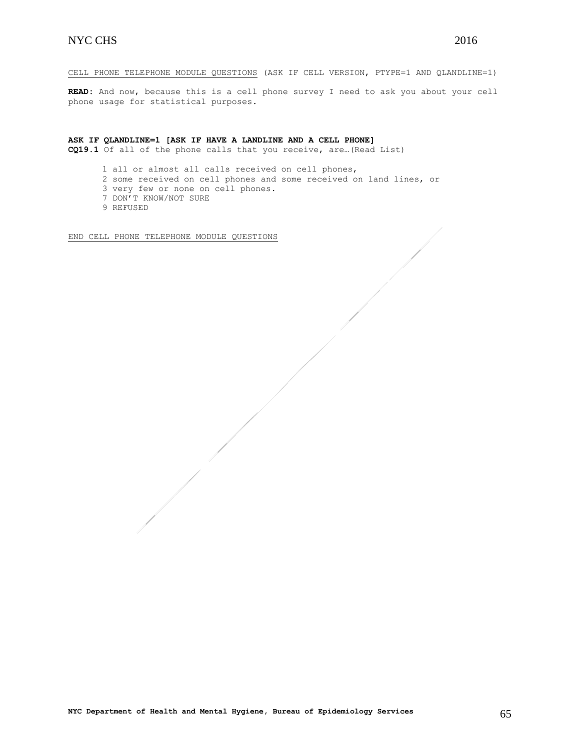<u>CELL PHONE TELEPHONE MODULE QUESTIONS</u> (ASK IF CELL VERSION, PTYPE=1 AND QLANDLINE=1)

**READ:** And now, because this is a cell phone survey I need to ask you about your cell phone usage for statistical purposes.

**ASK IF QLANDLINE=1 [ASK IF HAVE A LANDLINE AND A CELL PHONE]**

**CQ19.1** Of all of the phone calls that you receive, are…(Read List)

1 all or almost all calls received on cell phones,  
2 some received on cell phones and some received on land lines, or  
3 very few or none on cell phones.  
7 DON'T KNOW/NOT SURE  
9 REFUSED

<u>END CELL PHONE TELEPHONE MODULE QUESTIONS</u>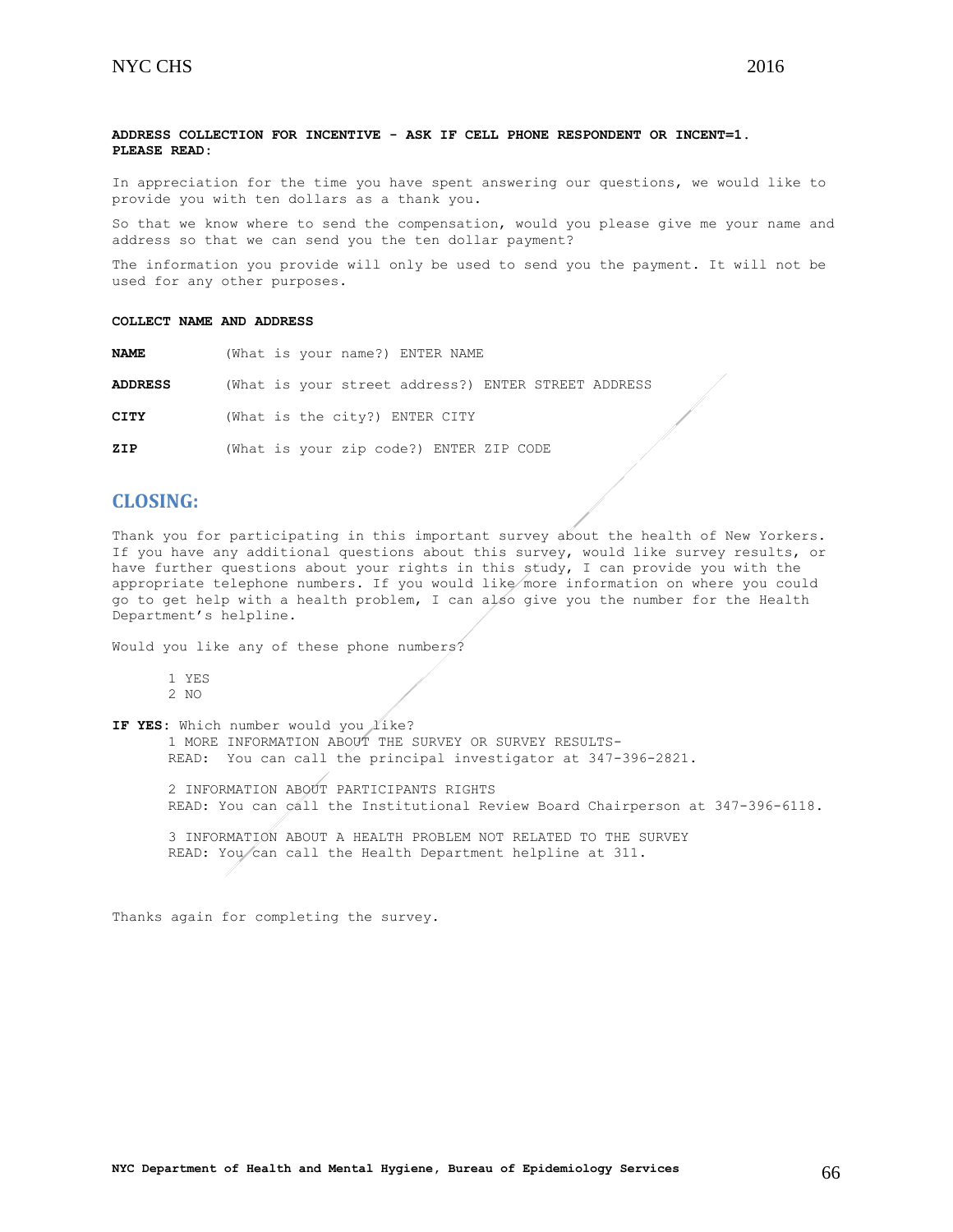**ADDRESS COLLECTION FOR INCENTIVE - ASK IF CELL PHONE RESPONDENT OR INCENT=1. PLEASE READ:**

In appreciation for the time you have spent answering our questions, we would like to provide you with ten dollars as a thank you.

So that we know where to send the compensation, would you please give me your name and address so that we can send you the ten dollar payment?

The information you provide will only be used to send you the payment. It will not be used for any other purposes.

**COLLECT NAME AND ADDRESS**

**NAME** (What is your name?) ENTER NAME

**ADDRESS** (What is your street address?) ENTER STREET ADDRESS

**CITY** (What is the city?) ENTER CITY

**ZIP** (What is your zip code?) ENTER ZIP CODE

## CLOSING:

Thank you for participating in this important survey about the health of New Yorkers. If you have any additional questions about this survey, would like survey results, or have further questions about your rights in this study, I can provide you with the appropriate telephone numbers. If you would like more information on where you could go to get help with a health problem, I can also give you the number for the Health Department's helpline.

Would you like any of these phone numbers?

1 YES
2 NO

**IF YES**: Which number would you like?

1 MORE INFORMATION ABOUT THE SURVEY OR SURVEY RESULTS-
READ: You can call the principal investigator at 347-396-2821.

2 INFORMATION ABOUT PARTICIPANTS RIGHTS
READ: You can call the Institutional Review Board Chairperson at 347-396-6118.

3 INFORMATION ABOUT A HEALTH PROBLEM NOT RELATED TO THE SURVEY
READ: You can call the Health Department helpline at 311.

Thanks again for completing the survey.